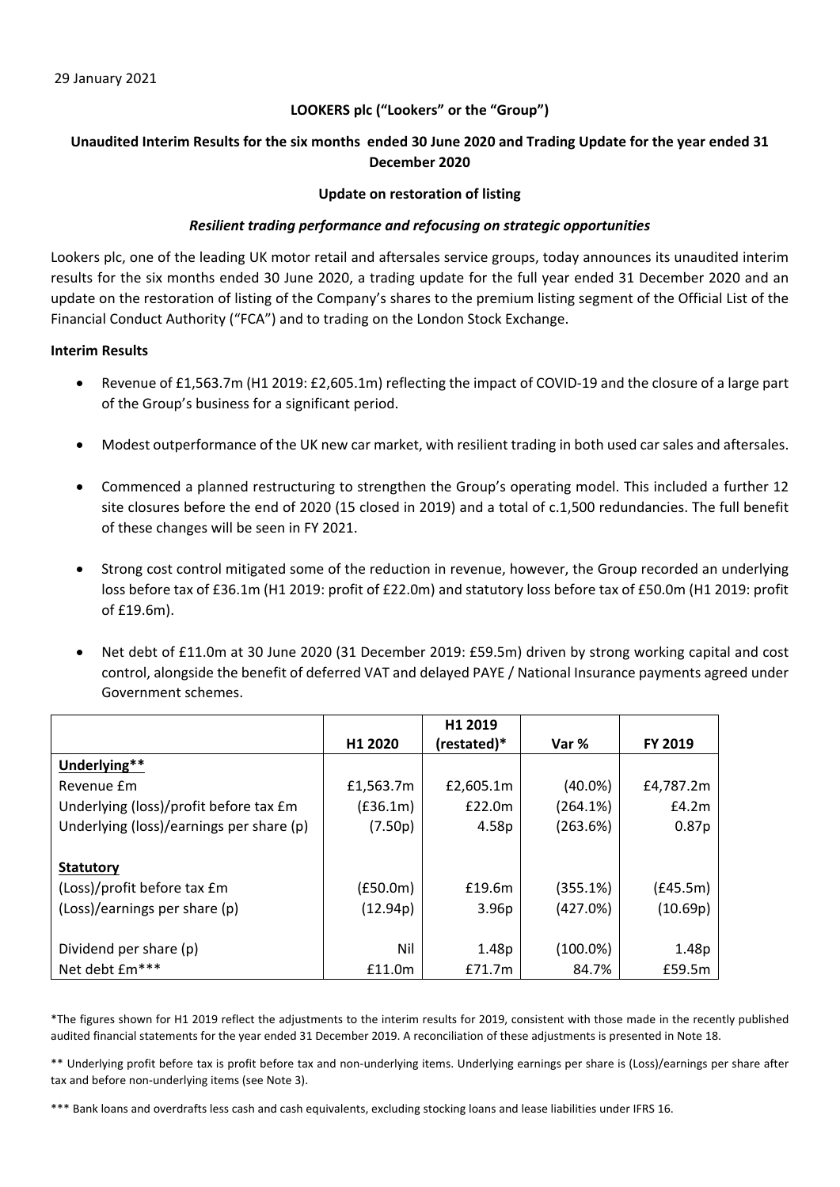29 January 2021

**LOOKERS plc ("Lookers" or the "Group")**

**Unaudited Interim Results for the six months ended 30 June 2020 and Trading Update for the year ended 31 December 2020**

**Update on restoration of listing**

***Resilient trading performance and refocusing on strategic opportunities***

Lookers plc, one of the leading UK motor retail and aftersales service groups, today announces its unaudited interim results for the six months ended 30 June 2020, a trading update for the full year ended 31 December 2020 and an update on the restoration of listing of the Company's shares to the premium listing segment of the Official List of the Financial Conduct Authority ("FCA") and to trading on the London Stock Exchange.

**Interim Results**

- Revenue of £1,563.7m (H1 2019: £2,605.1m) reflecting the impact of COVID-19 and the closure of a large part of the Group's business for a significant period.
- Modest outperformance of the UK new car market, with resilient trading in both used car sales and aftersales.
- Commenced a planned restructuring to strengthen the Group's operating model. This included a further 12 site closures before the end of 2020 (15 closed in 2019) and a total of c.1,500 redundancies. The full benefit of these changes will be seen in FY 2021.
- Strong cost control mitigated some of the reduction in revenue, however, the Group recorded an underlying loss before tax of £36.1m (H1 2019: profit of £22.0m) and statutory loss before tax of £50.0m (H1 2019: profit of £19.6m).
- Net debt of £11.0m at 30 June 2020 (31 December 2019: £59.5m) driven by strong working capital and cost control, alongside the benefit of deferred VAT and delayed PAYE / National Insurance payments agreed under Government schemes.

| | H1 2020 | H1 2019 (restated)* | Var % | FY 2019 |
|---|---|---|---|---|
| **Underlying**** | | | | |
| Revenue £m | £1,563.7m | £2,605.1m | (40.0%) | £4,787.2m |
| Underlying (loss)/profit before tax £m | (£36.1m) | £22.0m | (264.1%) | £4.2m |
| Underlying (loss)/earnings per share (p) | (7.50p) | 4.58p | (263.6%) | 0.87p |
| **Statutory** | | | | |
| (Loss)/profit before tax £m | (£50.0m) | £19.6m | (355.1%) | (£45.5m) |
| (Loss)/earnings per share (p) | (12.94p) | 3.96p | (427.0%) | (10.69p) |
| Dividend per share (p) | Nil | 1.48p | (100.0%) | 1.48p |
| Net debt £m*** | £11.0m | £71.7m | 84.7% | £59.5m |

*The figures shown for H1 2019 reflect the adjustments to the interim results for 2019, consistent with those made in the recently published audited financial statements for the year ended 31 December 2019. A reconciliation of these adjustments is presented in Note 18.

** Underlying profit before tax is profit before tax and non-underlying items. Underlying earnings per share is (Loss)/earnings per share after tax and before non-underlying items (see Note 3).

*** Bank loans and overdrafts less cash and cash equivalents, excluding stocking loans and lease liabilities under IFRS 16.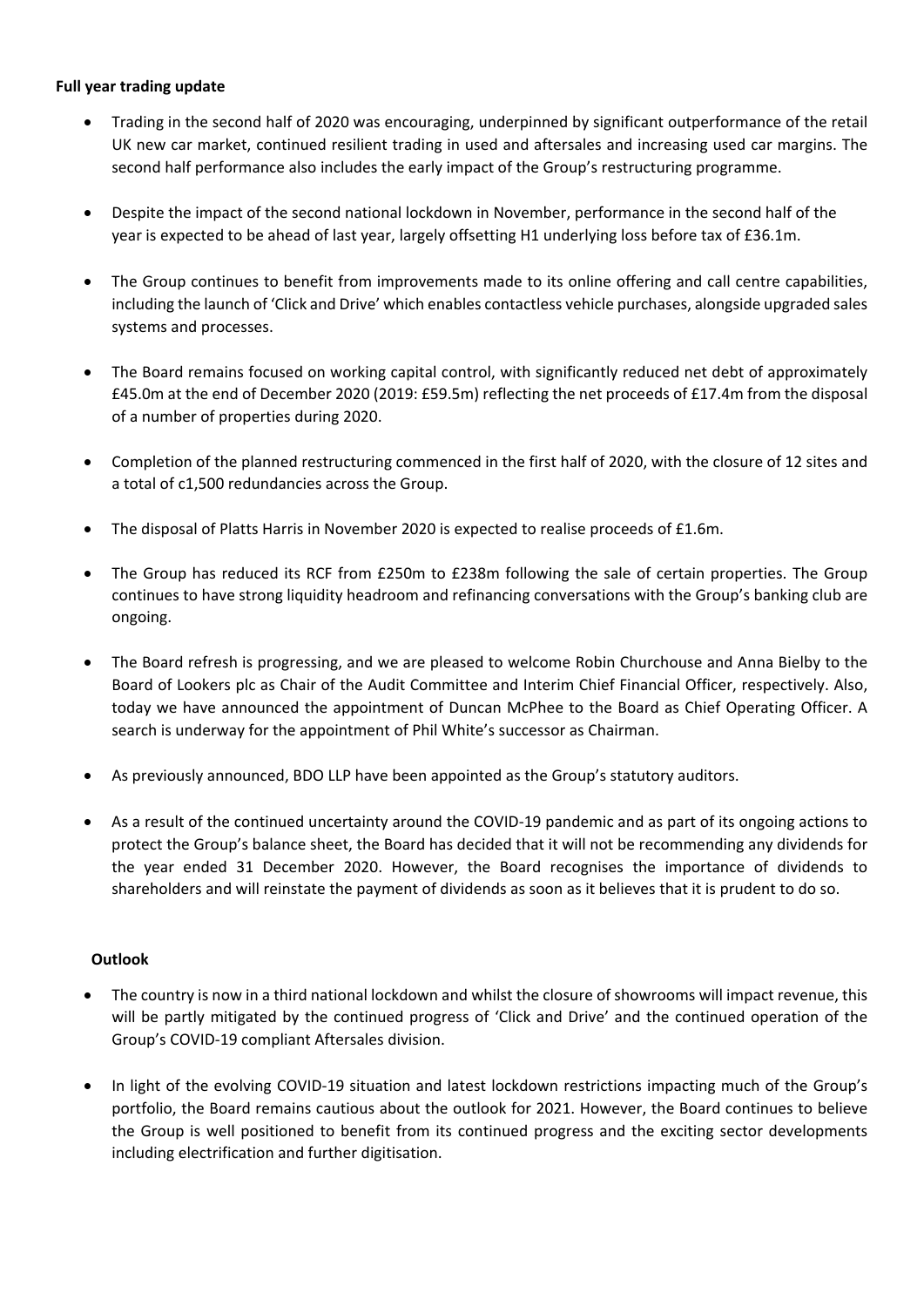**Full year trading update**

- Trading in the second half of 2020 was encouraging, underpinned by significant outperformance of the retail UK new car market, continued resilient trading in used and aftersales and increasing used car margins. The second half performance also includes the early impact of the Group's restructuring programme.
- Despite the impact of the second national lockdown in November, performance in the second half of the year is expected to be ahead of last year, largely offsetting H1 underlying loss before tax of £36.1m.
- The Group continues to benefit from improvements made to its online offering and call centre capabilities, including the launch of 'Click and Drive' which enables contactless vehicle purchases, alongside upgraded sales systems and processes.
- The Board remains focused on working capital control, with significantly reduced net debt of approximately £45.0m at the end of December 2020 (2019: £59.5m) reflecting the net proceeds of £17.4m from the disposal of a number of properties during 2020.
- Completion of the planned restructuring commenced in the first half of 2020, with the closure of 12 sites and a total of c1,500 redundancies across the Group.
- The disposal of Platts Harris in November 2020 is expected to realise proceeds of £1.6m.
- The Group has reduced its RCF from £250m to £238m following the sale of certain properties. The Group continues to have strong liquidity headroom and refinancing conversations with the Group's banking club are ongoing.
- The Board refresh is progressing, and we are pleased to welcome Robin Churchouse and Anna Bielby to the Board of Lookers plc as Chair of the Audit Committee and Interim Chief Financial Officer, respectively. Also, today we have announced the appointment of Duncan McPhee to the Board as Chief Operating Officer. A search is underway for the appointment of Phil White's successor as Chairman.
- As previously announced, BDO LLP have been appointed as the Group's statutory auditors.
- As a result of the continued uncertainty around the COVID-19 pandemic and as part of its ongoing actions to protect the Group's balance sheet, the Board has decided that it will not be recommending any dividends for the year ended 31 December 2020. However, the Board recognises the importance of dividends to shareholders and will reinstate the payment of dividends as soon as it believes that it is prudent to do so.

**Outlook**

- The country is now in a third national lockdown and whilst the closure of showrooms will impact revenue, this will be partly mitigated by the continued progress of 'Click and Drive' and the continued operation of the Group's COVID-19 compliant Aftersales division.
- In light of the evolving COVID-19 situation and latest lockdown restrictions impacting much of the Group's portfolio, the Board remains cautious about the outlook for 2021. However, the Board continues to believe the Group is well positioned to benefit from its continued progress and the exciting sector developments including electrification and further digitisation.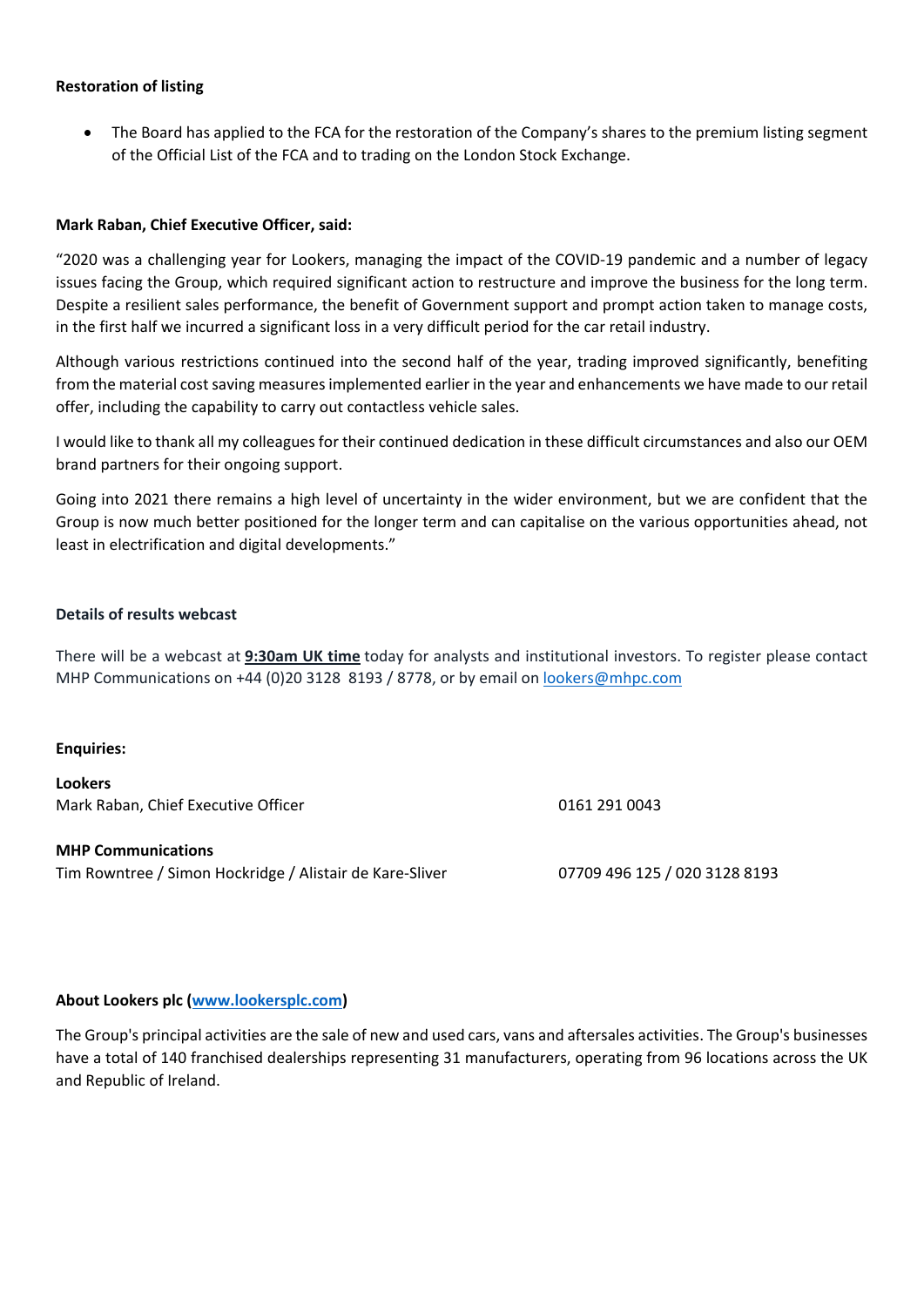**Restoration of listing**

- The Board has applied to the FCA for the restoration of the Company's shares to the premium listing segment of the Official List of the FCA and to trading on the London Stock Exchange.

**Mark Raban, Chief Executive Officer, said:**

"2020 was a challenging year for Lookers, managing the impact of the COVID-19 pandemic and a number of legacy issues facing the Group, which required significant action to restructure and improve the business for the long term. Despite a resilient sales performance, the benefit of Government support and prompt action taken to manage costs, in the first half we incurred a significant loss in a very difficult period for the car retail industry.

Although various restrictions continued into the second half of the year, trading improved significantly, benefiting from the material cost saving measures implemented earlier in the year and enhancements we have made to our retail offer, including the capability to carry out contactless vehicle sales.

I would like to thank all my colleagues for their continued dedication in these difficult circumstances and also our OEM brand partners for their ongoing support.

Going into 2021 there remains a high level of uncertainty in the wider environment, but we are confident that the Group is now much better positioned for the longer term and can capitalise on the various opportunities ahead, not least in electrification and digital developments."

**Details of results webcast**

There will be a webcast at **9:30am UK time** today for analysts and institutional investors. To register please contact MHP Communications on +44 (0)20 3128 8193 / 8778, or by email on lookers@mhpc.com

**Enquiries:**

| | |
|---|---|
| **Lookers** | |
| Mark Raban, Chief Executive Officer | 0161 291 0043 |
| **MHP Communications** | |
| Tim Rowntree / Simon Hockridge / Alistair de Kare-Sliver | 07709 496 125 / 020 3128 8193 |

**About Lookers plc (www.lookersplc.com)**

The Group's principal activities are the sale of new and used cars, vans and aftersales activities. The Group's businesses have a total of 140 franchised dealerships representing 31 manufacturers, operating from 96 locations across the UK and Republic of Ireland.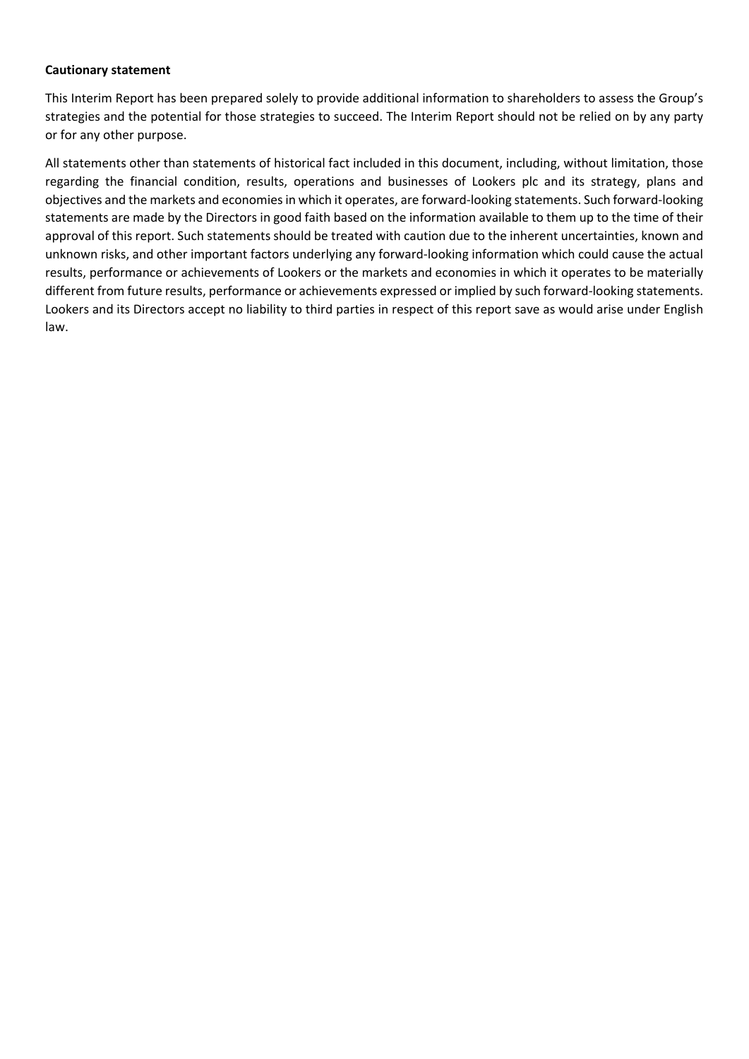**Cautionary statement**

This Interim Report has been prepared solely to provide additional information to shareholders to assess the Group's strategies and the potential for those strategies to succeed. The Interim Report should not be relied on by any party or for any other purpose.

All statements other than statements of historical fact included in this document, including, without limitation, those regarding the financial condition, results, operations and businesses of Lookers plc and its strategy, plans and objectives and the markets and economies in which it operates, are forward-looking statements. Such forward-looking statements are made by the Directors in good faith based on the information available to them up to the time of their approval of this report. Such statements should be treated with caution due to the inherent uncertainties, known and unknown risks, and other important factors underlying any forward-looking information which could cause the actual results, performance or achievements of Lookers or the markets and economies in which it operates to be materially different from future results, performance or achievements expressed or implied by such forward-looking statements. Lookers and its Directors accept no liability to third parties in respect of this report save as would arise under English law.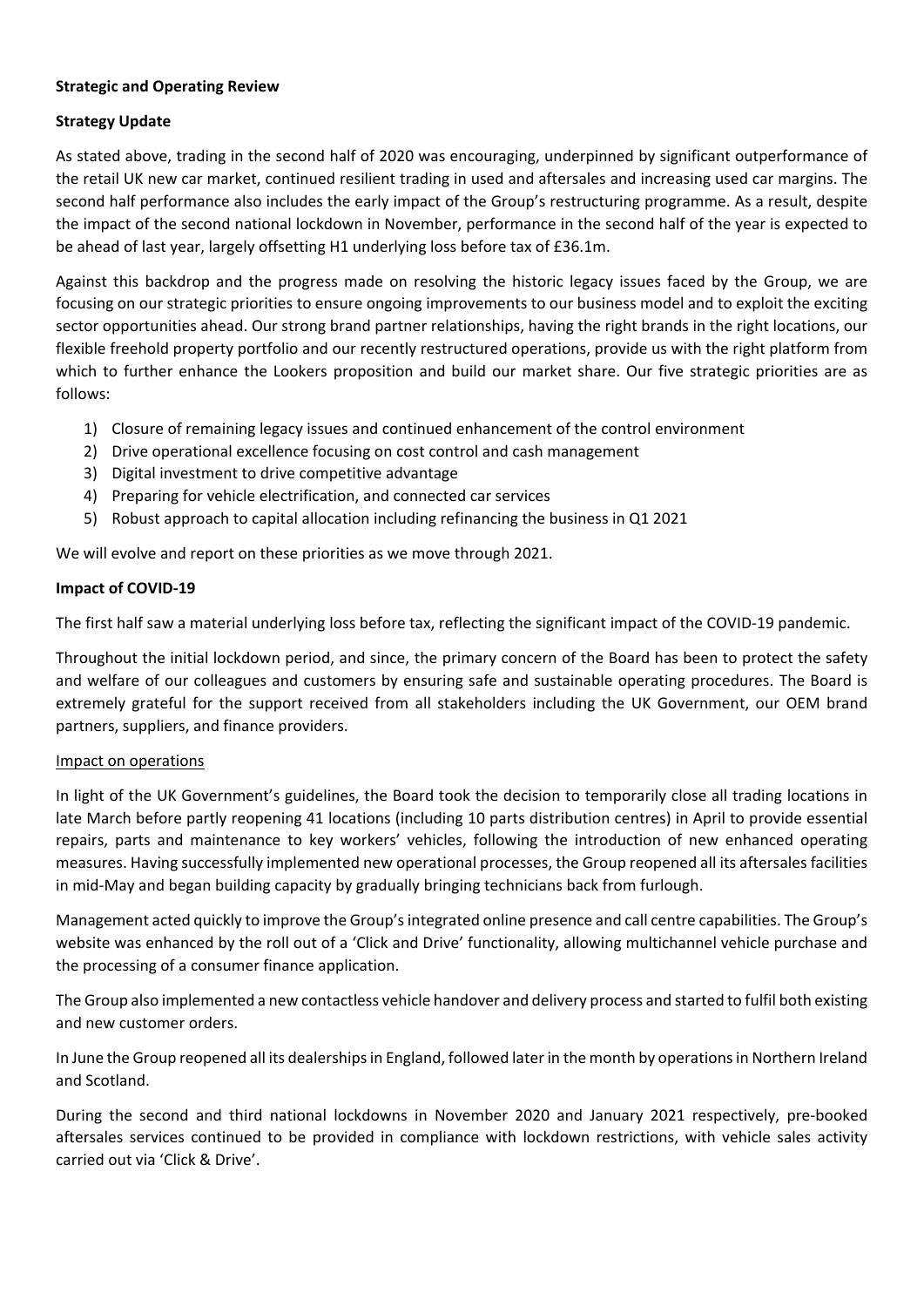**Strategic and Operating Review**

**Strategy Update**

As stated above, trading in the second half of 2020 was encouraging, underpinned by significant outperformance of the retail UK new car market, continued resilient trading in used and aftersales and increasing used car margins. The second half performance also includes the early impact of the Group's restructuring programme. As a result, despite the impact of the second national lockdown in November, performance in the second half of the year is expected to be ahead of last year, largely offsetting H1 underlying loss before tax of £36.1m.

Against this backdrop and the progress made on resolving the historic legacy issues faced by the Group, we are focusing on our strategic priorities to ensure ongoing improvements to our business model and to exploit the exciting sector opportunities ahead. Our strong brand partner relationships, having the right brands in the right locations, our flexible freehold property portfolio and our recently restructured operations, provide us with the right platform from which to further enhance the Lookers proposition and build our market share. Our five strategic priorities are as follows:

1) Closure of remaining legacy issues and continued enhancement of the control environment
2) Drive operational excellence focusing on cost control and cash management
3) Digital investment to drive competitive advantage
4) Preparing for vehicle electrification, and connected car services
5) Robust approach to capital allocation including refinancing the business in Q1 2021

We will evolve and report on these priorities as we move through 2021.

**Impact of COVID-19**

The first half saw a material underlying loss before tax, reflecting the significant impact of the COVID-19 pandemic.

Throughout the initial lockdown period, and since, the primary concern of the Board has been to protect the safety and welfare of our colleagues and customers by ensuring safe and sustainable operating procedures. The Board is extremely grateful for the support received from all stakeholders including the UK Government, our OEM brand partners, suppliers, and finance providers.

Impact on operations

In light of the UK Government's guidelines, the Board took the decision to temporarily close all trading locations in late March before partly reopening 41 locations (including 10 parts distribution centres) in April to provide essential repairs, parts and maintenance to key workers' vehicles, following the introduction of new enhanced operating measures. Having successfully implemented new operational processes, the Group reopened all its aftersales facilities in mid-May and began building capacity by gradually bringing technicians back from furlough.

Management acted quickly to improve the Group's integrated online presence and call centre capabilities. The Group's website was enhanced by the roll out of a 'Click and Drive' functionality, allowing multichannel vehicle purchase and the processing of a consumer finance application.

The Group also implemented a new contactless vehicle handover and delivery process and started to fulfil both existing and new customer orders.

In June the Group reopened all its dealerships in England, followed later in the month by operations in Northern Ireland and Scotland.

During the second and third national lockdowns in November 2020 and January 2021 respectively, pre-booked aftersales services continued to be provided in compliance with lockdown restrictions, with vehicle sales activity carried out via 'Click & Drive'.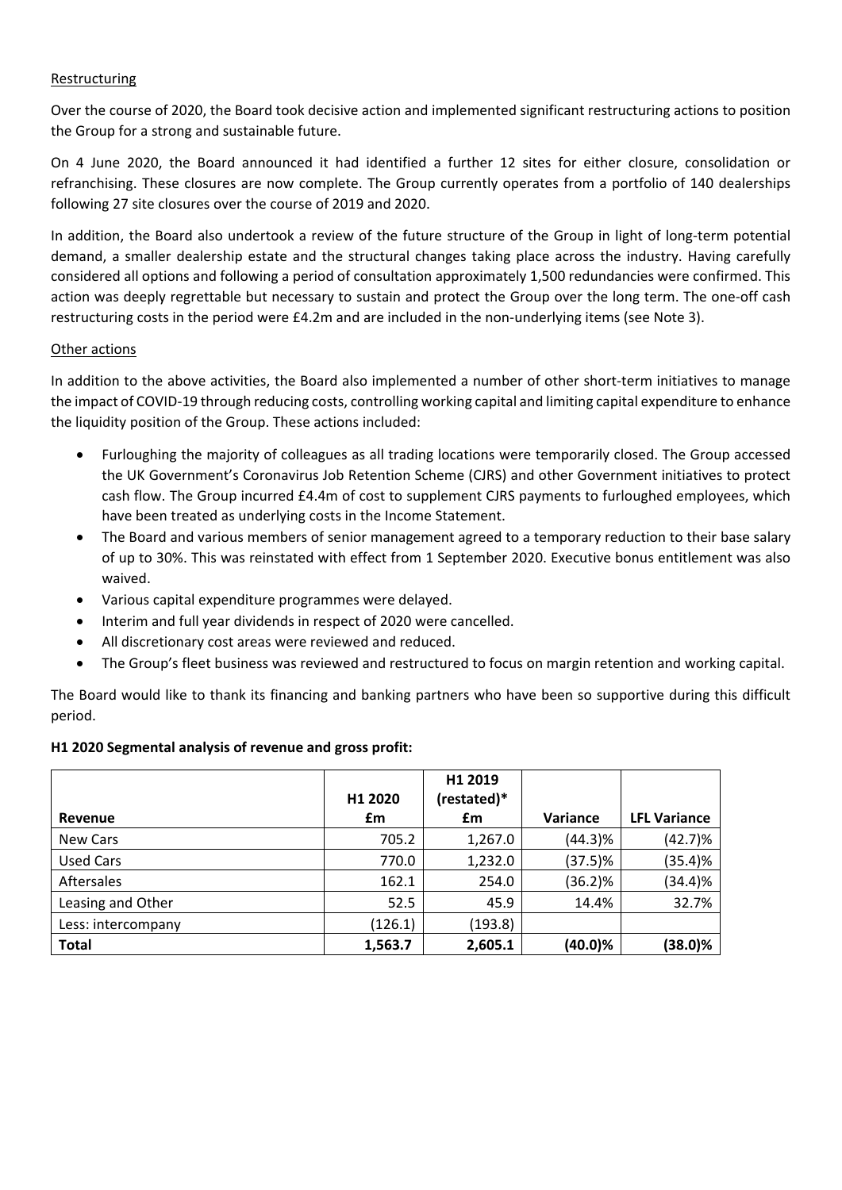Restructuring

Over the course of 2020, the Board took decisive action and implemented significant restructuring actions to position the Group for a strong and sustainable future.

On 4 June 2020, the Board announced it had identified a further 12 sites for either closure, consolidation or refranchising. These closures are now complete. The Group currently operates from a portfolio of 140 dealerships following 27 site closures over the course of 2019 and 2020.

In addition, the Board also undertook a review of the future structure of the Group in light of long-term potential demand, a smaller dealership estate and the structural changes taking place across the industry. Having carefully considered all options and following a period of consultation approximately 1,500 redundancies were confirmed. This action was deeply regrettable but necessary to sustain and protect the Group over the long term. The one-off cash restructuring costs in the period were £4.2m and are included in the non-underlying items (see Note 3).

Other actions

In addition to the above activities, the Board also implemented a number of other short-term initiatives to manage the impact of COVID-19 through reducing costs, controlling working capital and limiting capital expenditure to enhance the liquidity position of the Group. These actions included:

- Furloughing the majority of colleagues as all trading locations were temporarily closed. The Group accessed the UK Government's Coronavirus Job Retention Scheme (CJRS) and other Government initiatives to protect cash flow. The Group incurred £4.4m of cost to supplement CJRS payments to furloughed employees, which have been treated as underlying costs in the Income Statement.
- The Board and various members of senior management agreed to a temporary reduction to their base salary of up to 30%. This was reinstated with effect from 1 September 2020. Executive bonus entitlement was also waived.
- Various capital expenditure programmes were delayed.
- Interim and full year dividends in respect of 2020 were cancelled.
- All discretionary cost areas were reviewed and reduced.
- The Group's fleet business was reviewed and restructured to focus on margin retention and working capital.

The Board would like to thank its financing and banking partners who have been so supportive during this difficult period.

**H1 2020 Segmental analysis of revenue and gross profit:**

| Revenue | H1 2020 £m | H1 2019 (restated)* £m | Variance | LFL Variance |
|---|---|---|---|---|
| New Cars | 705.2 | 1,267.0 | (44.3)% | (42.7)% |
| Used Cars | 770.0 | 1,232.0 | (37.5)% | (35.4)% |
| Aftersales | 162.1 | 254.0 | (36.2)% | (34.4)% |
| Leasing and Other | 52.5 | 45.9 | 14.4% | 32.7% |
| Less: intercompany | (126.1) | (193.8) | | |
| **Total** | **1,563.7** | **2,605.1** | **(40.0)%** | **(38.0)%** |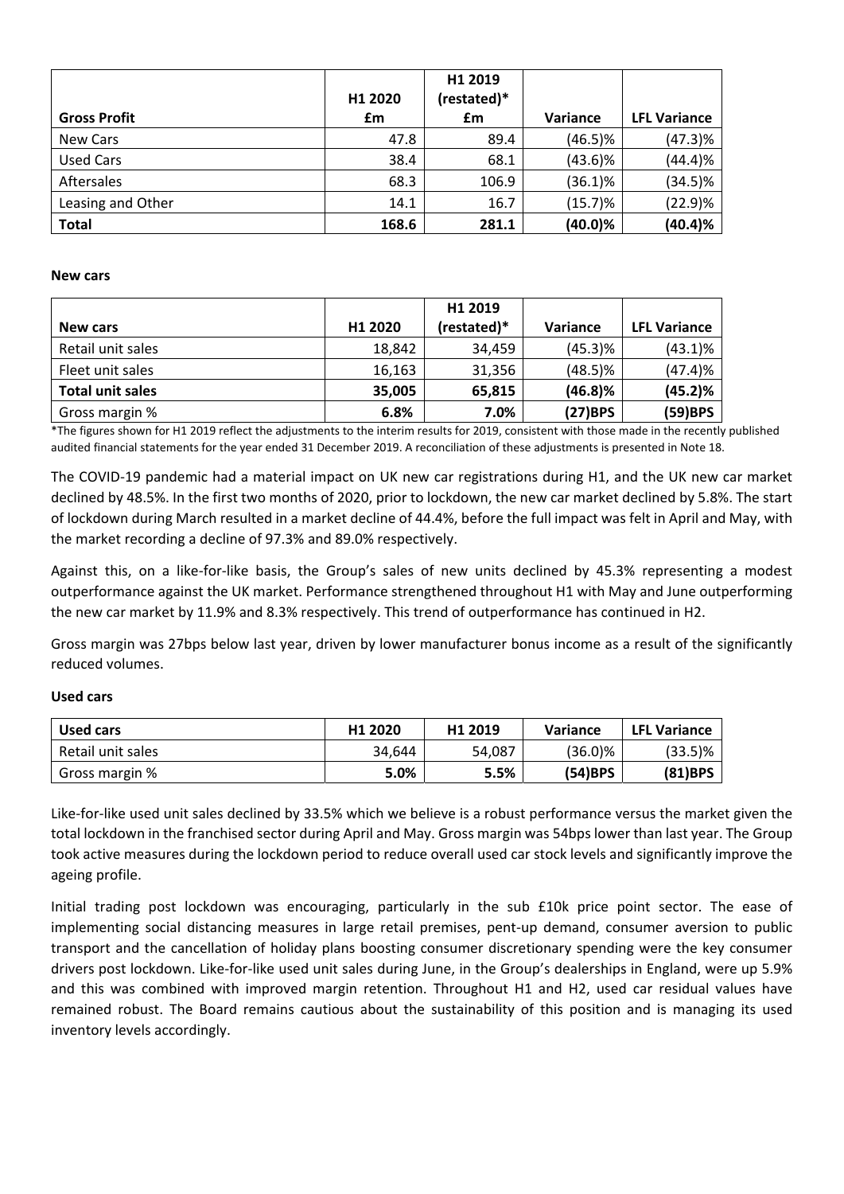| Gross Profit | H1 2020 £m | H1 2019 (restated)* £m | Variance | LFL Variance |
|---|---|---|---|---|
| New Cars | 47.8 | 89.4 | (46.5)% | (47.3)% |
| Used Cars | 38.4 | 68.1 | (43.6)% | (44.4)% |
| Aftersales | 68.3 | 106.9 | (36.1)% | (34.5)% |
| Leasing and Other | 14.1 | 16.7 | (15.7)% | (22.9)% |
| **Total** | **168.6** | **281.1** | **(40.0)%** | **(40.4)%** |

**New cars**

| New cars | H1 2020 | H1 2019 (restated)* | Variance | LFL Variance |
|---|---|---|---|---|
| Retail unit sales | 18,842 | 34,459 | (45.3)% | (43.1)% |
| Fleet unit sales | 16,163 | 31,356 | (48.5)% | (47.4)% |
| **Total unit sales** | **35,005** | **65,815** | **(46.8)%** | **(45.2)%** |
| Gross margin % | **6.8%** | **7.0%** | **(27)BPS** | **(59)BPS** |

*The figures shown for H1 2019 reflect the adjustments to the interim results for 2019, consistent with those made in the recently published audited financial statements for the year ended 31 December 2019. A reconciliation of these adjustments is presented in Note 18.

The COVID-19 pandemic had a material impact on UK new car registrations during H1, and the UK new car market declined by 48.5%. In the first two months of 2020, prior to lockdown, the new car market declined by 5.8%. The start of lockdown during March resulted in a market decline of 44.4%, before the full impact was felt in April and May, with the market recording a decline of 97.3% and 89.0% respectively.

Against this, on a like-for-like basis, the Group's sales of new units declined by 45.3% representing a modest outperformance against the UK market. Performance strengthened throughout H1 with May and June outperforming the new car market by 11.9% and 8.3% respectively. This trend of outperformance has continued in H2.

Gross margin was 27bps below last year, driven by lower manufacturer bonus income as a result of the significantly reduced volumes.

**Used cars**

| Used cars | H1 2020 | H1 2019 | Variance | LFL Variance |
|---|---|---|---|---|
| Retail unit sales | 34,644 | 54,087 | (36.0)% | (33.5)% |
| Gross margin % | **5.0%** | **5.5%** | **(54)BPS** | **(81)BPS** |

Like-for-like used unit sales declined by 33.5% which we believe is a robust performance versus the market given the total lockdown in the franchised sector during April and May. Gross margin was 54bps lower than last year. The Group took active measures during the lockdown period to reduce overall used car stock levels and significantly improve the ageing profile.

Initial trading post lockdown was encouraging, particularly in the sub £10k price point sector. The ease of implementing social distancing measures in large retail premises, pent-up demand, consumer aversion to public transport and the cancellation of holiday plans boosting consumer discretionary spending were the key consumer drivers post lockdown. Like-for-like used unit sales during June, in the Group's dealerships in England, were up 5.9% and this was combined with improved margin retention. Throughout H1 and H2, used car residual values have remained robust. The Board remains cautious about the sustainability of this position and is managing its used inventory levels accordingly.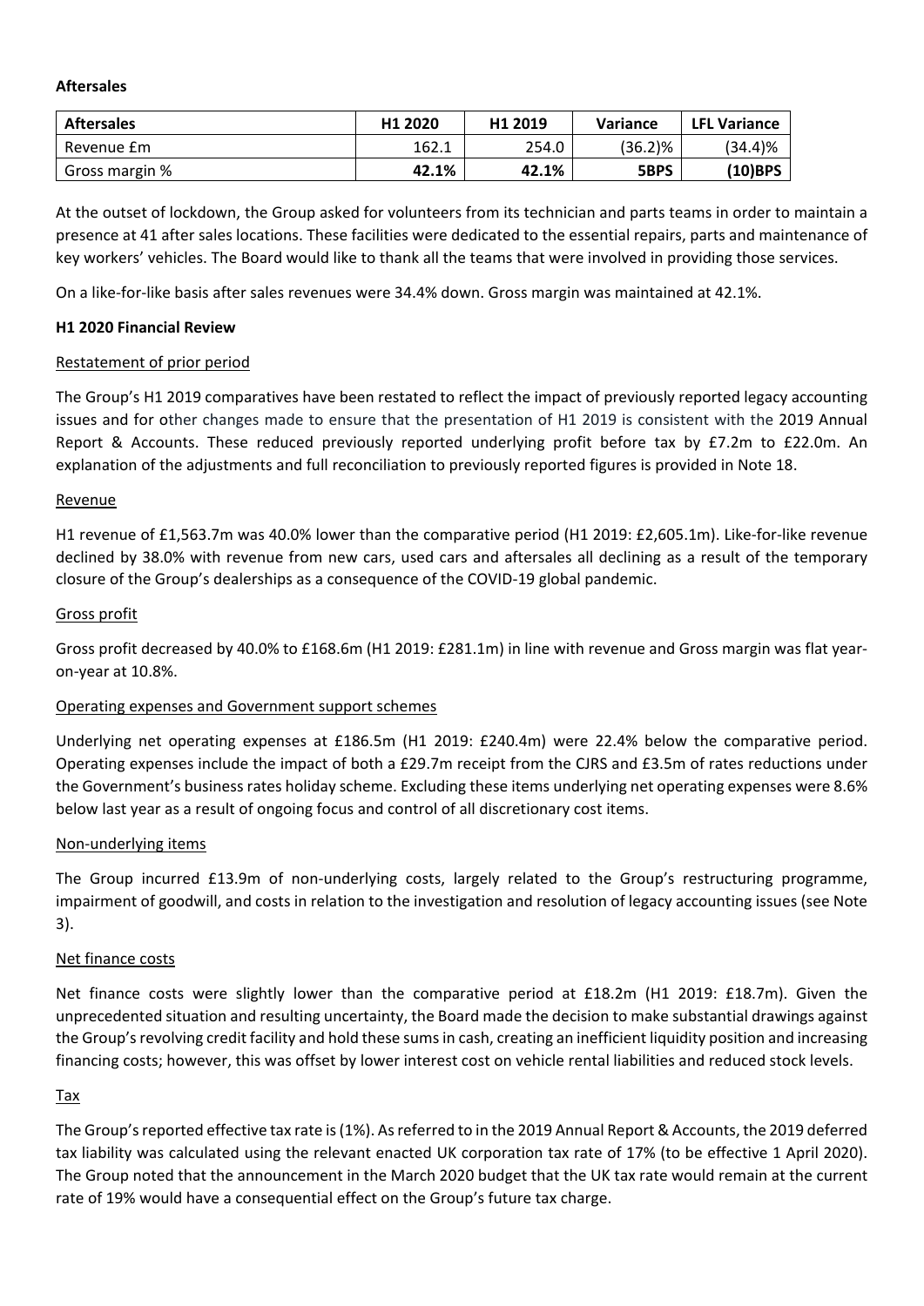**Aftersales**

| Aftersales | H1 2020 | H1 2019 | Variance | LFL Variance |
|---|---|---|---|---|
| Revenue £m | 162.1 | 254.0 | (36.2)% | (34.4)% |
| Gross margin % | **42.1%** | **42.1%** | **5BPS** | **(10)BPS** |

At the outset of lockdown, the Group asked for volunteers from its technician and parts teams in order to maintain a presence at 41 after sales locations. These facilities were dedicated to the essential repairs, parts and maintenance of key workers' vehicles. The Board would like to thank all the teams that were involved in providing those services.

On a like-for-like basis after sales revenues were 34.4% down. Gross margin was maintained at 42.1%.

**H1 2020 Financial Review**

Restatement of prior period

The Group's H1 2019 comparatives have been restated to reflect the impact of previously reported legacy accounting issues and for other changes made to ensure that the presentation of H1 2019 is consistent with the 2019 Annual Report & Accounts. These reduced previously reported underlying profit before tax by £7.2m to £22.0m. An explanation of the adjustments and full reconciliation to previously reported figures is provided in Note 18.

Revenue

H1 revenue of £1,563.7m was 40.0% lower than the comparative period (H1 2019: £2,605.1m). Like-for-like revenue declined by 38.0% with revenue from new cars, used cars and aftersales all declining as a result of the temporary closure of the Group's dealerships as a consequence of the COVID-19 global pandemic.

Gross profit

Gross profit decreased by 40.0% to £168.6m (H1 2019: £281.1m) in line with revenue and Gross margin was flat year-on-year at 10.8%.

Operating expenses and Government support schemes

Underlying net operating expenses at £186.5m (H1 2019: £240.4m) were 22.4% below the comparative period. Operating expenses include the impact of both a £29.7m receipt from the CJRS and £3.5m of rates reductions under the Government's business rates holiday scheme. Excluding these items underlying net operating expenses were 8.6% below last year as a result of ongoing focus and control of all discretionary cost items.

Non-underlying items

The Group incurred £13.9m of non-underlying costs, largely related to the Group's restructuring programme, impairment of goodwill, and costs in relation to the investigation and resolution of legacy accounting issues (see Note 3).

Net finance costs

Net finance costs were slightly lower than the comparative period at £18.2m (H1 2019: £18.7m). Given the unprecedented situation and resulting uncertainty, the Board made the decision to make substantial drawings against the Group's revolving credit facility and hold these sums in cash, creating an inefficient liquidity position and increasing financing costs; however, this was offset by lower interest cost on vehicle rental liabilities and reduced stock levels.

Tax

The Group's reported effective tax rate is (1%). As referred to in the 2019 Annual Report & Accounts, the 2019 deferred tax liability was calculated using the relevant enacted UK corporation tax rate of 17% (to be effective 1 April 2020). The Group noted that the announcement in the March 2020 budget that the UK tax rate would remain at the current rate of 19% would have a consequential effect on the Group's future tax charge.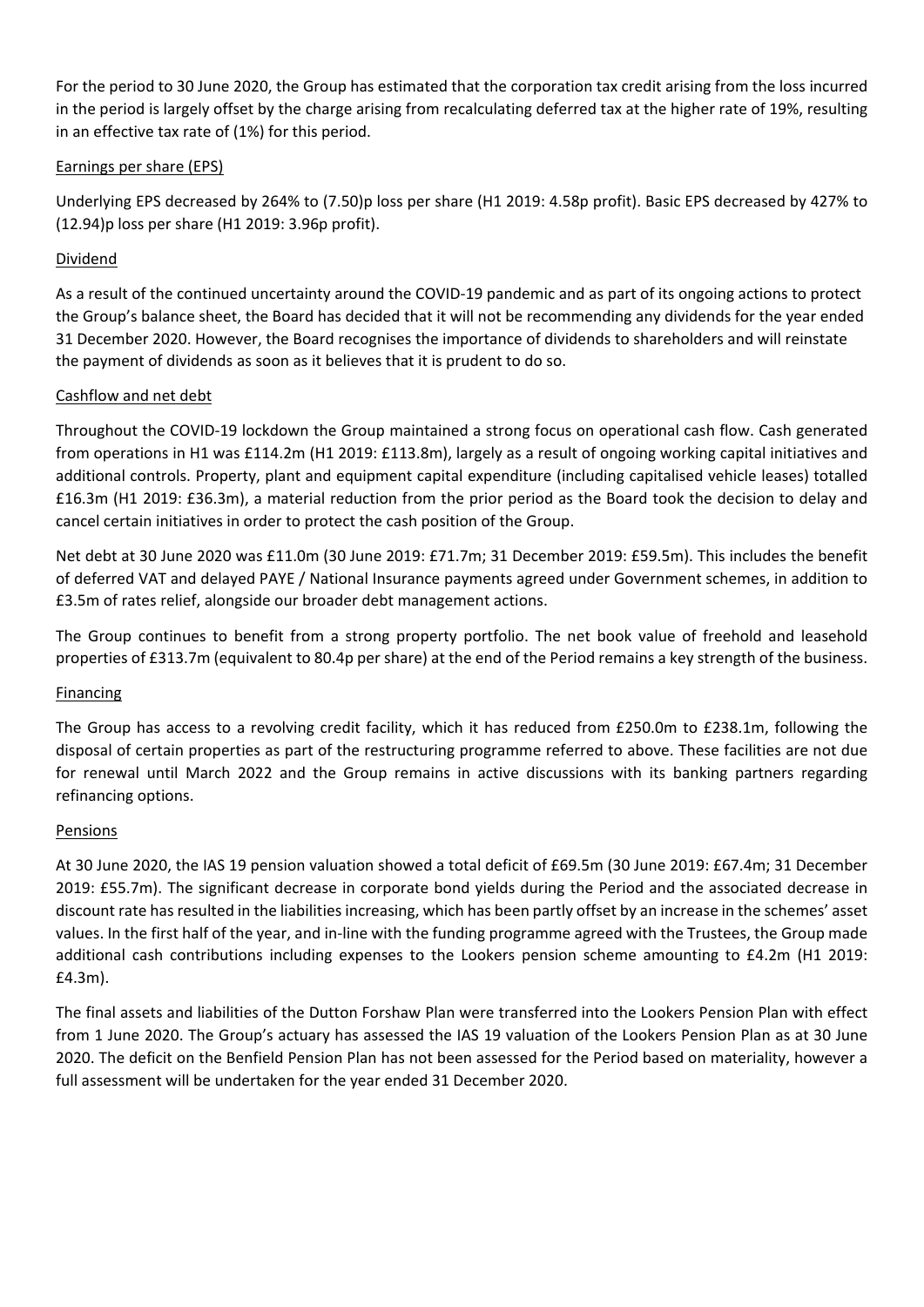For the period to 30 June 2020, the Group has estimated that the corporation tax credit arising from the loss incurred in the period is largely offset by the charge arising from recalculating deferred tax at the higher rate of 19%, resulting in an effective tax rate of (1%) for this period.

### Earnings per share (EPS)

Underlying EPS decreased by 264% to (7.50)p loss per share (H1 2019: 4.58p profit). Basic EPS decreased by 427% to (12.94)p loss per share (H1 2019: 3.96p profit).

### Dividend

As a result of the continued uncertainty around the COVID-19 pandemic and as part of its ongoing actions to protect the Group's balance sheet, the Board has decided that it will not be recommending any dividends for the year ended 31 December 2020. However, the Board recognises the importance of dividends to shareholders and will reinstate the payment of dividends as soon as it believes that it is prudent to do so.

### Cashflow and net debt

Throughout the COVID-19 lockdown the Group maintained a strong focus on operational cash flow. Cash generated from operations in H1 was £114.2m (H1 2019: £113.8m), largely as a result of ongoing working capital initiatives and additional controls. Property, plant and equipment capital expenditure (including capitalised vehicle leases) totalled £16.3m (H1 2019: £36.3m), a material reduction from the prior period as the Board took the decision to delay and cancel certain initiatives in order to protect the cash position of the Group.

Net debt at 30 June 2020 was £11.0m (30 June 2019: £71.7m; 31 December 2019: £59.5m). This includes the benefit of deferred VAT and delayed PAYE / National Insurance payments agreed under Government schemes, in addition to £3.5m of rates relief, alongside our broader debt management actions.

The Group continues to benefit from a strong property portfolio. The net book value of freehold and leasehold properties of £313.7m (equivalent to 80.4p per share) at the end of the Period remains a key strength of the business.

### Financing

The Group has access to a revolving credit facility, which it has reduced from £250.0m to £238.1m, following the disposal of certain properties as part of the restructuring programme referred to above. These facilities are not due for renewal until March 2022 and the Group remains in active discussions with its banking partners regarding refinancing options.

### Pensions

At 30 June 2020, the IAS 19 pension valuation showed a total deficit of £69.5m (30 June 2019: £67.4m; 31 December 2019: £55.7m). The significant decrease in corporate bond yields during the Period and the associated decrease in discount rate has resulted in the liabilities increasing, which has been partly offset by an increase in the schemes' asset values. In the first half of the year, and in-line with the funding programme agreed with the Trustees, the Group made additional cash contributions including expenses to the Lookers pension scheme amounting to £4.2m (H1 2019: £4.3m).

The final assets and liabilities of the Dutton Forshaw Plan were transferred into the Lookers Pension Plan with effect from 1 June 2020. The Group's actuary has assessed the IAS 19 valuation of the Lookers Pension Plan as at 30 June 2020. The deficit on the Benfield Pension Plan has not been assessed for the Period based on materiality, however a full assessment will be undertaken for the year ended 31 December 2020.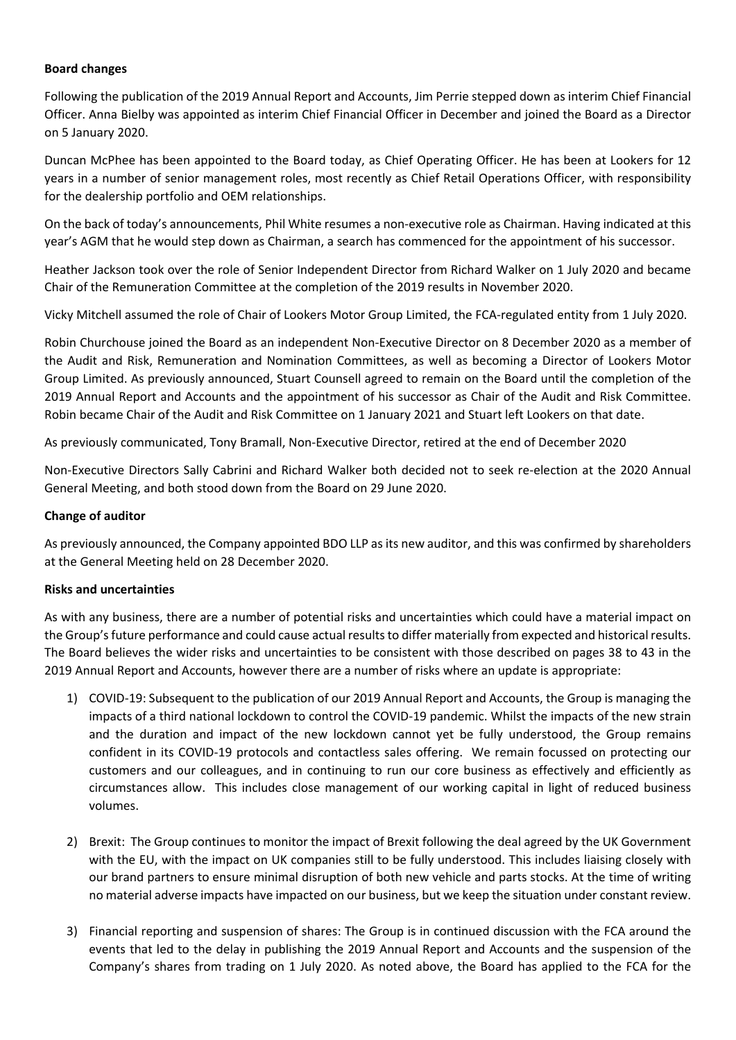**Board changes**

Following the publication of the 2019 Annual Report and Accounts, Jim Perrie stepped down as interim Chief Financial Officer. Anna Bielby was appointed as interim Chief Financial Officer in December and joined the Board as a Director on 5 January 2020.

Duncan McPhee has been appointed to the Board today, as Chief Operating Officer. He has been at Lookers for 12 years in a number of senior management roles, most recently as Chief Retail Operations Officer, with responsibility for the dealership portfolio and OEM relationships.

On the back of today's announcements, Phil White resumes a non-executive role as Chairman. Having indicated at this year's AGM that he would step down as Chairman, a search has commenced for the appointment of his successor.

Heather Jackson took over the role of Senior Independent Director from Richard Walker on 1 July 2020 and became Chair of the Remuneration Committee at the completion of the 2019 results in November 2020.

Vicky Mitchell assumed the role of Chair of Lookers Motor Group Limited, the FCA-regulated entity from 1 July 2020.

Robin Churchouse joined the Board as an independent Non-Executive Director on 8 December 2020 as a member of the Audit and Risk, Remuneration and Nomination Committees, as well as becoming a Director of Lookers Motor Group Limited. As previously announced, Stuart Counsell agreed to remain on the Board until the completion of the 2019 Annual Report and Accounts and the appointment of his successor as Chair of the Audit and Risk Committee. Robin became Chair of the Audit and Risk Committee on 1 January 2021 and Stuart left Lookers on that date.

As previously communicated, Tony Bramall, Non-Executive Director, retired at the end of December 2020

Non-Executive Directors Sally Cabrini and Richard Walker both decided not to seek re-election at the 2020 Annual General Meeting, and both stood down from the Board on 29 June 2020.

**Change of auditor**

As previously announced, the Company appointed BDO LLP as its new auditor, and this was confirmed by shareholders at the General Meeting held on 28 December 2020.

**Risks and uncertainties**

As with any business, there are a number of potential risks and uncertainties which could have a material impact on the Group's future performance and could cause actual results to differ materially from expected and historical results. The Board believes the wider risks and uncertainties to be consistent with those described on pages 38 to 43 in the 2019 Annual Report and Accounts, however there are a number of risks where an update is appropriate:

1) COVID-19: Subsequent to the publication of our 2019 Annual Report and Accounts, the Group is managing the impacts of a third national lockdown to control the COVID-19 pandemic. Whilst the impacts of the new strain and the duration and impact of the new lockdown cannot yet be fully understood, the Group remains confident in its COVID-19 protocols and contactless sales offering. We remain focussed on protecting our customers and our colleagues, and in continuing to run our core business as effectively and efficiently as circumstances allow. This includes close management of our working capital in light of reduced business volumes.

2) Brexit: The Group continues to monitor the impact of Brexit following the deal agreed by the UK Government with the EU, with the impact on UK companies still to be fully understood. This includes liaising closely with our brand partners to ensure minimal disruption of both new vehicle and parts stocks. At the time of writing no material adverse impacts have impacted on our business, but we keep the situation under constant review.

3) Financial reporting and suspension of shares: The Group is in continued discussion with the FCA around the events that led to the delay in publishing the 2019 Annual Report and Accounts and the suspension of the Company's shares from trading on 1 July 2020. As noted above, the Board has applied to the FCA for the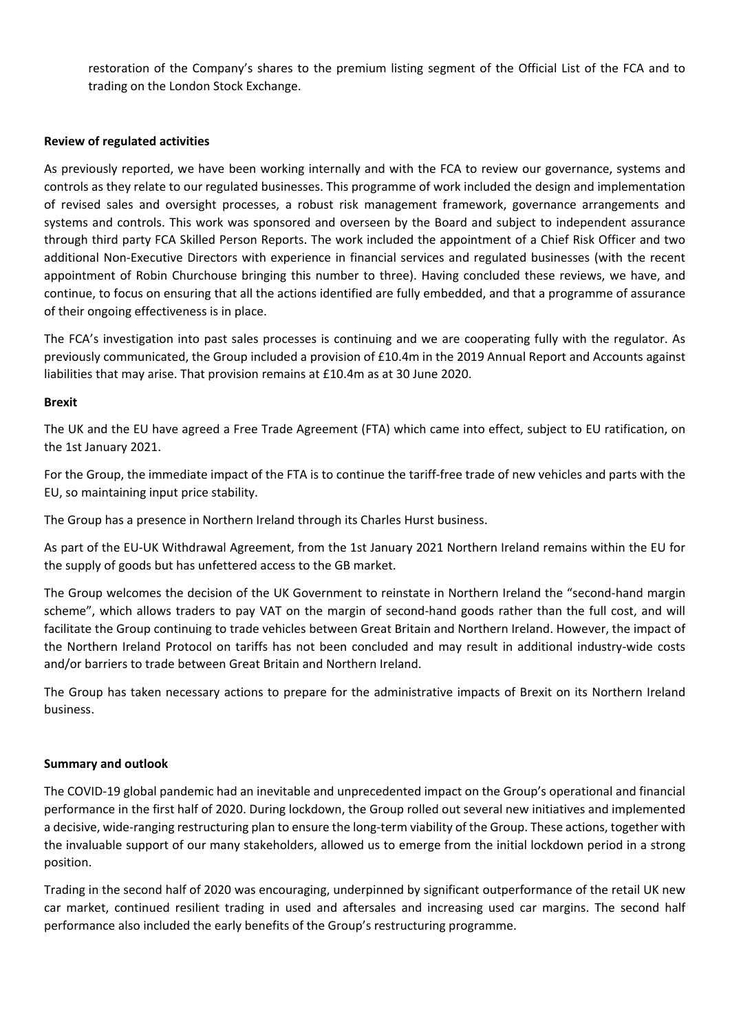restoration of the Company's shares to the premium listing segment of the Official List of the FCA and to trading on the London Stock Exchange.

**Review of regulated activities**

As previously reported, we have been working internally and with the FCA to review our governance, systems and controls as they relate to our regulated businesses. This programme of work included the design and implementation of revised sales and oversight processes, a robust risk management framework, governance arrangements and systems and controls. This work was sponsored and overseen by the Board and subject to independent assurance through third party FCA Skilled Person Reports. The work included the appointment of a Chief Risk Officer and two additional Non-Executive Directors with experience in financial services and regulated businesses (with the recent appointment of Robin Churchouse bringing this number to three). Having concluded these reviews, we have, and continue, to focus on ensuring that all the actions identified are fully embedded, and that a programme of assurance of their ongoing effectiveness is in place.

The FCA's investigation into past sales processes is continuing and we are cooperating fully with the regulator. As previously communicated, the Group included a provision of £10.4m in the 2019 Annual Report and Accounts against liabilities that may arise. That provision remains at £10.4m as at 30 June 2020.

**Brexit**

The UK and the EU have agreed a Free Trade Agreement (FTA) which came into effect, subject to EU ratification, on the 1st January 2021.

For the Group, the immediate impact of the FTA is to continue the tariff-free trade of new vehicles and parts with the EU, so maintaining input price stability.

The Group has a presence in Northern Ireland through its Charles Hurst business.

As part of the EU-UK Withdrawal Agreement, from the 1st January 2021 Northern Ireland remains within the EU for the supply of goods but has unfettered access to the GB market.

The Group welcomes the decision of the UK Government to reinstate in Northern Ireland the "second-hand margin scheme", which allows traders to pay VAT on the margin of second-hand goods rather than the full cost, and will facilitate the Group continuing to trade vehicles between Great Britain and Northern Ireland. However, the impact of the Northern Ireland Protocol on tariffs has not been concluded and may result in additional industry-wide costs and/or barriers to trade between Great Britain and Northern Ireland.

The Group has taken necessary actions to prepare for the administrative impacts of Brexit on its Northern Ireland business.

**Summary and outlook**

The COVID-19 global pandemic had an inevitable and unprecedented impact on the Group's operational and financial performance in the first half of 2020. During lockdown, the Group rolled out several new initiatives and implemented a decisive, wide-ranging restructuring plan to ensure the long-term viability of the Group. These actions, together with the invaluable support of our many stakeholders, allowed us to emerge from the initial lockdown period in a strong position.

Trading in the second half of 2020 was encouraging, underpinned by significant outperformance of the retail UK new car market, continued resilient trading in used and aftersales and increasing used car margins. The second half performance also included the early benefits of the Group's restructuring programme.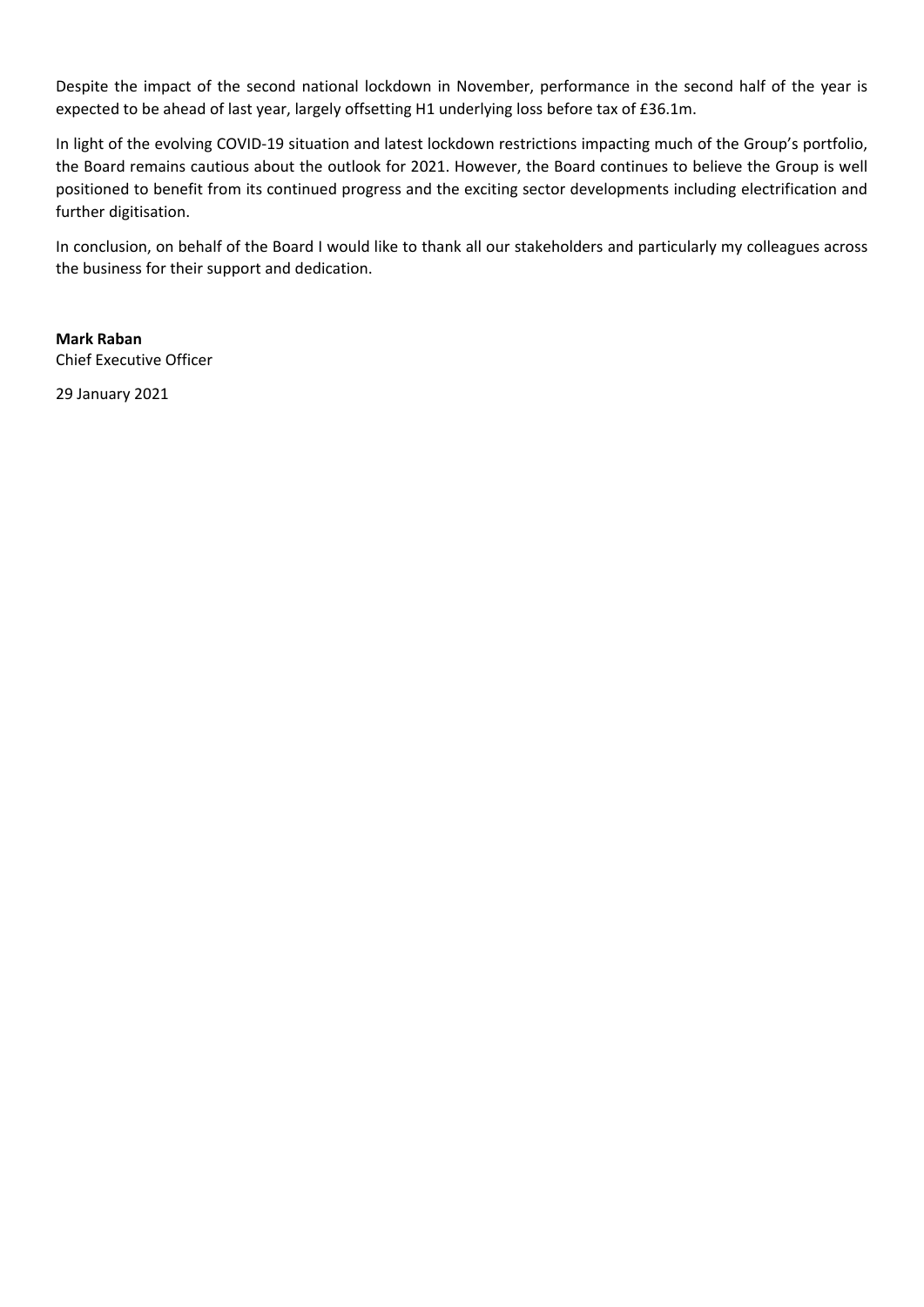Despite the impact of the second national lockdown in November, performance in the second half of the year is expected to be ahead of last year, largely offsetting H1 underlying loss before tax of £36.1m.

In light of the evolving COVID-19 situation and latest lockdown restrictions impacting much of the Group's portfolio, the Board remains cautious about the outlook for 2021. However, the Board continues to believe the Group is well positioned to benefit from its continued progress and the exciting sector developments including electrification and further digitisation.

In conclusion, on behalf of the Board I would like to thank all our stakeholders and particularly my colleagues across the business for their support and dedication.

**Mark Raban**
Chief Executive Officer

29 January 2021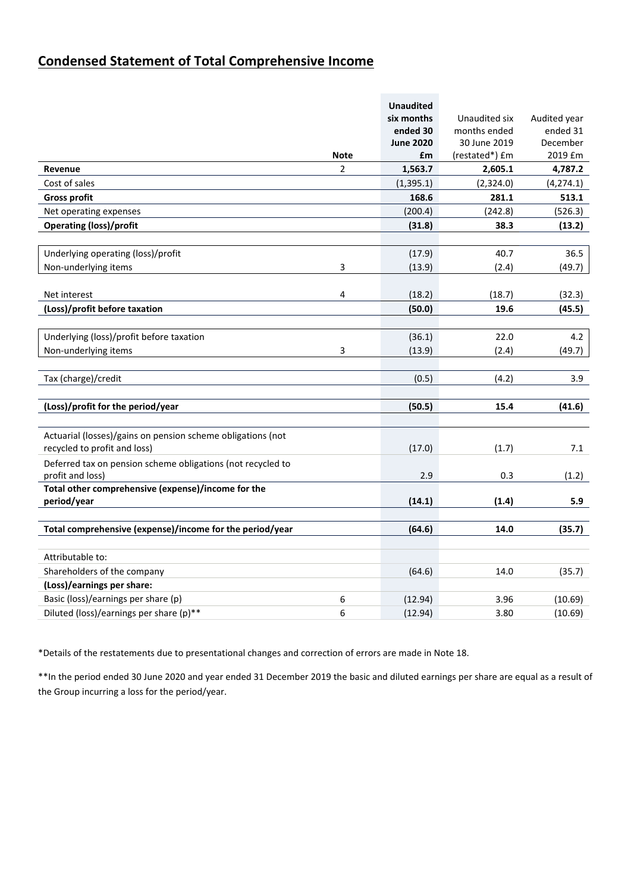## Condensed Statement of Total Comprehensive Income

| | Note | Unaudited six months ended 30 June 2020 £m | Unaudited six months ended 30 June 2019 (restated*) £m | Audited year ended 31 December 2019 £m |
|---|---|---|---|---|
| **Revenue** | 2 | **1,563.7** | **2,605.1** | **4,787.2** |
| Cost of sales | | (1,395.1) | (2,324.0) | (4,274.1) |
| **Gross profit** | | **168.6** | **281.1** | **513.1** |
| Net operating expenses | | (200.4) | (242.8) | (526.3) |
| **Operating (loss)/profit** | | **(31.8)** | **38.3** | **(13.2)** |
| | | | | |
| Underlying operating (loss)/profit | | (17.9) | 40.7 | 36.5 |
| Non-underlying items | 3 | (13.9) | (2.4) | (49.7) |
| | | | | |
| Net interest | 4 | (18.2) | (18.7) | (32.3) |
| **(Loss)/profit before taxation** | | **(50.0)** | **19.6** | **(45.5)** |
| | | | | |
| Underlying (loss)/profit before taxation | | (36.1) | 22.0 | 4.2 |
| Non-underlying items | 3 | (13.9) | (2.4) | (49.7) |
| | | | | |
| Tax (charge)/credit | | (0.5) | (4.2) | 3.9 |
| | | | | |
| **(Loss)/profit for the period/year** | | **(50.5)** | **15.4** | **(41.6)** |
| | | | | |
| Actuarial (losses)/gains on pension scheme obligations (not recycled to profit and loss) | | (17.0) | (1.7) | 7.1 |
| Deferred tax on pension scheme obligations (not recycled to profit and loss) | | 2.9 | 0.3 | (1.2) |
| **Total other comprehensive (expense)/income for the period/year** | | **(14.1)** | **(1.4)** | **5.9** |
| | | | | |
| **Total comprehensive (expense)/income for the period/year** | | **(64.6)** | **14.0** | **(35.7)** |
| | | | | |
| Attributable to: | | | | |
| Shareholders of the company | | (64.6) | 14.0 | (35.7) |
| **(Loss)/earnings per share:** | | | | |
| Basic (loss)/earnings per share (p) | 6 | (12.94) | 3.96 | (10.69) |
| Diluted (loss)/earnings per share (p)** | 6 | (12.94) | 3.80 | (10.69) |

*Details of the restatements due to presentational changes and correction of errors are made in Note 18.

**In the period ended 30 June 2020 and year ended 31 December 2019 the basic and diluted earnings per share are equal as a result of the Group incurring a loss for the period/year.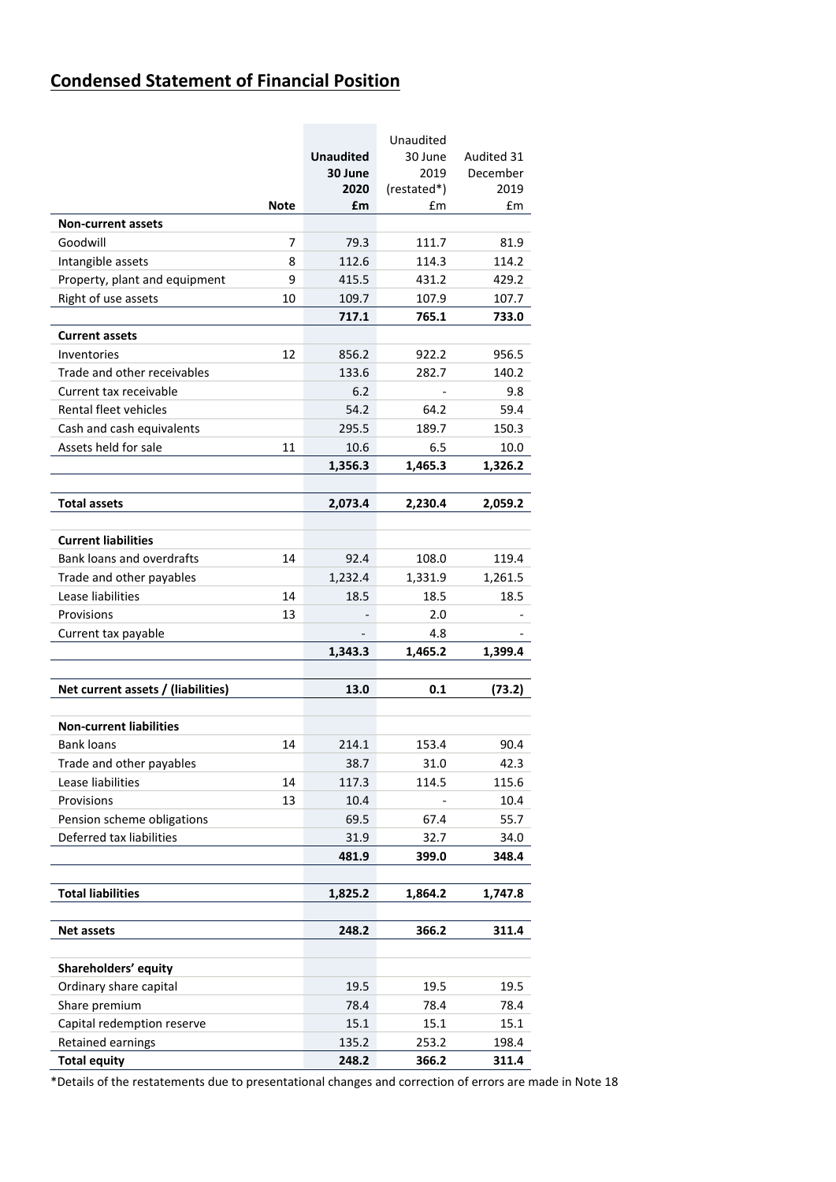## Condensed Statement of Financial Position

| | Note | Unaudited 30 June 2020 £m | Unaudited 30 June 2019 (restated*) £m | Audited 31 December 2019 £m |
|---|---|---|---|---|
| **Non-current assets** | | | | |
| Goodwill | 7 | 79.3 | 111.7 | 81.9 |
| Intangible assets | 8 | 112.6 | 114.3 | 114.2 |
| Property, plant and equipment | 9 | 415.5 | 431.2 | 429.2 |
| Right of use assets | 10 | 109.7 | 107.9 | 107.7 |
| | | **717.1** | **765.1** | **733.0** |
| **Current assets** | | | | |
| Inventories | 12 | 856.2 | 922.2 | 956.5 |
| Trade and other receivables | | 133.6 | 282.7 | 140.2 |
| Current tax receivable | | 6.2 | - | 9.8 |
| Rental fleet vehicles | | 54.2 | 64.2 | 59.4 |
| Cash and cash equivalents | | 295.5 | 189.7 | 150.3 |
| Assets held for sale | 11 | 10.6 | 6.5 | 10.0 |
| | | **1,356.3** | **1,465.3** | **1,326.2** |
| **Total assets** | | **2,073.4** | **2,230.4** | **2,059.2** |
| **Current liabilities** | | | | |
| Bank loans and overdrafts | 14 | 92.4 | 108.0 | 119.4 |
| Trade and other payables | | 1,232.4 | 1,331.9 | 1,261.5 |
| Lease liabilities | 14 | 18.5 | 18.5 | 18.5 |
| Provisions | 13 | - | 2.0 | - |
| Current tax payable | | - | 4.8 | - |
| | | **1,343.3** | **1,465.2** | **1,399.4** |
| **Net current assets / (liabilities)** | | **13.0** | **0.1** | **(73.2)** |
| **Non-current liabilities** | | | | |
| Bank loans | 14 | 214.1 | 153.4 | 90.4 |
| Trade and other payables | | 38.7 | 31.0 | 42.3 |
| Lease liabilities | 14 | 117.3 | 114.5 | 115.6 |
| Provisions | 13 | 10.4 | - | 10.4 |
| Pension scheme obligations | | 69.5 | 67.4 | 55.7 |
| Deferred tax liabilities | | 31.9 | 32.7 | 34.0 |
| | | **481.9** | **399.0** | **348.4** |
| **Total liabilities** | | **1,825.2** | **1,864.2** | **1,747.8** |
| **Net assets** | | **248.2** | **366.2** | **311.4** |
| **Shareholders' equity** | | | | |
| Ordinary share capital | | 19.5 | 19.5 | 19.5 |
| Share premium | | 78.4 | 78.4 | 78.4 |
| Capital redemption reserve | | 15.1 | 15.1 | 15.1 |
| Retained earnings | | 135.2 | 253.2 | 198.4 |
| **Total equity** | | **248.2** | **366.2** | **311.4** |

*Details of the restatements due to presentational changes and correction of errors are made in Note 18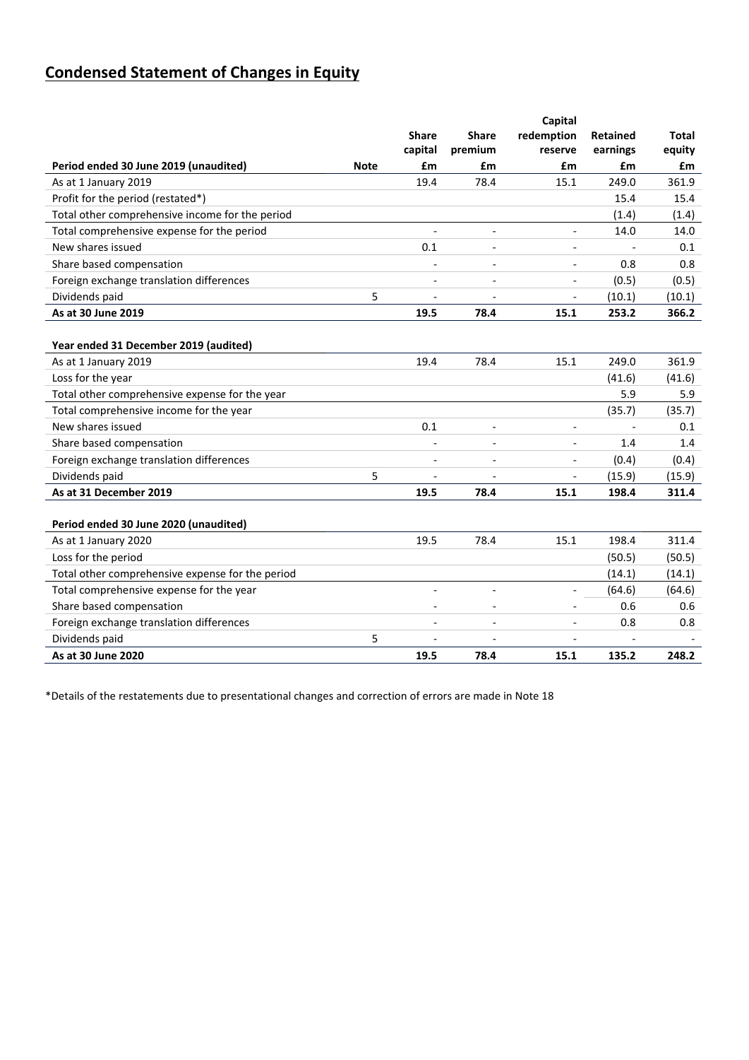# Condensed Statement of Changes in Equity

| Period ended 30 June 2019 (unaudited) | Note | Share capital £m | Share premium £m | Capital redemption reserve £m | Retained earnings £m | Total equity £m |
|---|---|---|---|---|---|---|
| As at 1 January 2019 | | 19.4 | 78.4 | 15.1 | 249.0 | 361.9 |
| Profit for the period (restated*) | | | | | 15.4 | 15.4 |
| Total other comprehensive income for the period | | | | | (1.4) | (1.4) |
| Total comprehensive expense for the period | | - | - | - | 14.0 | 14.0 |
| New shares issued | | 0.1 | - | - | - | 0.1 |
| Share based compensation | | - | - | - | 0.8 | 0.8 |
| Foreign exchange translation differences | | - | - | - | (0.5) | (0.5) |
| Dividends paid | 5 | - | - | - | (10.1) | (10.1) |
| **As at 30 June 2019** | | **19.5** | **78.4** | **15.1** | **253.2** | **366.2** |
| | | | | | | |
| **Year ended 31 December 2019 (audited)** | | | | | | |
| As at 1 January 2019 | | 19.4 | 78.4 | 15.1 | 249.0 | 361.9 |
| Loss for the year | | | | | (41.6) | (41.6) |
| Total other comprehensive expense for the year | | | | | 5.9 | 5.9 |
| Total comprehensive income for the year | | | | | (35.7) | (35.7) |
| New shares issued | | 0.1 | - | - | - | 0.1 |
| Share based compensation | | - | - | - | 1.4 | 1.4 |
| Foreign exchange translation differences | | - | - | - | (0.4) | (0.4) |
| Dividends paid | 5 | - | - | - | (15.9) | (15.9) |
| **As at 31 December 2019** | | **19.5** | **78.4** | **15.1** | **198.4** | **311.4** |
| | | | | | | |
| **Period ended 30 June 2020 (unaudited)** | | | | | | |
| As at 1 January 2020 | | 19.5 | 78.4 | 15.1 | 198.4 | 311.4 |
| Loss for the period | | | | | (50.5) | (50.5) |
| Total other comprehensive expense for the period | | | | | (14.1) | (14.1) |
| Total comprehensive expense for the year | | - | - | - | (64.6) | (64.6) |
| Share based compensation | | - | - | - | 0.6 | 0.6 |
| Foreign exchange translation differences | | - | - | - | 0.8 | 0.8 |
| Dividends paid | 5 | - | - | - | - | - |
| **As at 30 June 2020** | | **19.5** | **78.4** | **15.1** | **135.2** | **248.2** |

*Details of the restatements due to presentational changes and correction of errors are made in Note 18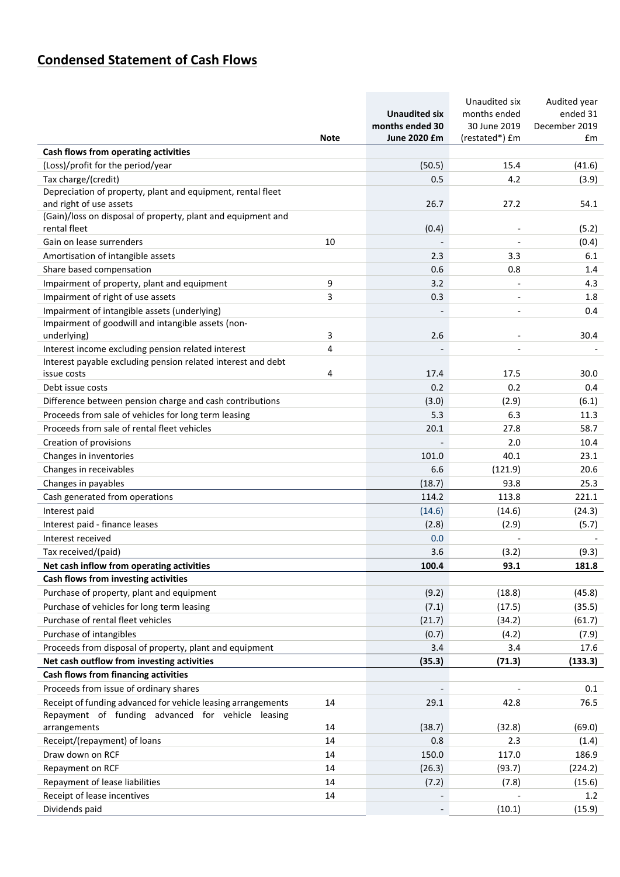# Condensed Statement of Cash Flows

| | Note | **Unaudited six months ended 30 June 2020 £m** | Unaudited six months ended 30 June 2019 (restated*) £m | Audited year ended 31 December 2019 £m |
|---|---|---|---|---|
| **Cash flows from operating activities** | | | | |
| (Loss)/profit for the period/year | | (50.5) | 15.4 | (41.6) |
| Tax charge/(credit) | | 0.5 | 4.2 | (3.9) |
| Depreciation of property, plant and equipment, rental fleet and right of use assets | | 26.7 | 27.2 | 54.1 |
| (Gain)/loss on disposal of property, plant and equipment and rental fleet | | (0.4) | - | (5.2) |
| Gain on lease surrenders | 10 | - | - | (0.4) |
| Amortisation of intangible assets | | 2.3 | 3.3 | 6.1 |
| Share based compensation | | 0.6 | 0.8 | 1.4 |
| Impairment of property, plant and equipment | 9 | 3.2 | - | 4.3 |
| Impairment of right of use assets | 3 | 0.3 | - | 1.8 |
| Impairment of intangible assets (underlying) | | - | - | 0.4 |
| Impairment of goodwill and intangible assets (non-underlying) | 3 | 2.6 | - | 30.4 |
| Interest income excluding pension related interest | 4 | - | - | - |
| Interest payable excluding pension related interest and debt issue costs | 4 | 17.4 | 17.5 | 30.0 |
| Debt issue costs | | 0.2 | 0.2 | 0.4 |
| Difference between pension charge and cash contributions | | (3.0) | (2.9) | (6.1) |
| Proceeds from sale of vehicles for long term leasing | | 5.3 | 6.3 | 11.3 |
| Proceeds from sale of rental fleet vehicles | | 20.1 | 27.8 | 58.7 |
| Creation of provisions | | - | 2.0 | 10.4 |
| Changes in inventories | | 101.0 | 40.1 | 23.1 |
| Changes in receivables | | 6.6 | (121.9) | 20.6 |
| Changes in payables | | (18.7) | 93.8 | 25.3 |
| Cash generated from operations | | 114.2 | 113.8 | 221.1 |
| Interest paid | | (14.6) | (14.6) | (24.3) |
| Interest paid - finance leases | | (2.8) | (2.9) | (5.7) |
| Interest received | | 0.0 | - | - |
| Tax received/(paid) | | 3.6 | (3.2) | (9.3) |
| **Net cash inflow from operating activities** | | **100.4** | **93.1** | **181.8** |
| **Cash flows from investing activities** | | | | |
| Purchase of property, plant and equipment | | (9.2) | (18.8) | (45.8) |
| Purchase of vehicles for long term leasing | | (7.1) | (17.5) | (35.5) |
| Purchase of rental fleet vehicles | | (21.7) | (34.2) | (61.7) |
| Purchase of intangibles | | (0.7) | (4.2) | (7.9) |
| Proceeds from disposal of property, plant and equipment | | 3.4 | 3.4 | 17.6 |
| **Net cash outflow from investing activities** | | **(35.3)** | **(71.3)** | **(133.3)** |
| **Cash flows from financing activities** | | | | |
| Proceeds from issue of ordinary shares | | - | - | 0.1 |
| Receipt of funding advanced for vehicle leasing arrangements | 14 | 29.1 | 42.8 | 76.5 |
| Repayment of funding advanced for vehicle leasing arrangements | 14 | (38.7) | (32.8) | (69.0) |
| Receipt/(repayment) of loans | 14 | 0.8 | 2.3 | (1.4) |
| Draw down on RCF | 14 | 150.0 | 117.0 | 186.9 |
| Repayment on RCF | 14 | (26.3) | (93.7) | (224.2) |
| Repayment of lease liabilities | 14 | (7.2) | (7.8) | (15.6) |
| Receipt of lease incentives | 14 | - | - | 1.2 |
| Dividends paid | | - | (10.1) | (15.9) |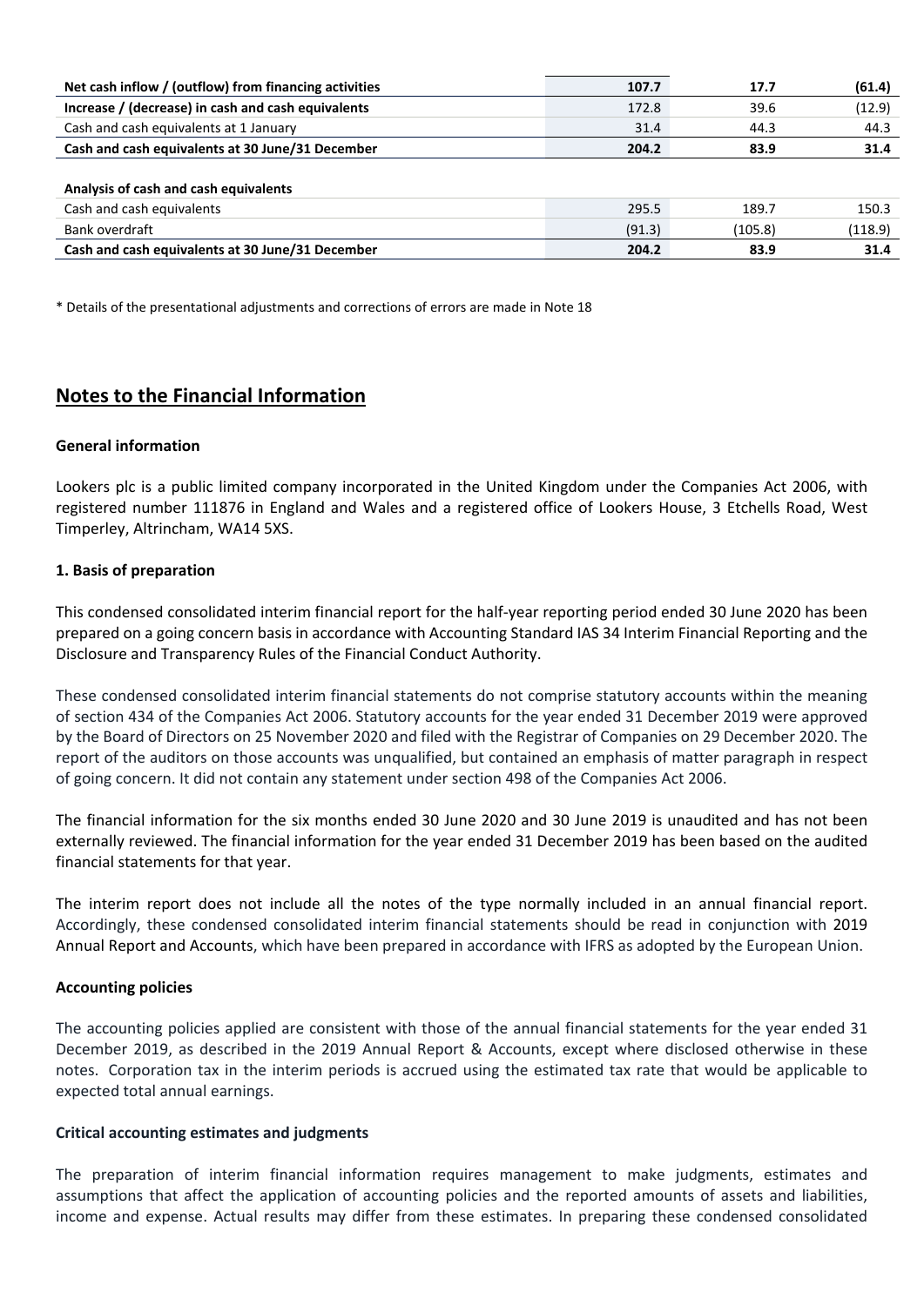| | | | |
|---|---|---|---|
| **Net cash inflow / (outflow) from financing activities** | **107.7** | **17.7** | **(61.4)** |
| **Increase / (decrease) in cash and cash equivalents** | 172.8 | 39.6 | (12.9) |
| Cash and cash equivalents at 1 January | 31.4 | 44.3 | 44.3 |
| **Cash and cash equivalents at 30 June/31 December** | **204.2** | **83.9** | **31.4** |
| | | | |
| **Analysis of cash and cash equivalents** | | | |
| Cash and cash equivalents | 295.5 | 189.7 | 150.3 |
| Bank overdraft | (91.3) | (105.8) | (118.9) |
| **Cash and cash equivalents at 30 June/31 December** | **204.2** | **83.9** | **31.4** |

* Details of the presentational adjustments and corrections of errors are made in Note 18

## Notes to the Financial Information

**General information**

Lookers plc is a public limited company incorporated in the United Kingdom under the Companies Act 2006, with registered number 111876 in England and Wales and a registered office of Lookers House, 3 Etchells Road, West Timperley, Altrincham, WA14 5XS.

**1. Basis of preparation**

This condensed consolidated interim financial report for the half-year reporting period ended 30 June 2020 has been prepared on a going concern basis in accordance with Accounting Standard IAS 34 Interim Financial Reporting and the Disclosure and Transparency Rules of the Financial Conduct Authority.

These condensed consolidated interim financial statements do not comprise statutory accounts within the meaning of section 434 of the Companies Act 2006. Statutory accounts for the year ended 31 December 2019 were approved by the Board of Directors on 25 November 2020 and filed with the Registrar of Companies on 29 December 2020. The report of the auditors on those accounts was unqualified, but contained an emphasis of matter paragraph in respect of going concern. It did not contain any statement under section 498 of the Companies Act 2006.

The financial information for the six months ended 30 June 2020 and 30 June 2019 is unaudited and has not been externally reviewed. The financial information for the year ended 31 December 2019 has been based on the audited financial statements for that year.

The interim report does not include all the notes of the type normally included in an annual financial report. Accordingly, these condensed consolidated interim financial statements should be read in conjunction with 2019 Annual Report and Accounts, which have been prepared in accordance with IFRS as adopted by the European Union.

**Accounting policies**

The accounting policies applied are consistent with those of the annual financial statements for the year ended 31 December 2019, as described in the 2019 Annual Report & Accounts, except where disclosed otherwise in these notes. Corporation tax in the interim periods is accrued using the estimated tax rate that would be applicable to expected total annual earnings.

**Critical accounting estimates and judgments**

The preparation of interim financial information requires management to make judgments, estimates and assumptions that affect the application of accounting policies and the reported amounts of assets and liabilities, income and expense. Actual results may differ from these estimates. In preparing these condensed consolidated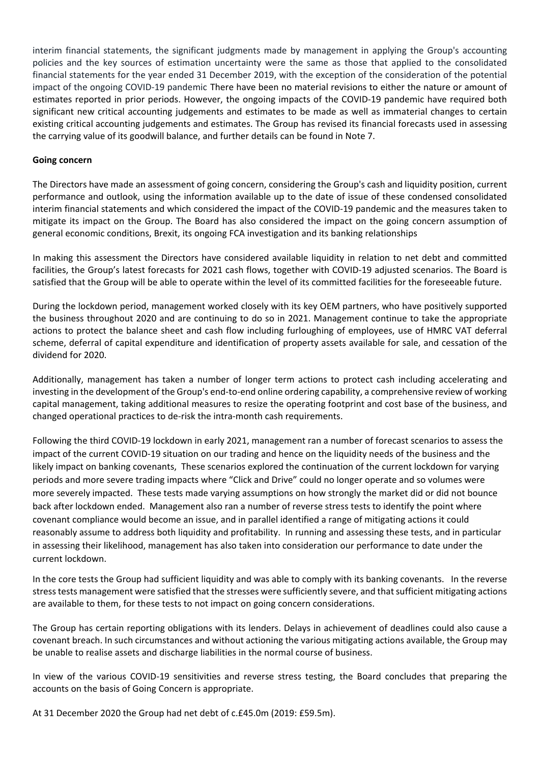interim financial statements, the significant judgments made by management in applying the Group's accounting policies and the key sources of estimation uncertainty were the same as those that applied to the consolidated financial statements for the year ended 31 December 2019, with the exception of the consideration of the potential impact of the ongoing COVID-19 pandemic There have been no material revisions to either the nature or amount of estimates reported in prior periods. However, the ongoing impacts of the COVID-19 pandemic have required both significant new critical accounting judgements and estimates to be made as well as immaterial changes to certain existing critical accounting judgements and estimates. The Group has revised its financial forecasts used in assessing the carrying value of its goodwill balance, and further details can be found in Note 7.

**Going concern**

The Directors have made an assessment of going concern, considering the Group's cash and liquidity position, current performance and outlook, using the information available up to the date of issue of these condensed consolidated interim financial statements and which considered the impact of the COVID-19 pandemic and the measures taken to mitigate its impact on the Group. The Board has also considered the impact on the going concern assumption of general economic conditions, Brexit, its ongoing FCA investigation and its banking relationships

In making this assessment the Directors have considered available liquidity in relation to net debt and committed facilities, the Group's latest forecasts for 2021 cash flows, together with COVID-19 adjusted scenarios. The Board is satisfied that the Group will be able to operate within the level of its committed facilities for the foreseeable future.

During the lockdown period, management worked closely with its key OEM partners, who have positively supported the business throughout 2020 and are continuing to do so in 2021. Management continue to take the appropriate actions to protect the balance sheet and cash flow including furloughing of employees, use of HMRC VAT deferral scheme, deferral of capital expenditure and identification of property assets available for sale, and cessation of the dividend for 2020.

Additionally, management has taken a number of longer term actions to protect cash including accelerating and investing in the development of the Group's end-to-end online ordering capability, a comprehensive review of working capital management, taking additional measures to resize the operating footprint and cost base of the business, and changed operational practices to de-risk the intra-month cash requirements.

Following the third COVID-19 lockdown in early 2021, management ran a number of forecast scenarios to assess the impact of the current COVID-19 situation on our trading and hence on the liquidity needs of the business and the likely impact on banking covenants, These scenarios explored the continuation of the current lockdown for varying periods and more severe trading impacts where "Click and Drive" could no longer operate and so volumes were more severely impacted. These tests made varying assumptions on how strongly the market did or did not bounce back after lockdown ended. Management also ran a number of reverse stress tests to identify the point where covenant compliance would become an issue, and in parallel identified a range of mitigating actions it could reasonably assume to address both liquidity and profitability. In running and assessing these tests, and in particular in assessing their likelihood, management has also taken into consideration our performance to date under the current lockdown.

In the core tests the Group had sufficient liquidity and was able to comply with its banking covenants. In the reverse stress tests management were satisfied that the stresses were sufficiently severe, and that sufficient mitigating actions are available to them, for these tests to not impact on going concern considerations.

The Group has certain reporting obligations with its lenders. Delays in achievement of deadlines could also cause a covenant breach. In such circumstances and without actioning the various mitigating actions available, the Group may be unable to realise assets and discharge liabilities in the normal course of business.

In view of the various COVID-19 sensitivities and reverse stress testing, the Board concludes that preparing the accounts on the basis of Going Concern is appropriate.

At 31 December 2020 the Group had net debt of c.£45.0m (2019: £59.5m).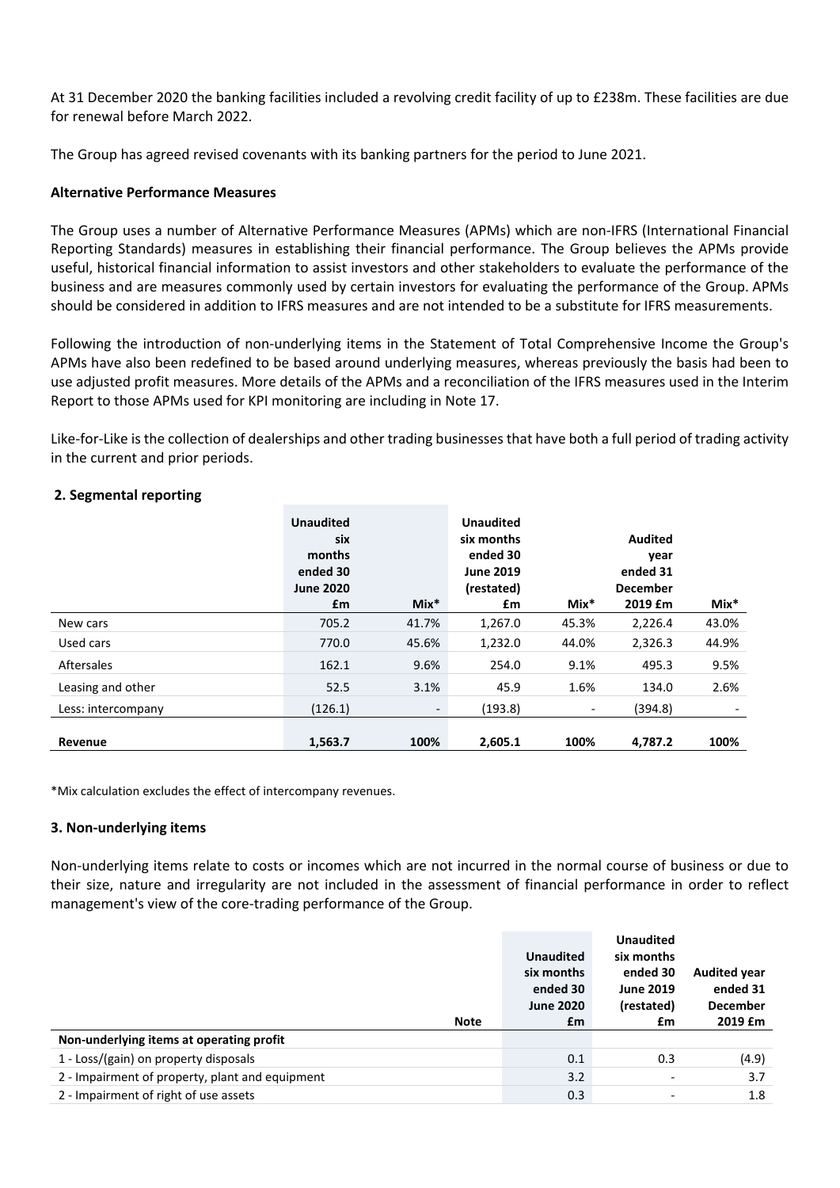At 31 December 2020 the banking facilities included a revolving credit facility of up to £238m. These facilities are due for renewal before March 2022.

The Group has agreed revised covenants with its banking partners for the period to June 2021.

**Alternative Performance Measures**

The Group uses a number of Alternative Performance Measures (APMs) which are non-IFRS (International Financial Reporting Standards) measures in establishing their financial performance. The Group believes the APMs provide useful, historical financial information to assist investors and other stakeholders to evaluate the performance of the business and are measures commonly used by certain investors for evaluating the performance of the Group. APMs should be considered in addition to IFRS measures and are not intended to be a substitute for IFRS measurements.

Following the introduction of non-underlying items in the Statement of Total Comprehensive Income the Group's APMs have also been redefined to be based around underlying measures, whereas previously the basis had been to use adjusted profit measures. More details of the APMs and a reconciliation of the IFRS measures used in the Interim Report to those APMs used for KPI monitoring are including in Note 17.

Like-for-Like is the collection of dealerships and other trading businesses that have both a full period of trading activity in the current and prior periods.

## 2. Segmental reporting

| | Unaudited six months ended 30 June 2020 £m | Mix* | Unaudited six months ended 30 June 2019 (restated) £m | Mix* | Audited year ended 31 December 2019 £m | Mix* |
|---|---|---|---|---|---|---|
| New cars | 705.2 | 41.7% | 1,267.0 | 45.3% | 2,226.4 | 43.0% |
| Used cars | 770.0 | 45.6% | 1,232.0 | 44.0% | 2,326.3 | 44.9% |
| Aftersales | 162.1 | 9.6% | 254.0 | 9.1% | 495.3 | 9.5% |
| Leasing and other | 52.5 | 3.1% | 45.9 | 1.6% | 134.0 | 2.6% |
| Less: intercompany | (126.1) | - | (193.8) | - | (394.8) | - |
| **Revenue** | **1,563.7** | **100%** | **2,605.1** | **100%** | **4,787.2** | **100%** |

*Mix calculation excludes the effect of intercompany revenues.

## 3. Non-underlying items

Non-underlying items relate to costs or incomes which are not incurred in the normal course of business or due to their size, nature and irregularity are not included in the assessment of financial performance in order to reflect management's view of the core-trading performance of the Group.

| | Note | Unaudited six months ended 30 June 2020 £m | Unaudited six months ended 30 June 2019 (restated) £m | Audited year ended 31 December 2019 £m |
|---|---|---|---|---|
| **Non-underlying items at operating profit** | | | | |
| 1 - Loss/(gain) on property disposals | | 0.1 | 0.3 | (4.9) |
| 2 - Impairment of property, plant and equipment | | 3.2 | - | 3.7 |
| 2 - Impairment of right of use assets | | 0.3 | - | 1.8 |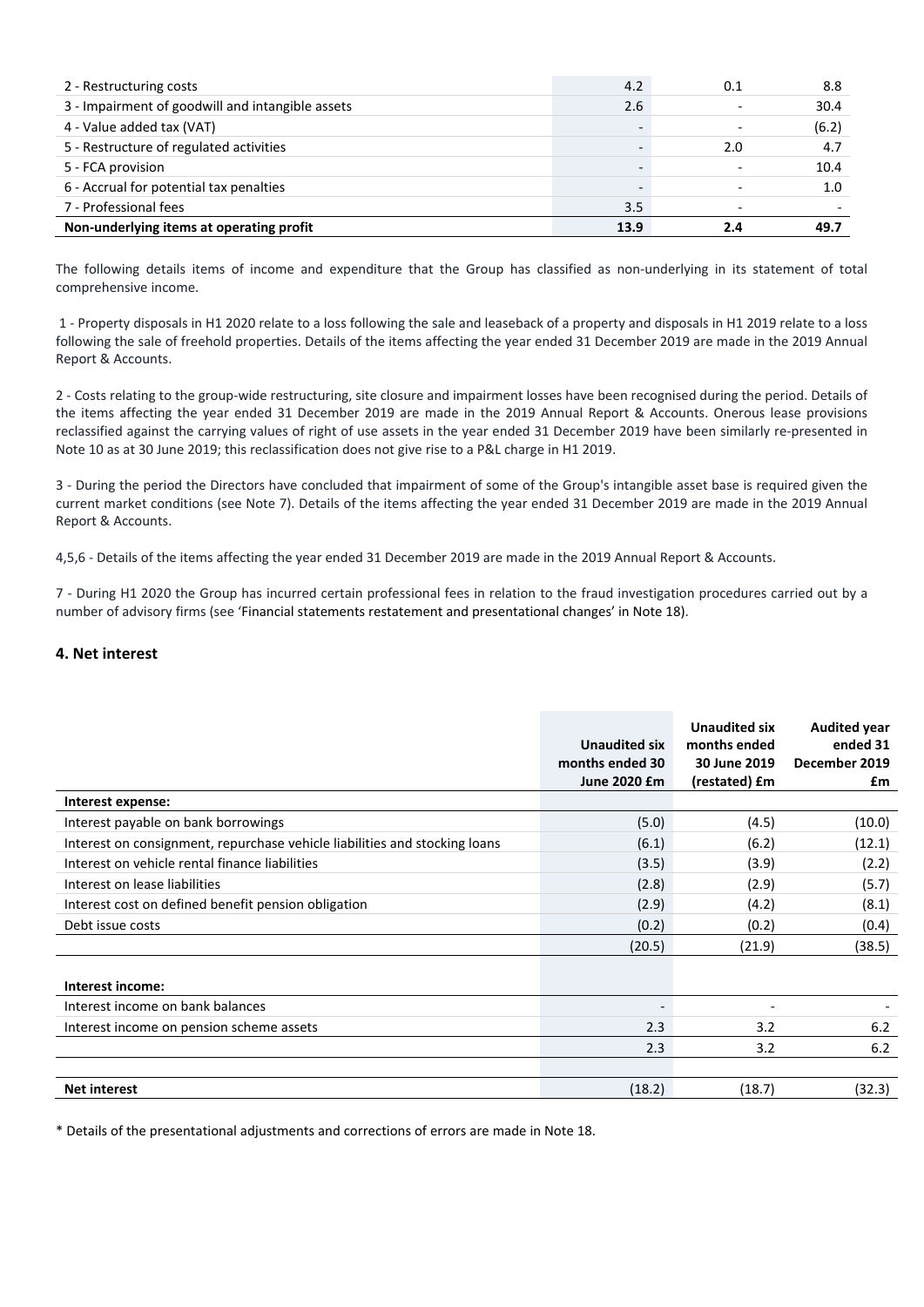| | | | |
|---|---|---|---|
| 2 - Restructuring costs | 4.2 | 0.1 | 8.8 |
| 3 - Impairment of goodwill and intangible assets | 2.6 | - | 30.4 |
| 4 - Value added tax (VAT) | - | - | (6.2) |
| 5 - Restructure of regulated activities | - | 2.0 | 4.7 |
| 5 - FCA provision | - | - | 10.4 |
| 6 - Accrual for potential tax penalties | - | - | 1.0 |
| 7 - Professional fees | 3.5 | - | - |
| **Non-underlying items at operating profit** | **13.9** | **2.4** | **49.7** |

The following details items of income and expenditure that the Group has classified as non-underlying in its statement of total comprehensive income.

1 - Property disposals in H1 2020 relate to a loss following the sale and leaseback of a property and disposals in H1 2019 relate to a loss following the sale of freehold properties. Details of the items affecting the year ended 31 December 2019 are made in the 2019 Annual Report & Accounts.

2 - Costs relating to the group-wide restructuring, site closure and impairment losses have been recognised during the period. Details of the items affecting the year ended 31 December 2019 are made in the 2019 Annual Report & Accounts. Onerous lease provisions reclassified against the carrying values of right of use assets in the year ended 31 December 2019 have been similarly re-presented in Note 10 as at 30 June 2019; this reclassification does not give rise to a P&L charge in H1 2019.

3 - During the period the Directors have concluded that impairment of some of the Group's intangible asset base is required given the current market conditions (see Note 7). Details of the items affecting the year ended 31 December 2019 are made in the 2019 Annual Report & Accounts.

4,5,6 - Details of the items affecting the year ended 31 December 2019 are made in the 2019 Annual Report & Accounts.

7 - During H1 2020 the Group has incurred certain professional fees in relation to the fraud investigation procedures carried out by a number of advisory firms (see 'Financial statements restatement and presentational changes' in Note 18).

## 4. Net interest

| | Unaudited six months ended 30 June 2020 £m | Unaudited six months ended 30 June 2019 (restated) £m | Audited year ended 31 December 2019 £m |
|---|---|---|---|
| **Interest expense:** | | | |
| Interest payable on bank borrowings | (5.0) | (4.5) | (10.0) |
| Interest on consignment, repurchase vehicle liabilities and stocking loans | (6.1) | (6.2) | (12.1) |
| Interest on vehicle rental finance liabilities | (3.5) | (3.9) | (2.2) |
| Interest on lease liabilities | (2.8) | (2.9) | (5.7) |
| Interest cost on defined benefit pension obligation | (2.9) | (4.2) | (8.1) |
| Debt issue costs | (0.2) | (0.2) | (0.4) |
| | (20.5) | (21.9) | (38.5) |
| | | | |
| **Interest income:** | | | |
| Interest income on bank balances | - | - | - |
| Interest income on pension scheme assets | 2.3 | 3.2 | 6.2 |
| | 2.3 | 3.2 | 6.2 |
| | | | |
| **Net interest** | (18.2) | (18.7) | (32.3) |

* Details of the presentational adjustments and corrections of errors are made in Note 18.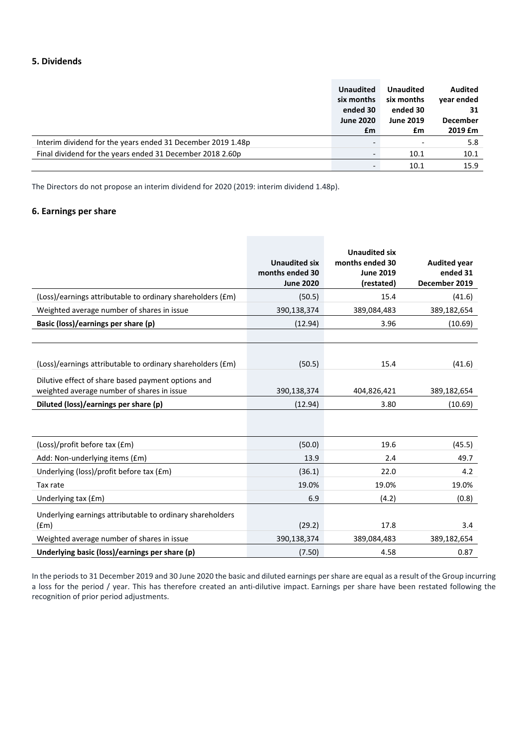## 5. Dividends

| | Unaudited six months ended 30 June 2020 £m | Unaudited six months ended 30 June 2019 £m | Audited year ended 31 December 2019 £m |
|---|---|---|---|
| Interim dividend for the years ended 31 December 2019 1.48p | - | - | 5.8 |
| Final dividend for the years ended 31 December 2018 2.60p | - | 10.1 | 10.1 |
| | - | 10.1 | 15.9 |

The Directors do not propose an interim dividend for 2020 (2019: interim dividend 1.48p).

## 6. Earnings per share

| | Unaudited six months ended 30 June 2020 | Unaudited six months ended 30 June 2019 (restated) | Audited year ended 31 December 2019 |
|---|---|---|---|
| (Loss)/earnings attributable to ordinary shareholders (£m) | (50.5) | 15.4 | (41.6) |
| Weighted average number of shares in issue | 390,138,374 | 389,084,483 | 389,182,654 |
| **Basic (loss)/earnings per share (p)** | (12.94) | 3.96 | (10.69) |
| | | | |
| (Loss)/earnings attributable to ordinary shareholders (£m) | (50.5) | 15.4 | (41.6) |
| Dilutive effect of share based payment options and weighted average number of shares in issue | 390,138,374 | 404,826,421 | 389,182,654 |
| **Diluted (loss)/earnings per share (p)** | (12.94) | 3.80 | (10.69) |
| | | | |
| (Loss)/profit before tax (£m) | (50.0) | 19.6 | (45.5) |
| Add: Non-underlying items (£m) | 13.9 | 2.4 | 49.7 |
| Underlying (loss)/profit before tax (£m) | (36.1) | 22.0 | 4.2 |
| Tax rate | 19.0% | 19.0% | 19.0% |
| Underlying tax (£m) | 6.9 | (4.2) | (0.8) |
| Underlying earnings attributable to ordinary shareholders (£m) | (29.2) | 17.8 | 3.4 |
| Weighted average number of shares in issue | 390,138,374 | 389,084,483 | 389,182,654 |
| **Underlying basic (loss)/earnings per share (p)** | (7.50) | 4.58 | 0.87 |

In the periods to 31 December 2019 and 30 June 2020 the basic and diluted earnings per share are equal as a result of the Group incurring a loss for the period / year. This has therefore created an anti-dilutive impact. Earnings per share have been restated following the recognition of prior period adjustments.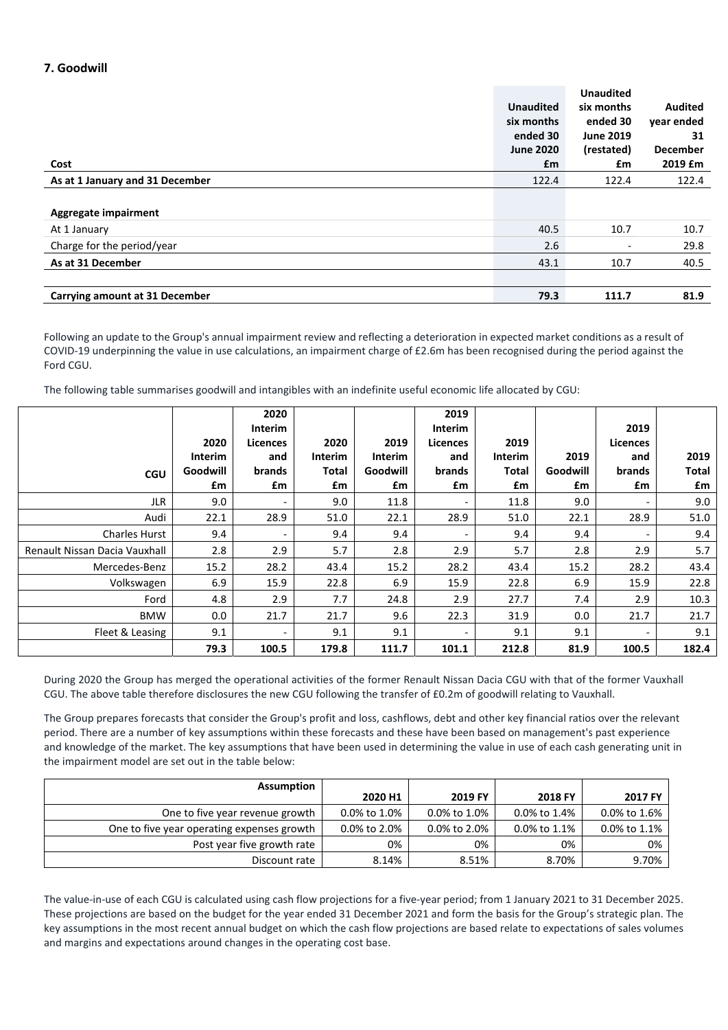## 7. Goodwill

| Cost | Unaudited six months ended 30 June 2020 £m | Unaudited six months ended 30 June 2019 (restated) £m | Audited year ended 31 December 2019 £m |
|---|---|---|---|
| **As at 1 January and 31 December** | 122.4 | 122.4 | 122.4 |
| | | | |
| **Aggregate impairment** | | | |
| At 1 January | 40.5 | 10.7 | 10.7 |
| Charge for the period/year | 2.6 | - | 29.8 |
| **As at 31 December** | 43.1 | 10.7 | 40.5 |
| | | | |
| **Carrying amount at 31 December** | **79.3** | **111.7** | **81.9** |

Following an update to the Group's annual impairment review and reflecting a deterioration in expected market conditions as a result of COVID-19 underpinning the value in use calculations, an impairment charge of £2.6m has been recognised during the period against the Ford CGU.

The following table summarises goodwill and intangibles with an indefinite useful economic life allocated by CGU:

| CGU | 2020 Interim Goodwill £m | 2020 Interim Licences and brands £m | 2020 Interim Total £m | 2019 Interim Goodwill £m | 2019 Interim Licences and brands £m | 2019 Interim Total £m | 2019 Goodwill £m | 2019 Licences and brands £m | 2019 Total £m |
|---|---|---|---|---|---|---|---|---|---|
| JLR | 9.0 | - | 9.0 | 11.8 | - | 11.8 | 9.0 | - | 9.0 |
| Audi | 22.1 | 28.9 | 51.0 | 22.1 | 28.9 | 51.0 | 22.1 | 28.9 | 51.0 |
| Charles Hurst | 9.4 | - | 9.4 | 9.4 | - | 9.4 | 9.4 | - | 9.4 |
| Renault Nissan Dacia Vauxhall | 2.8 | 2.9 | 5.7 | 2.8 | 2.9 | 5.7 | 2.8 | 2.9 | 5.7 |
| Mercedes-Benz | 15.2 | 28.2 | 43.4 | 15.2 | 28.2 | 43.4 | 15.2 | 28.2 | 43.4 |
| Volkswagen | 6.9 | 15.9 | 22.8 | 6.9 | 15.9 | 22.8 | 6.9 | 15.9 | 22.8 |
| Ford | 4.8 | 2.9 | 7.7 | 24.8 | 2.9 | 27.7 | 7.4 | 2.9 | 10.3 |
| BMW | 0.0 | 21.7 | 21.7 | 9.6 | 22.3 | 31.9 | 0.0 | 21.7 | 21.7 |
| Fleet & Leasing | 9.1 | - | 9.1 | 9.1 | - | 9.1 | 9.1 | - | 9.1 |
| | **79.3** | **100.5** | **179.8** | **111.7** | **101.1** | **212.8** | **81.9** | **100.5** | **182.4** |

During 2020 the Group has merged the operational activities of the former Renault Nissan Dacia CGU with that of the former Vauxhall CGU. The above table therefore discloses the new CGU following the transfer of £0.2m of goodwill relating to Vauxhall.

The Group prepares forecasts that consider the Group's profit and loss, cashflows, debt and other key financial ratios over the relevant period. There are a number of key assumptions within these forecasts and these have been based on management's past experience and knowledge of the market. The key assumptions that have been used in determining the value in use of each cash generating unit in the impairment model are set out in the table below:

| Assumption | 2020 H1 | 2019 FY | 2018 FY | 2017 FY |
|---|---|---|---|---|
| One to five year revenue growth | 0.0% to 1.0% | 0.0% to 1.0% | 0.0% to 1.4% | 0.0% to 1.6% |
| One to five year operating expenses growth | 0.0% to 2.0% | 0.0% to 2.0% | 0.0% to 1.1% | 0.0% to 1.1% |
| Post year five growth rate | 0% | 0% | 0% | 0% |
| Discount rate | 8.14% | 8.51% | 8.70% | 9.70% |

The value-in-use of each CGU is calculated using cash flow projections for a five-year period; from 1 January 2021 to 31 December 2025. These projections are based on the budget for the year ended 31 December 2021 and form the basis for the Group's strategic plan. The key assumptions in the most recent annual budget on which the cash flow projections are based relate to expectations of sales volumes and margins and expectations around changes in the operating cost base.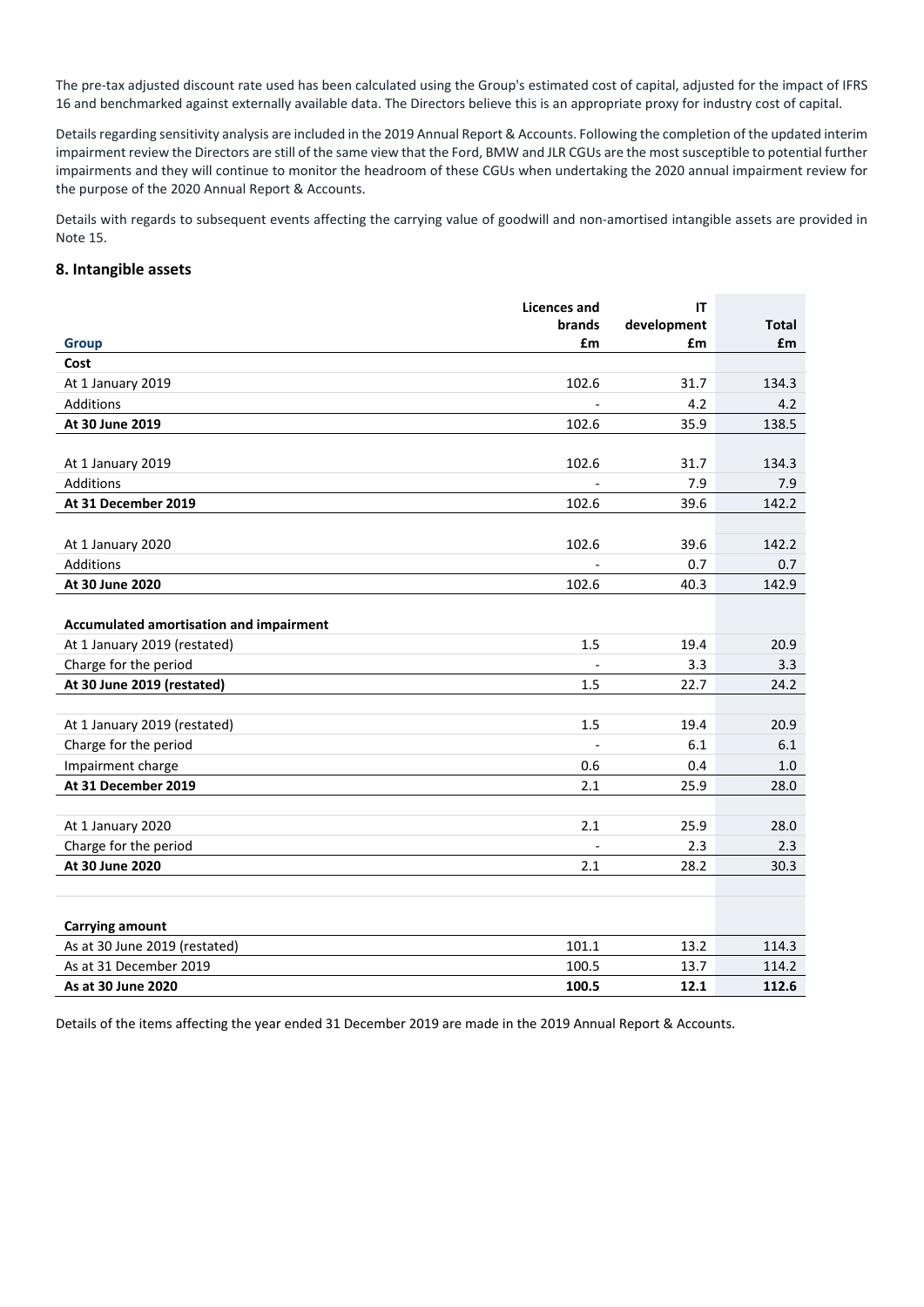The pre-tax adjusted discount rate used has been calculated using the Group's estimated cost of capital, adjusted for the impact of IFRS 16 and benchmarked against externally available data. The Directors believe this is an appropriate proxy for industry cost of capital.

Details regarding sensitivity analysis are included in the 2019 Annual Report & Accounts. Following the completion of the updated interim impairment review the Directors are still of the same view that the Ford, BMW and JLR CGUs are the most susceptible to potential further impairments and they will continue to monitor the headroom of these CGUs when undertaking the 2020 annual impairment review for the purpose of the 2020 Annual Report & Accounts.

Details with regards to subsequent events affecting the carrying value of goodwill and non-amortised intangible assets are provided in Note 15.

## 8. Intangible assets

| Group | Licences and brands £m | IT development £m | Total £m |
|---|---|---|---|
| **Cost** | | | |
| At 1 January 2019 | 102.6 | 31.7 | 134.3 |
| Additions | - | 4.2 | 4.2 |
| **At 30 June 2019** | 102.6 | 35.9 | 138.5 |
| | | | |
| At 1 January 2019 | 102.6 | 31.7 | 134.3 |
| Additions | - | 7.9 | 7.9 |
| **At 31 December 2019** | 102.6 | 39.6 | 142.2 |
| | | | |
| At 1 January 2020 | 102.6 | 39.6 | 142.2 |
| Additions | - | 0.7 | 0.7 |
| **At 30 June 2020** | 102.6 | 40.3 | 142.9 |
| | | | |
| **Accumulated amortisation and impairment** | | | |
| At 1 January 2019 (restated) | 1.5 | 19.4 | 20.9 |
| Charge for the period | - | 3.3 | 3.3 |
| **At 30 June 2019 (restated)** | 1.5 | 22.7 | 24.2 |
| | | | |
| At 1 January 2019 (restated) | 1.5 | 19.4 | 20.9 |
| Charge for the period | - | 6.1 | 6.1 |
| Impairment charge | 0.6 | 0.4 | 1.0 |
| **At 31 December 2019** | 2.1 | 25.9 | 28.0 |
| | | | |
| At 1 January 2020 | 2.1 | 25.9 | 28.0 |
| Charge for the period | - | 2.3 | 2.3 |
| **At 30 June 2020** | 2.1 | 28.2 | 30.3 |
| | | | |
| **Carrying amount** | | | |
| As at 30 June 2019 (restated) | 101.1 | 13.2 | 114.3 |
| As at 31 December 2019 | 100.5 | 13.7 | 114.2 |
| **As at 30 June 2020** | **100.5** | **12.1** | **112.6** |

Details of the items affecting the year ended 31 December 2019 are made in the 2019 Annual Report & Accounts.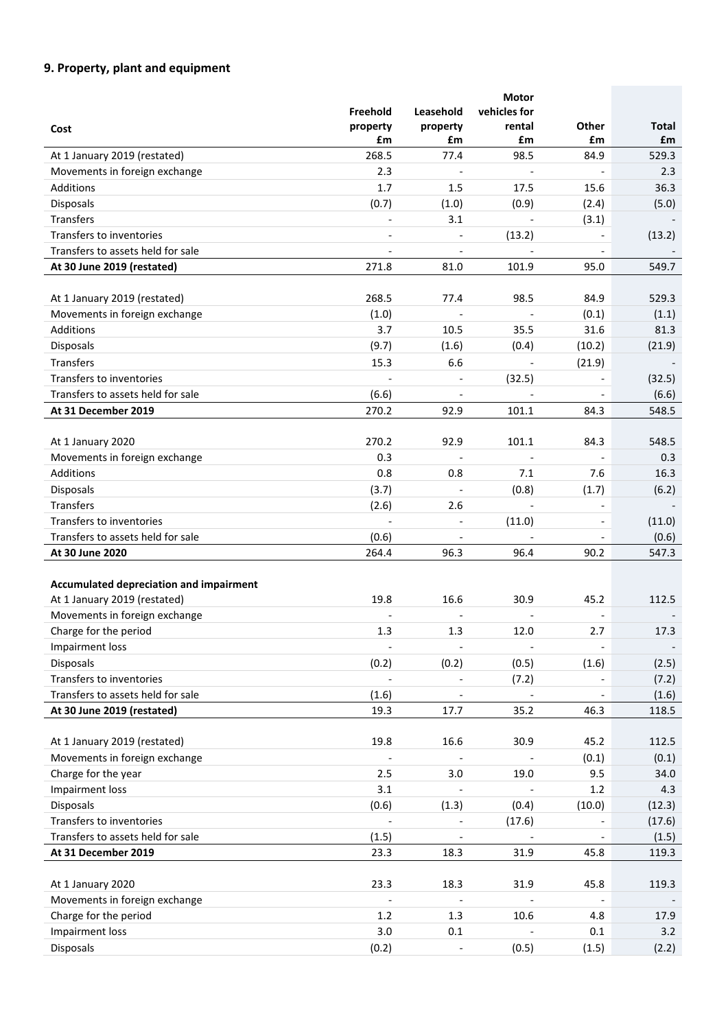## 9. Property, plant and equipment

| Cost | Freehold property £m | Leasehold property £m | Motor vehicles for rental £m | Other £m | Total £m |
|---|---|---|---|---|---|
| At 1 January 2019 (restated) | 268.5 | 77.4 | 98.5 | 84.9 | 529.3 |
| Movements in foreign exchange | 2.3 | - | - | - | 2.3 |
| Additions | 1.7 | 1.5 | 17.5 | 15.6 | 36.3 |
| Disposals | (0.7) | (1.0) | (0.9) | (2.4) | (5.0) |
| Transfers | - | 3.1 | - | (3.1) | - |
| Transfers to inventories | - | - | (13.2) | - | (13.2) |
| Transfers to assets held for sale | - | - | - | - | - |
| **At 30 June 2019 (restated)** | 271.8 | 81.0 | 101.9 | 95.0 | 549.7 |
| | | | | | |
| At 1 January 2019 (restated) | 268.5 | 77.4 | 98.5 | 84.9 | 529.3 |
| Movements in foreign exchange | (1.0) | - | - | (0.1) | (1.1) |
| Additions | 3.7 | 10.5 | 35.5 | 31.6 | 81.3 |
| Disposals | (9.7) | (1.6) | (0.4) | (10.2) | (21.9) |
| Transfers | 15.3 | 6.6 | - | (21.9) | - |
| Transfers to inventories | - | - | (32.5) | - | (32.5) |
| Transfers to assets held for sale | (6.6) | - | - | - | (6.6) |
| **At 31 December 2019** | 270.2 | 92.9 | 101.1 | 84.3 | 548.5 |
| | | | | | |
| At 1 January 2020 | 270.2 | 92.9 | 101.1 | 84.3 | 548.5 |
| Movements in foreign exchange | 0.3 | - | - | - | 0.3 |
| Additions | 0.8 | 0.8 | 7.1 | 7.6 | 16.3 |
| Disposals | (3.7) | - | (0.8) | (1.7) | (6.2) |
| Transfers | (2.6) | 2.6 | - | - | - |
| Transfers to inventories | - | - | (11.0) | - | (11.0) |
| Transfers to assets held for sale | (0.6) | - | - | - | (0.6) |
| **At 30 June 2020** | 264.4 | 96.3 | 96.4 | 90.2 | 547.3 |
| | | | | | |
| **Accumulated depreciation and impairment** | | | | | |
| At 1 January 2019 (restated) | 19.8 | 16.6 | 30.9 | 45.2 | 112.5 |
| Movements in foreign exchange | - | - | - | - | - |
| Charge for the period | 1.3 | 1.3 | 12.0 | 2.7 | 17.3 |
| Impairment loss | - | - | - | - | - |
| Disposals | (0.2) | (0.2) | (0.5) | (1.6) | (2.5) |
| Transfers to inventories | - | - | (7.2) | - | (7.2) |
| Transfers to assets held for sale | (1.6) | - | - | - | (1.6) |
| **At 30 June 2019 (restated)** | 19.3 | 17.7 | 35.2 | 46.3 | 118.5 |
| | | | | | |
| At 1 January 2019 (restated) | 19.8 | 16.6 | 30.9 | 45.2 | 112.5 |
| Movements in foreign exchange | - | - | - | (0.1) | (0.1) |
| Charge for the year | 2.5 | 3.0 | 19.0 | 9.5 | 34.0 |
| Impairment loss | 3.1 | - | - | 1.2 | 4.3 |
| Disposals | (0.6) | (1.3) | (0.4) | (10.0) | (12.3) |
| Transfers to inventories | - | - | (17.6) | - | (17.6) |
| Transfers to assets held for sale | (1.5) | - | - | - | (1.5) |
| **At 31 December 2019** | 23.3 | 18.3 | 31.9 | 45.8 | 119.3 |
| | | | | | |
| At 1 January 2020 | 23.3 | 18.3 | 31.9 | 45.8 | 119.3 |
| Movements in foreign exchange | - | - | - | - | - |
| Charge for the period | 1.2 | 1.3 | 10.6 | 4.8 | 17.9 |
| Impairment loss | 3.0 | 0.1 | - | 0.1 | 3.2 |
| Disposals | (0.2) | - | (0.5) | (1.5) | (2.2) |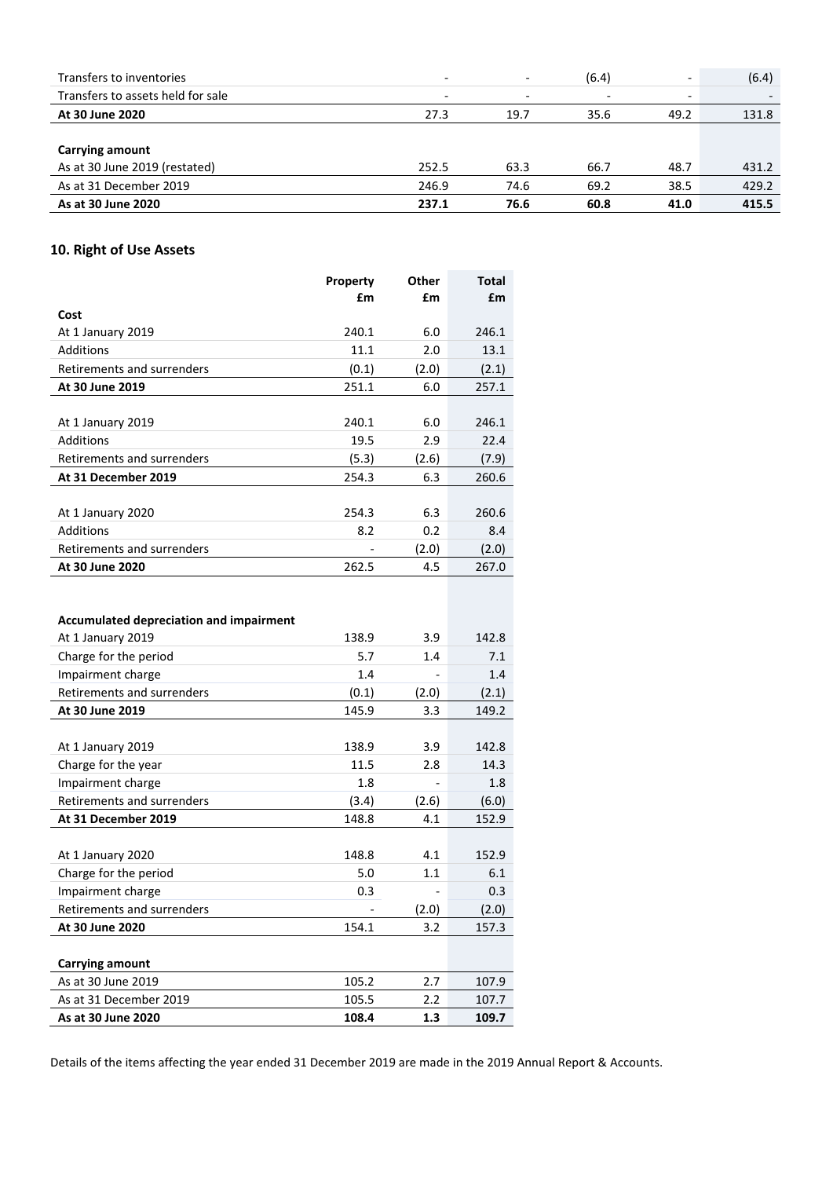|  |  |  |  |  |  |
|---|---|---|---|---|---|
| Transfers to inventories | - | - | (6.4) | - | (6.4) |
| Transfers to assets held for sale | - | - | - | - | - |
| **At 30 June 2020** | 27.3 | 19.7 | 35.6 | 49.2 | 131.8 |
|  |  |  |  |  |  |
| **Carrying amount** |  |  |  |  |  |
| As at 30 June 2019 (restated) | 252.5 | 63.3 | 66.7 | 48.7 | 431.2 |
| As at 31 December 2019 | 246.9 | 74.6 | 69.2 | 38.5 | 429.2 |
| **As at 30 June 2020** | **237.1** | **76.6** | **60.8** | **41.0** | **415.5** |

## 10. Right of Use Assets

|  | Property £m | Other £m | Total £m |
|---|---|---|---|
| **Cost** |  |  |  |
| At 1 January 2019 | 240.1 | 6.0 | 246.1 |
| Additions | 11.1 | 2.0 | 13.1 |
| Retirements and surrenders | (0.1) | (2.0) | (2.1) |
| **At 30 June 2019** | 251.1 | 6.0 | 257.1 |
|  |  |  |  |
| At 1 January 2019 | 240.1 | 6.0 | 246.1 |
| Additions | 19.5 | 2.9 | 22.4 |
| Retirements and surrenders | (5.3) | (2.6) | (7.9) |
| **At 31 December 2019** | 254.3 | 6.3 | 260.6 |
|  |  |  |  |
| At 1 January 2020 | 254.3 | 6.3 | 260.6 |
| Additions | 8.2 | 0.2 | 8.4 |
| Retirements and surrenders | - | (2.0) | (2.0) |
| **At 30 June 2020** | 262.5 | 4.5 | 267.0 |
|  |  |  |  |
| **Accumulated depreciation and impairment** |  |  |  |
| At 1 January 2019 | 138.9 | 3.9 | 142.8 |
| Charge for the period | 5.7 | 1.4 | 7.1 |
| Impairment charge | 1.4 | - | 1.4 |
| Retirements and surrenders | (0.1) | (2.0) | (2.1) |
| **At 30 June 2019** | 145.9 | 3.3 | 149.2 |
|  |  |  |  |
| At 1 January 2019 | 138.9 | 3.9 | 142.8 |
| Charge for the year | 11.5 | 2.8 | 14.3 |
| Impairment charge | 1.8 | - | 1.8 |
| Retirements and surrenders | (3.4) | (2.6) | (6.0) |
| **At 31 December 2019** | 148.8 | 4.1 | 152.9 |
|  |  |  |  |
| At 1 January 2020 | 148.8 | 4.1 | 152.9 |
| Charge for the period | 5.0 | 1.1 | 6.1 |
| Impairment charge | 0.3 | - | 0.3 |
| Retirements and surrenders | - | (2.0) | (2.0) |
| **At 30 June 2020** | 154.1 | 3.2 | 157.3 |
|  |  |  |  |
| **Carrying amount** |  |  |  |
| As at 30 June 2019 | 105.2 | 2.7 | 107.9 |
| As at 31 December 2019 | 105.5 | 2.2 | 107.7 |
| **As at 30 June 2020** | **108.4** | **1.3** | **109.7** |

Details of the items affecting the year ended 31 December 2019 are made in the 2019 Annual Report & Accounts.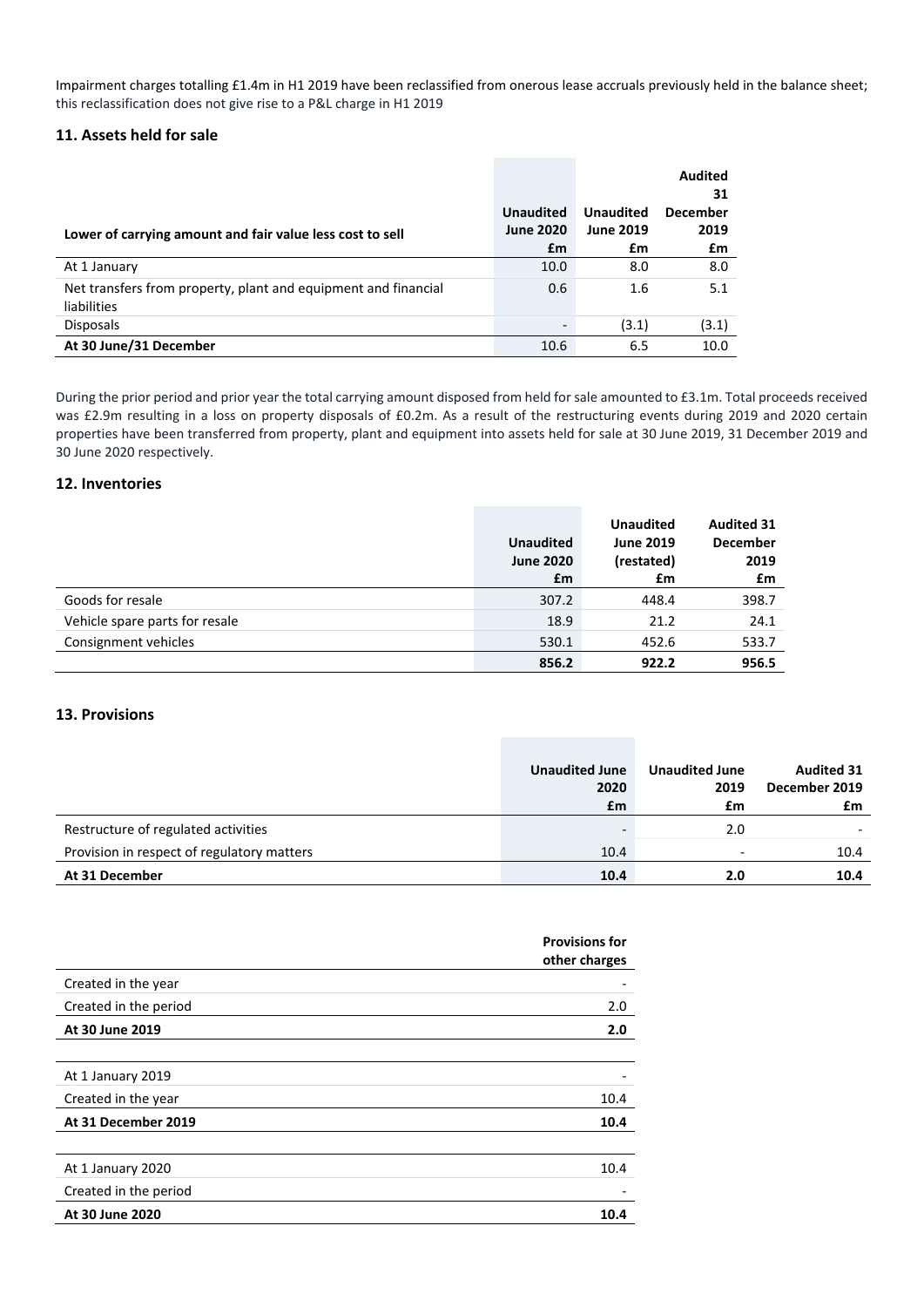Impairment charges totalling £1.4m in H1 2019 have been reclassified from onerous lease accruals previously held in the balance sheet; this reclassification does not give rise to a P&L charge in H1 2019

### 11. Assets held for sale

| Lower of carrying amount and fair value less cost to sell | Unaudited June 2020 £m | Unaudited June 2019 £m | Audited 31 December 2019 £m |
|---|---|---|---|
| At 1 January | 10.0 | 8.0 | 8.0 |
| Net transfers from property, plant and equipment and financial liabilities | 0.6 | 1.6 | 5.1 |
| Disposals | - | (3.1) | (3.1) |
| **At 30 June/31 December** | 10.6 | 6.5 | 10.0 |

During the prior period and prior year the total carrying amount disposed from held for sale amounted to £3.1m. Total proceeds received was £2.9m resulting in a loss on property disposals of £0.2m. As a result of the restructuring events during 2019 and 2020 certain properties have been transferred from property, plant and equipment into assets held for sale at 30 June 2019, 31 December 2019 and 30 June 2020 respectively.

### 12. Inventories

| | Unaudited June 2020 £m | Unaudited June 2019 (restated) £m | Audited 31 December 2019 £m |
|---|---|---|---|
| Goods for resale | 307.2 | 448.4 | 398.7 |
| Vehicle spare parts for resale | 18.9 | 21.2 | 24.1 |
| Consignment vehicles | 530.1 | 452.6 | 533.7 |
| | **856.2** | **922.2** | **956.5** |

### 13. Provisions

| | Unaudited June 2020 £m | Unaudited June 2019 £m | Audited 31 December 2019 £m |
|---|---|---|---|
| Restructure of regulated activities | - | 2.0 | - |
| Provision in respect of regulatory matters | 10.4 | - | 10.4 |
| **At 31 December** | **10.4** | **2.0** | **10.4** |

| | Provisions for other charges |
|---|---|
| Created in the year | - |
| Created in the period | 2.0 |
| **At 30 June 2019** | **2.0** |
| | |
| At 1 January 2019 | - |
| Created in the year | 10.4 |
| **At 31 December 2019** | **10.4** |
| | |
| At 1 January 2020 | 10.4 |
| Created in the period | - |
| **At 30 June 2020** | **10.4** |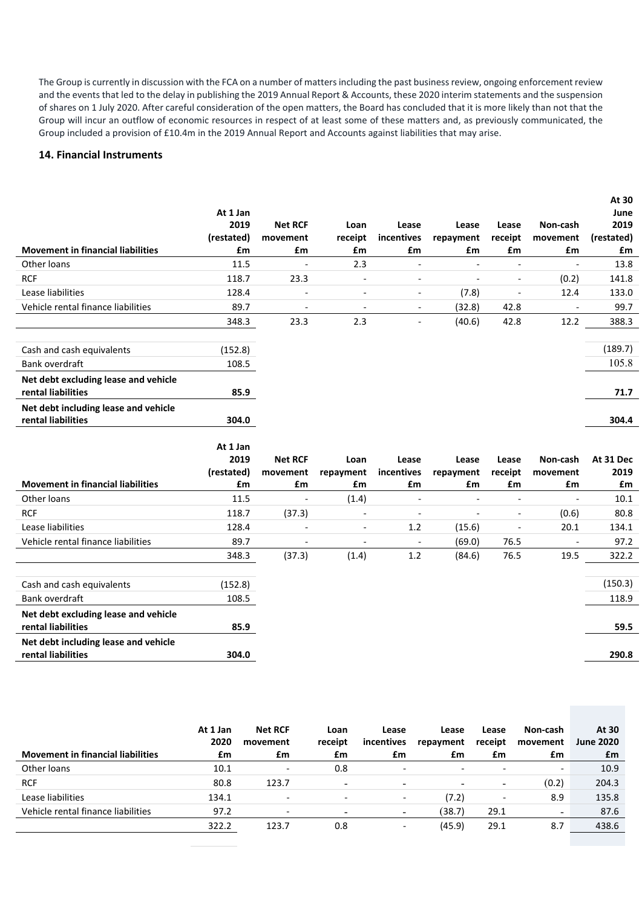The Group is currently in discussion with the FCA on a number of matters including the past business review, ongoing enforcement review and the events that led to the delay in publishing the 2019 Annual Report & Accounts, these 2020 interim statements and the suspension of shares on 1 July 2020. After careful consideration of the open matters, the Board has concluded that it is more likely than not that the Group will incur an outflow of economic resources in respect of at least some of these matters and, as previously communicated, the Group included a provision of £10.4m in the 2019 Annual Report and Accounts against liabilities that may arise.

## 14. Financial Instruments

| Movement in financial liabilities | At 1 Jan 2019 (restated) £m | Net RCF movement £m | Loan receipt £m | Lease incentives £m | Lease repayment £m | Lease receipt £m | Non-cash movement £m | At 30 June 2019 (restated) £m |
|---|---|---|---|---|---|---|---|---|
| Other loans | 11.5 | - | 2.3 | - | - | - | - | 13.8 |
| RCF | 118.7 | 23.3 | - | - | - | - | (0.2) | 141.8 |
| Lease liabilities | 128.4 | - | - | - | (7.8) | - | 12.4 | 133.0 |
| Vehicle rental finance liabilities | 89.7 | - | - | - | (32.8) | 42.8 | - | 99.7 |
| | 348.3 | 23.3 | 2.3 | - | (40.6) | 42.8 | 12.2 | 388.3 |
| | | | | | | | | |
| Cash and cash equivalents | (152.8) | | | | | | | (189.7) |
| Bank overdraft | 108.5 | | | | | | | 105.8 |
| **Net debt excluding lease and vehicle rental liabilities** | **85.9** | | | | | | | **71.7** |
| **Net debt including lease and vehicle rental liabilities** | **304.0** | | | | | | | **304.4** |

| Movement in financial liabilities | At 1 Jan 2019 (restated) £m | Net RCF movement £m | Loan repayment £m | Lease incentives £m | Lease repayment £m | Lease receipt £m | Non-cash movement £m | At 31 Dec 2019 £m |
|---|---|---|---|---|---|---|---|---|
| Other loans | 11.5 | - | (1.4) | - | - | - | - | 10.1 |
| RCF | 118.7 | (37.3) | - | - | - | - | (0.6) | 80.8 |
| Lease liabilities | 128.4 | - | - | 1.2 | (15.6) | - | 20.1 | 134.1 |
| Vehicle rental finance liabilities | 89.7 | - | - | - | (69.0) | 76.5 | - | 97.2 |
| | 348.3 | (37.3) | (1.4) | 1.2 | (84.6) | 76.5 | 19.5 | 322.2 |
| | | | | | | | | |
| Cash and cash equivalents | (152.8) | | | | | | | (150.3) |
| Bank overdraft | 108.5 | | | | | | | 118.9 |
| **Net debt excluding lease and vehicle rental liabilities** | **85.9** | | | | | | | **59.5** |
| **Net debt including lease and vehicle rental liabilities** | **304.0** | | | | | | | **290.8** |

| Movement in financial liabilities | At 1 Jan 2020 £m | Net RCF movement £m | Loan receipt £m | Lease incentives £m | Lease repayment £m | Lease receipt £m | Non-cash movement £m | At 30 June 2020 £m |
|---|---|---|---|---|---|---|---|---|
| Other loans | 10.1 | - | 0.8 | - | - | - | - | 10.9 |
| RCF | 80.8 | 123.7 | - | - | - | - | (0.2) | 204.3 |
| Lease liabilities | 134.1 | - | - | - | (7.2) | - | 8.9 | 135.8 |
| Vehicle rental finance liabilities | 97.2 | - | - | - | (38.7) | 29.1 | - | 87.6 |
| | 322.2 | 123.7 | 0.8 | - | (45.9) | 29.1 | 8.7 | 438.6 |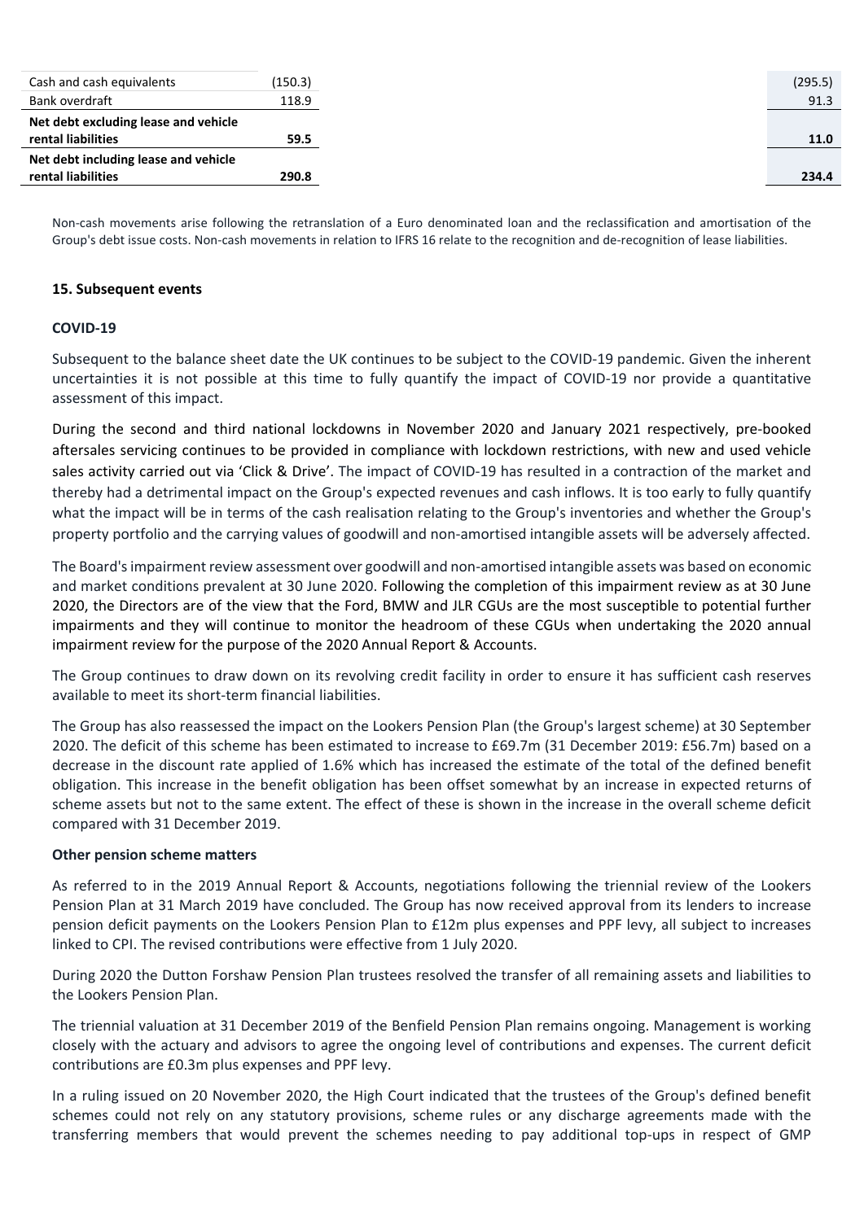| | | |
|---|---|---|
| Cash and cash equivalents | (150.3) | (295.5) |
| Bank overdraft | 118.9 | 91.3 |
| **Net debt excluding lease and vehicle rental liabilities** | **59.5** | **11.0** |
| **Net debt including lease and vehicle rental liabilities** | **290.8** | **234.4** |

Non-cash movements arise following the retranslation of a Euro denominated loan and the reclassification and amortisation of the Group's debt issue costs. Non-cash movements in relation to IFRS 16 relate to the recognition and de-recognition of lease liabilities.

### 15. Subsequent events

#### COVID-19

Subsequent to the balance sheet date the UK continues to be subject to the COVID-19 pandemic. Given the inherent uncertainties it is not possible at this time to fully quantify the impact of COVID-19 nor provide a quantitative assessment of this impact.

During the second and third national lockdowns in November 2020 and January 2021 respectively, pre-booked aftersales servicing continues to be provided in compliance with lockdown restrictions, with new and used vehicle sales activity carried out via 'Click & Drive'. The impact of COVID-19 has resulted in a contraction of the market and thereby had a detrimental impact on the Group's expected revenues and cash inflows. It is too early to fully quantify what the impact will be in terms of the cash realisation relating to the Group's inventories and whether the Group's property portfolio and the carrying values of goodwill and non-amortised intangible assets will be adversely affected.

The Board's impairment review assessment over goodwill and non-amortised intangible assets was based on economic and market conditions prevalent at 30 June 2020. Following the completion of this impairment review as at 30 June 2020, the Directors are of the view that the Ford, BMW and JLR CGUs are the most susceptible to potential further impairments and they will continue to monitor the headroom of these CGUs when undertaking the 2020 annual impairment review for the purpose of the 2020 Annual Report & Accounts.

The Group continues to draw down on its revolving credit facility in order to ensure it has sufficient cash reserves available to meet its short-term financial liabilities.

The Group has also reassessed the impact on the Lookers Pension Plan (the Group's largest scheme) at 30 September 2020. The deficit of this scheme has been estimated to increase to £69.7m (31 December 2019: £56.7m) based on a decrease in the discount rate applied of 1.6% which has increased the estimate of the total of the defined benefit obligation. This increase in the benefit obligation has been offset somewhat by an increase in expected returns of scheme assets but not to the same extent. The effect of these is shown in the increase in the overall scheme deficit compared with 31 December 2019.

#### Other pension scheme matters

As referred to in the 2019 Annual Report & Accounts, negotiations following the triennial review of the Lookers Pension Plan at 31 March 2019 have concluded. The Group has now received approval from its lenders to increase pension deficit payments on the Lookers Pension Plan to £12m plus expenses and PPF levy, all subject to increases linked to CPI. The revised contributions were effective from 1 July 2020.

During 2020 the Dutton Forshaw Pension Plan trustees resolved the transfer of all remaining assets and liabilities to the Lookers Pension Plan.

The triennial valuation at 31 December 2019 of the Benfield Pension Plan remains ongoing. Management is working closely with the actuary and advisors to agree the ongoing level of contributions and expenses. The current deficit contributions are £0.3m plus expenses and PPF levy.

In a ruling issued on 20 November 2020, the High Court indicated that the trustees of the Group's defined benefit schemes could not rely on any statutory provisions, scheme rules or any discharge agreements made with the transferring members that would prevent the schemes needing to pay additional top-ups in respect of GMP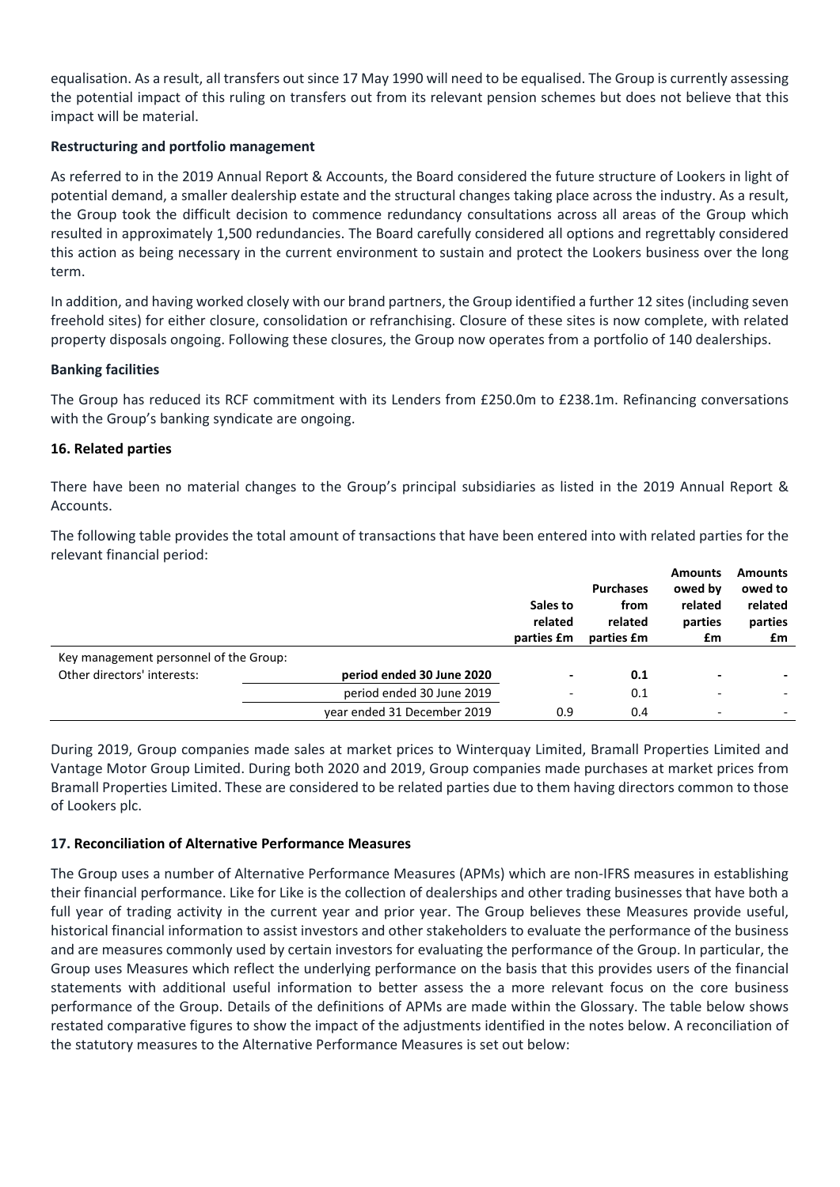equalisation. As a result, all transfers out since 17 May 1990 will need to be equalised. The Group is currently assessing the potential impact of this ruling on transfers out from its relevant pension schemes but does not believe that this impact will be material.

**Restructuring and portfolio management**

As referred to in the 2019 Annual Report & Accounts, the Board considered the future structure of Lookers in light of potential demand, a smaller dealership estate and the structural changes taking place across the industry. As a result, the Group took the difficult decision to commence redundancy consultations across all areas of the Group which resulted in approximately 1,500 redundancies. The Board carefully considered all options and regrettably considered this action as being necessary in the current environment to sustain and protect the Lookers business over the long term.

In addition, and having worked closely with our brand partners, the Group identified a further 12 sites (including seven freehold sites) for either closure, consolidation or refranchising. Closure of these sites is now complete, with related property disposals ongoing. Following these closures, the Group now operates from a portfolio of 140 dealerships.

**Banking facilities**

The Group has reduced its RCF commitment with its Lenders from £250.0m to £238.1m. Refinancing conversations with the Group's banking syndicate are ongoing.

## 16. Related parties

There have been no material changes to the Group's principal subsidiaries as listed in the 2019 Annual Report & Accounts.

The following table provides the total amount of transactions that have been entered into with related parties for the relevant financial period:

| | | Sales to related parties £m | Purchases from related parties £m | Amounts owed by related parties £m | Amounts owed to related parties £m |
|---|---|---|---|---|---|
| Key management personnel of the Group: | | | | | |
| Other directors' interests: | **period ended 30 June 2020** | **-** | **0.1** | **-** | **-** |
| | period ended 30 June 2019 | - | 0.1 | - | - |
| | year ended 31 December 2019 | 0.9 | 0.4 | - | - |

During 2019, Group companies made sales at market prices to Winterquay Limited, Bramall Properties Limited and Vantage Motor Group Limited. During both 2020 and 2019, Group companies made purchases at market prices from Bramall Properties Limited. These are considered to be related parties due to them having directors common to those of Lookers plc.

## 17. Reconciliation of Alternative Performance Measures

The Group uses a number of Alternative Performance Measures (APMs) which are non-IFRS measures in establishing their financial performance. Like for Like is the collection of dealerships and other trading businesses that have both a full year of trading activity in the current year and prior year. The Group believes these Measures provide useful, historical financial information to assist investors and other stakeholders to evaluate the performance of the business and are measures commonly used by certain investors for evaluating the performance of the Group. In particular, the Group uses Measures which reflect the underlying performance on the basis that this provides users of the financial statements with additional useful information to better assess the a more relevant focus on the core business performance of the Group. Details of the definitions of APMs are made within the Glossary. The table below shows restated comparative figures to show the impact of the adjustments identified in the notes below. A reconciliation of the statutory measures to the Alternative Performance Measures is set out below: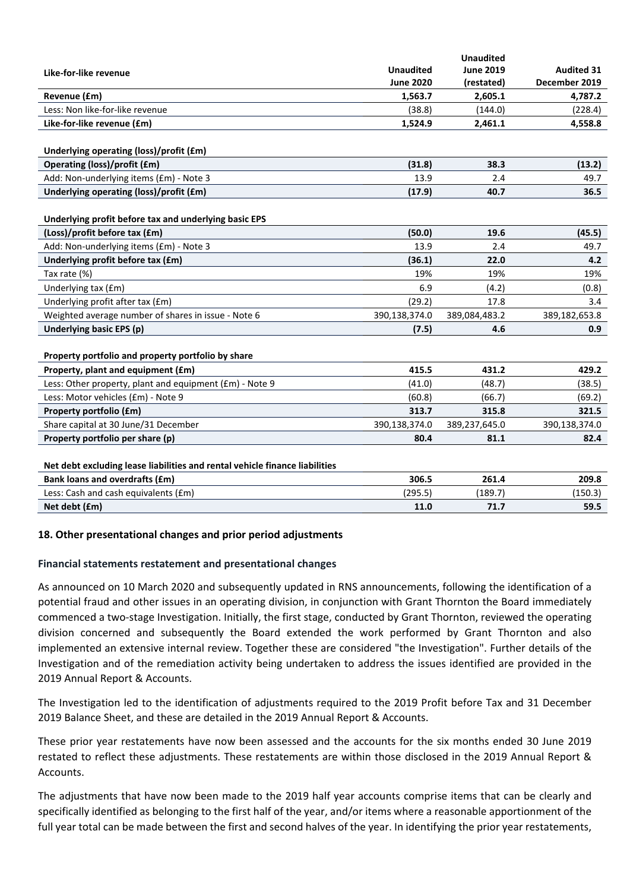| Like-for-like revenue | Unaudited June 2020 | Unaudited June 2019 (restated) | Audited 31 December 2019 |
|---|---|---|---|
| **Revenue (£m)** | **1,563.7** | **2,605.1** | **4,787.2** |
| Less: Non like-for-like revenue | (38.8) | (144.0) | (228.4) |
| **Like-for-like revenue (£m)** | **1,524.9** | **2,461.1** | **4,558.8** |
| | | | |
| **Underlying operating (loss)/profit (£m)** | | | |
| **Operating (loss)/profit (£m)** | **(31.8)** | **38.3** | **(13.2)** |
| Add: Non-underlying items (£m) - Note 3 | 13.9 | 2.4 | 49.7 |
| **Underlying operating (loss)/profit (£m)** | **(17.9)** | **40.7** | **36.5** |
| | | | |
| **Underlying profit before tax and underlying basic EPS** | | | |
| **(Loss)/profit before tax (£m)** | **(50.0)** | **19.6** | **(45.5)** |
| Add: Non-underlying items (£m) - Note 3 | 13.9 | 2.4 | 49.7 |
| **Underlying profit before tax (£m)** | **(36.1)** | **22.0** | **4.2** |
| Tax rate (%) | 19% | 19% | 19% |
| Underlying tax (£m) | 6.9 | (4.2) | (0.8) |
| Underlying profit after tax (£m) | (29.2) | 17.8 | 3.4 |
| Weighted average number of shares in issue - Note 6 | 390,138,374.0 | 389,084,483.2 | 389,182,653.8 |
| **Underlying basic EPS (p)** | **(7.5)** | **4.6** | **0.9** |
| | | | |
| **Property portfolio and property portfolio by share** | | | |
| **Property, plant and equipment (£m)** | **415.5** | **431.2** | **429.2** |
| Less: Other property, plant and equipment (£m) - Note 9 | (41.0) | (48.7) | (38.5) |
| Less: Motor vehicles (£m) - Note 9 | (60.8) | (66.7) | (69.2) |
| **Property portfolio (£m)** | **313.7** | **315.8** | **321.5** |
| Share capital at 30 June/31 December | 390,138,374.0 | 389,237,645.0 | 390,138,374.0 |
| **Property portfolio per share (p)** | **80.4** | **81.1** | **82.4** |
| | | | |
| **Net debt excluding lease liabilities and rental vehicle finance liabilities** | | | |
| **Bank loans and overdrafts (£m)** | **306.5** | **261.4** | **209.8** |
| Less: Cash and cash equivalents (£m) | (295.5) | (189.7) | (150.3) |
| **Net debt (£m)** | **11.0** | **71.7** | **59.5** |

## 18. Other presentational changes and prior period adjustments

### Financial statements restatement and presentational changes

As announced on 10 March 2020 and subsequently updated in RNS announcements, following the identification of a potential fraud and other issues in an operating division, in conjunction with Grant Thornton the Board immediately commenced a two-stage Investigation. Initially, the first stage, conducted by Grant Thornton, reviewed the operating division concerned and subsequently the Board extended the work performed by Grant Thornton and also implemented an extensive internal review. Together these are considered "the Investigation". Further details of the Investigation and of the remediation activity being undertaken to address the issues identified are provided in the 2019 Annual Report & Accounts.

The Investigation led to the identification of adjustments required to the 2019 Profit before Tax and 31 December 2019 Balance Sheet, and these are detailed in the 2019 Annual Report & Accounts.

These prior year restatements have now been assessed and the accounts for the six months ended 30 June 2019 restated to reflect these adjustments. These restatements are within those disclosed in the 2019 Annual Report & Accounts.

The adjustments that have now been made to the 2019 half year accounts comprise items that can be clearly and specifically identified as belonging to the first half of the year, and/or items where a reasonable apportionment of the full year total can be made between the first and second halves of the year. In identifying the prior year restatements,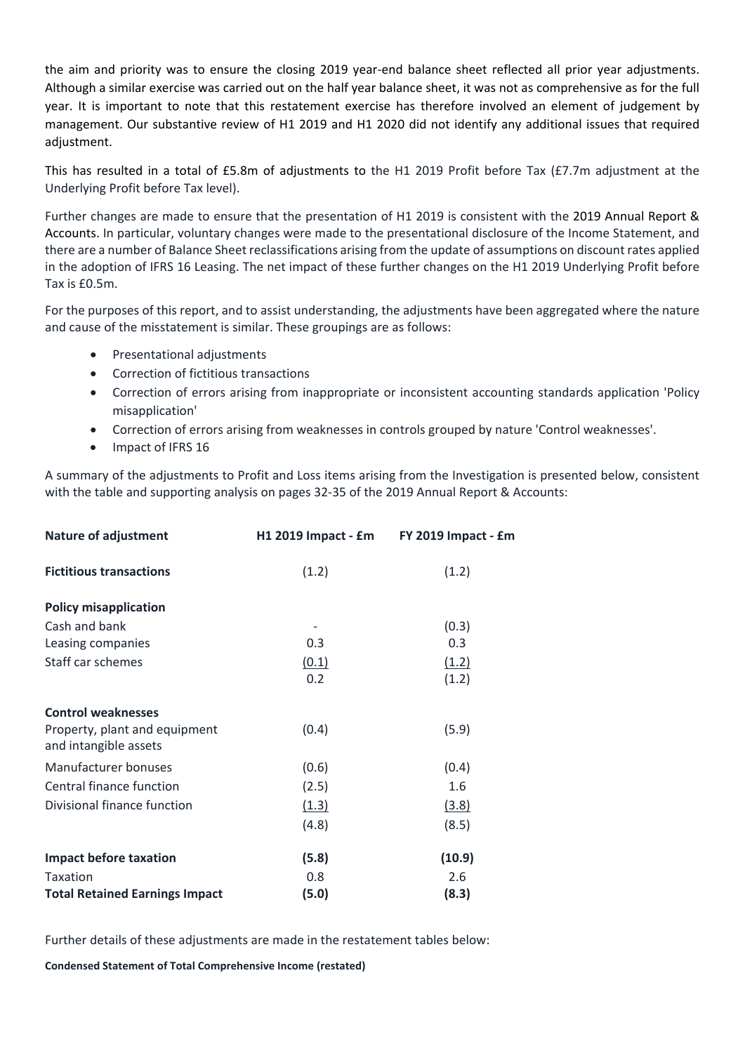the aim and priority was to ensure the closing 2019 year-end balance sheet reflected all prior year adjustments. Although a similar exercise was carried out on the half year balance sheet, it was not as comprehensive as for the full year. It is important to note that this restatement exercise has therefore involved an element of judgement by management. Our substantive review of H1 2019 and H1 2020 did not identify any additional issues that required adjustment.

This has resulted in a total of £5.8m of adjustments to the H1 2019 Profit before Tax (£7.7m adjustment at the Underlying Profit before Tax level).

Further changes are made to ensure that the presentation of H1 2019 is consistent with the 2019 Annual Report & Accounts. In particular, voluntary changes were made to the presentational disclosure of the Income Statement, and there are a number of Balance Sheet reclassifications arising from the update of assumptions on discount rates applied in the adoption of IFRS 16 Leasing. The net impact of these further changes on the H1 2019 Underlying Profit before Tax is £0.5m.

For the purposes of this report, and to assist understanding, the adjustments have been aggregated where the nature and cause of the misstatement is similar. These groupings are as follows:

- Presentational adjustments
- Correction of fictitious transactions
- Correction of errors arising from inappropriate or inconsistent accounting standards application 'Policy misapplication'
- Correction of errors arising from weaknesses in controls grouped by nature 'Control weaknesses'.
- Impact of IFRS 16

A summary of the adjustments to Profit and Loss items arising from the Investigation is presented below, consistent with the table and supporting analysis on pages 32-35 of the 2019 Annual Report & Accounts:

| Nature of adjustment | H1 2019 Impact - £m | FY 2019 Impact - £m |
|---|---|---|
| **Fictitious transactions** | (1.2) | (1.2) |
| **Policy misapplication** | | |
| Cash and bank | - | (0.3) |
| Leasing companies | 0.3 | 0.3 |
| Staff car schemes | (0.1) | (1.2) |
| | 0.2 | (1.2) |
| **Control weaknesses** | | |
| Property, plant and equipment and intangible assets | (0.4) | (5.9) |
| Manufacturer bonuses | (0.6) | (0.4) |
| Central finance function | (2.5) | 1.6 |
| Divisional finance function | (1.3) | (3.8) |
| | (4.8) | (8.5) |
| **Impact before taxation** | **(5.8)** | **(10.9)** |
| Taxation | 0.8 | 2.6 |
| **Total Retained Earnings Impact** | **(5.0)** | **(8.3)** |

Further details of these adjustments are made in the restatement tables below:

**Condensed Statement of Total Comprehensive Income (restated)**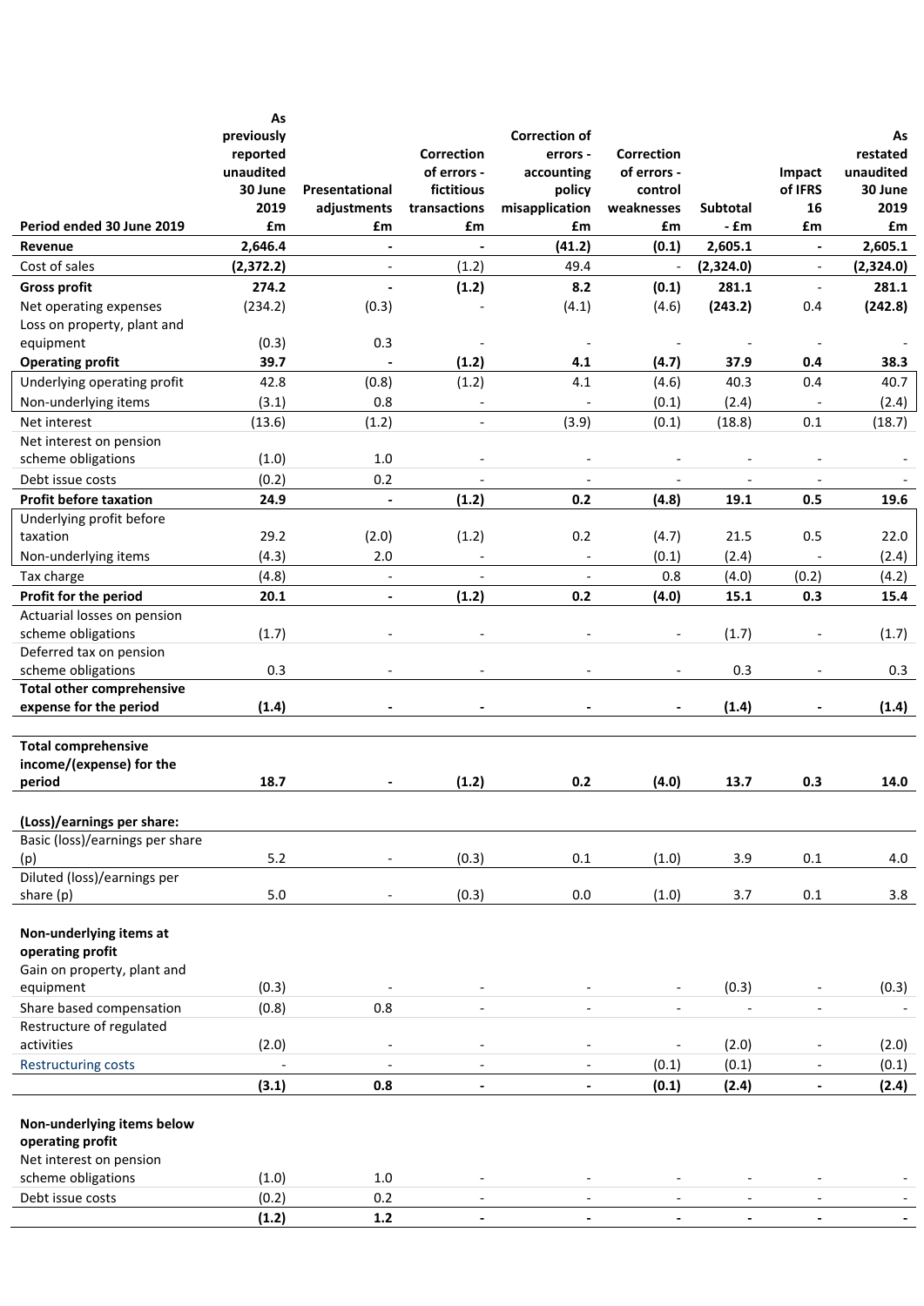| Period ended 30 June 2019 | As previously reported unaudited 30 June 2019 £m | Presentational adjustments £m | Correction of errors - fictitious transactions £m | Correction of errors - accounting policy misapplication £m | Correction of errors - control weaknesses £m | Subtotal - £m | Impact of IFRS 16 £m | As restated unaudited 30 June 2019 £m |
|---|---|---|---|---|---|---|---|---|
| **Revenue** | **2,646.4** | **-** | **-** | **(41.2)** | **(0.1)** | **2,605.1** | **-** | **2,605.1** |
| Cost of sales | **(2,372.2)** | - | (1.2) | 49.4 | - | **(2,324.0)** | - | **(2,324.0)** |
| **Gross profit** | **274.2** | **-** | **(1.2)** | **8.2** | **(0.1)** | **281.1** | **-** | **281.1** |
| Net operating expenses | (234.2) | (0.3) | - | (4.1) | (4.6) | **(243.2)** | 0.4 | **(242.8)** |
| Loss on property, plant and equipment | (0.3) | 0.3 | - | - | - | - | - | - |
| **Operating profit** | **39.7** | **-** | **(1.2)** | **4.1** | **(4.7)** | **37.9** | **0.4** | **38.3** |
| Underlying operating profit | 42.8 | (0.8) | (1.2) | 4.1 | (4.6) | 40.3 | 0.4 | 40.7 |
| Non-underlying items | (3.1) | 0.8 | - | - | (0.1) | (2.4) | - | (2.4) |
| Net interest | (13.6) | (1.2) | - | (3.9) | (0.1) | (18.8) | 0.1 | (18.7) |
| Net interest on pension scheme obligations | (1.0) | 1.0 | - | - | - | - | - | - |
| Debt issue costs | (0.2) | 0.2 | - | - | - | - | - | - |
| **Profit before taxation** | **24.9** | **-** | **(1.2)** | **0.2** | **(4.8)** | **19.1** | **0.5** | **19.6** |
| Underlying profit before taxation | 29.2 | (2.0) | (1.2) | 0.2 | (4.7) | 21.5 | 0.5 | 22.0 |
| Non-underlying items | (4.3) | 2.0 | - | - | (0.1) | (2.4) | - | (2.4) |
| Tax charge | (4.8) | - | - | - | 0.8 | (4.0) | (0.2) | (4.2) |
| **Profit for the period** | **20.1** | **-** | **(1.2)** | **0.2** | **(4.0)** | **15.1** | **0.3** | **15.4** |
| Actuarial losses on pension scheme obligations | (1.7) | - | - | - | - | (1.7) | - | (1.7) |
| Deferred tax on pension scheme obligations | 0.3 | - | - | - | - | 0.3 | - | 0.3 |
| **Total other comprehensive expense for the period** | **(1.4)** | **-** | **-** | **-** | **-** | **(1.4)** | **-** | **(1.4)** |
| **Total comprehensive income/(expense) for the period** | **18.7** | **-** | **(1.2)** | **0.2** | **(4.0)** | **13.7** | **0.3** | **14.0** |
| **(Loss)/earnings per share:** | | | | | | | | |
| Basic (loss)/earnings per share (p) | 5.2 | - | (0.3) | 0.1 | (1.0) | 3.9 | 0.1 | 4.0 |
| Diluted (loss)/earnings per share (p) | 5.0 | - | (0.3) | 0.0 | (1.0) | 3.7 | 0.1 | 3.8 |
| **Non-underlying items at operating profit** | | | | | | | | |
| Gain on property, plant and equipment | (0.3) | - | - | - | - | (0.3) | - | (0.3) |
| Share based compensation | (0.8) | 0.8 | - | - | - | - | - | - |
| Restructure of regulated activities | (2.0) | - | - | - | - | (2.0) | - | (2.0) |
| Restructuring costs | - | - | - | - | (0.1) | (0.1) | - | (0.1) |
| | **(3.1)** | **0.8** | **-** | **-** | **(0.1)** | **(2.4)** | **-** | **(2.4)** |
| **Non-underlying items below operating profit** | | | | | | | | |
| Net interest on pension scheme obligations | (1.0) | 1.0 | - | - | - | - | - | - |
| Debt issue costs | (0.2) | 0.2 | - | - | - | - | - | - |
| | **(1.2)** | **1.2** | **-** | **-** | **-** | **-** | **-** | **-** |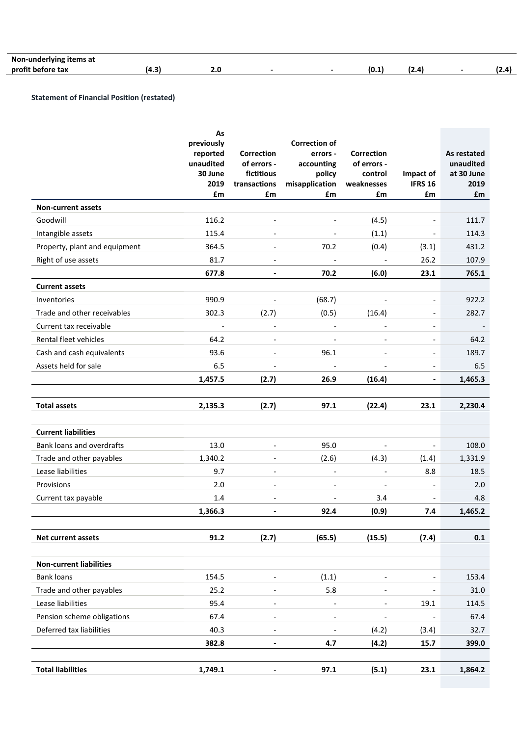| Non-underlying items at profit before tax | (4.3) | 2.0 | - | - | (0.1) | (2.4) | - | (2.4) |
|---|---|---|---|---|---|---|---|---|

**Statement of Financial Position (restated)**

| | As previously reported unaudited 30 June 2019 £m | Correction of errors - fictitious transactions £m | Correction of errors - accounting policy misapplication £m | Correction of errors - control weaknesses £m | Impact of IFRS 16 £m | As restated unaudited at 30 June 2019 £m |
|---|---|---|---|---|---|---|
| **Non-current assets** | | | | | | |
| Goodwill | 116.2 | - | - | (4.5) | - | 111.7 |
| Intangible assets | 115.4 | - | - | (1.1) | - | 114.3 |
| Property, plant and equipment | 364.5 | - | 70.2 | (0.4) | (3.1) | 431.2 |
| Right of use assets | 81.7 | - | - | - | 26.2 | 107.9 |
| | **677.8** | **-** | **70.2** | **(6.0)** | **23.1** | **765.1** |
| **Current assets** | | | | | | |
| Inventories | 990.9 | - | (68.7) | - | - | 922.2 |
| Trade and other receivables | 302.3 | (2.7) | (0.5) | (16.4) | - | 282.7 |
| Current tax receivable | - | - | - | - | - | - |
| Rental fleet vehicles | 64.2 | - | - | - | - | 64.2 |
| Cash and cash equivalents | 93.6 | - | 96.1 | - | - | 189.7 |
| Assets held for sale | 6.5 | - | - | - | - | 6.5 |
| | **1,457.5** | **(2.7)** | **26.9** | **(16.4)** | **-** | **1,465.3** |
| **Total assets** | **2,135.3** | **(2.7)** | **97.1** | **(22.4)** | **23.1** | **2,230.4** |
| **Current liabilities** | | | | | | |
| Bank loans and overdrafts | 13.0 | - | 95.0 | - | - | 108.0 |
| Trade and other payables | 1,340.2 | - | (2.6) | (4.3) | (1.4) | 1,331.9 |
| Lease liabilities | 9.7 | - | - | - | 8.8 | 18.5 |
| Provisions | 2.0 | - | - | - | - | 2.0 |
| Current tax payable | 1.4 | - | - | 3.4 | - | 4.8 |
| | **1,366.3** | **-** | **92.4** | **(0.9)** | **7.4** | **1,465.2** |
| **Net current assets** | **91.2** | **(2.7)** | **(65.5)** | **(15.5)** | **(7.4)** | **0.1** |
| **Non-current liabilities** | | | | | | |
| Bank loans | 154.5 | - | (1.1) | - | - | 153.4 |
| Trade and other payables | 25.2 | - | 5.8 | - | - | 31.0 |
| Lease liabilities | 95.4 | - | - | - | 19.1 | 114.5 |
| Pension scheme obligations | 67.4 | - | - | - | - | 67.4 |
| Deferred tax liabilities | 40.3 | - | - | (4.2) | (3.4) | 32.7 |
| | **382.8** | **-** | **4.7** | **(4.2)** | **15.7** | **399.0** |
| **Total liabilities** | **1,749.1** | **-** | **97.1** | **(5.1)** | **23.1** | **1,864.2** |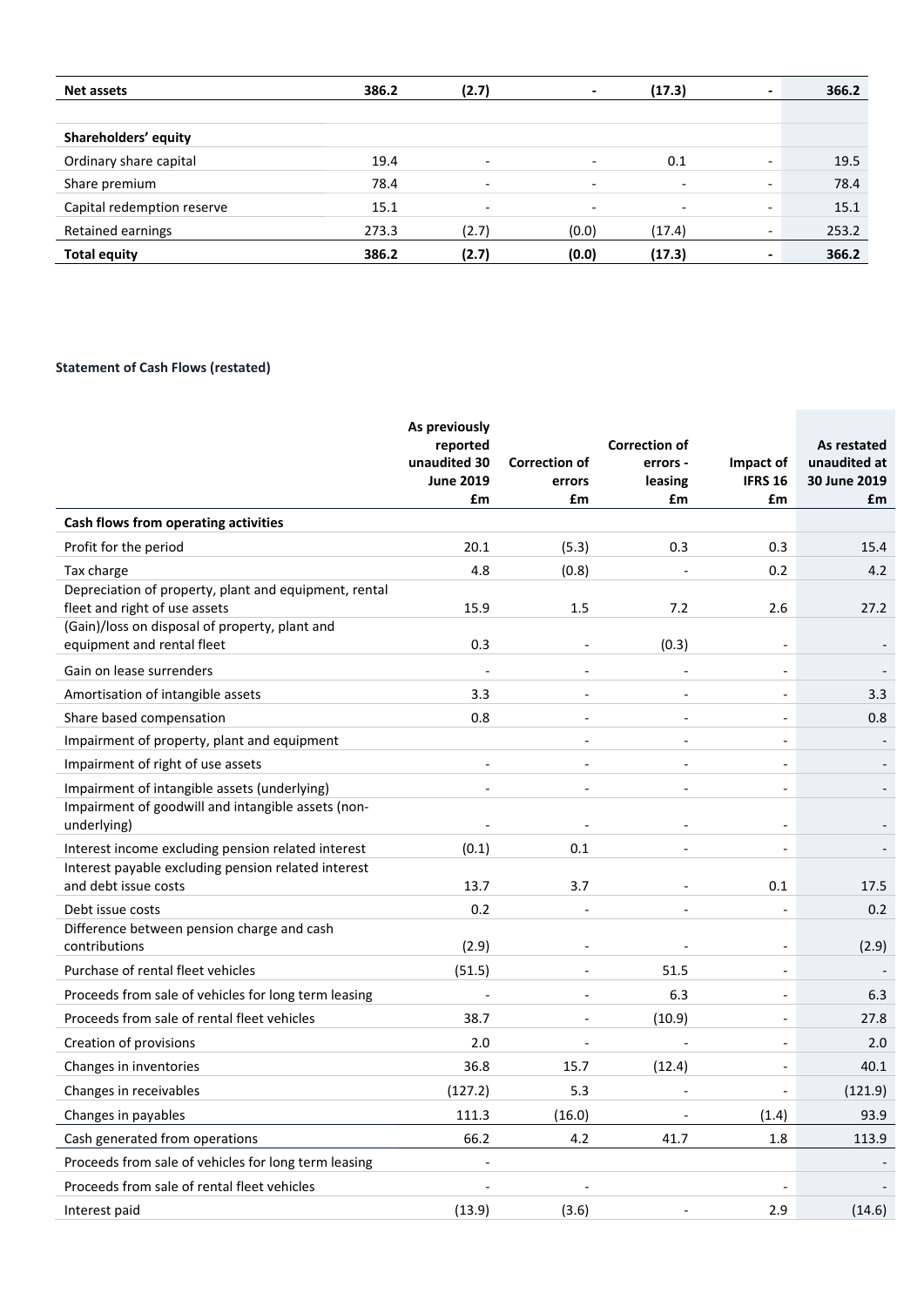| Net assets | 386.2 | (2.7) | - | (17.3) | - | 366.2 |
|---|---|---|---|---|---|---|
| | | | | | | |
| **Shareholders' equity** | | | | | | |
| Ordinary share capital | 19.4 | - | - | 0.1 | - | 19.5 |
| Share premium | 78.4 | - | - | - | - | 78.4 |
| Capital redemption reserve | 15.1 | - | - | - | - | 15.1 |
| Retained earnings | 273.3 | (2.7) | (0.0) | (17.4) | - | 253.2 |
| **Total equity** | **386.2** | **(2.7)** | **(0.0)** | **(17.3)** | **-** | **366.2** |

**Statement of Cash Flows (restated)**

| | As previously reported unaudited 30 June 2019 £m | Correction of errors £m | Correction of errors - leasing £m | Impact of IFRS 16 £m | As restated unaudited at 30 June 2019 £m |
|---|---|---|---|---|---|
| **Cash flows from operating activities** | | | | | |
| Profit for the period | 20.1 | (5.3) | 0.3 | 0.3 | 15.4 |
| Tax charge | 4.8 | (0.8) | - | 0.2 | 4.2 |
| Depreciation of property, plant and equipment, rental fleet and right of use assets | 15.9 | 1.5 | 7.2 | 2.6 | 27.2 |
| (Gain)/loss on disposal of property, plant and equipment and rental fleet | 0.3 | - | (0.3) | - | - |
| Gain on lease surrenders | - | - | - | - | - |
| Amortisation of intangible assets | 3.3 | - | - | - | 3.3 |
| Share based compensation | 0.8 | - | - | - | 0.8 |
| Impairment of property, plant and equipment | | - | - | - | - |
| Impairment of right of use assets | - | - | - | - | - |
| Impairment of intangible assets (underlying) | - | - | - | - | - |
| Impairment of goodwill and intangible assets (non-underlying) | - | - | - | - | - |
| Interest income excluding pension related interest | (0.1) | 0.1 | - | - | - |
| Interest payable excluding pension related interest and debt issue costs | 13.7 | 3.7 | - | 0.1 | 17.5 |
| Debt issue costs | 0.2 | - | - | - | 0.2 |
| Difference between pension charge and cash contributions | (2.9) | - | - | - | (2.9) |
| Purchase of rental fleet vehicles | (51.5) | - | 51.5 | - | - |
| Proceeds from sale of vehicles for long term leasing | - | - | 6.3 | - | 6.3 |
| Proceeds from sale of rental fleet vehicles | 38.7 | - | (10.9) | - | 27.8 |
| Creation of provisions | 2.0 | - | - | - | 2.0 |
| Changes in inventories | 36.8 | 15.7 | (12.4) | - | 40.1 |
| Changes in receivables | (127.2) | 5.3 | - | - | (121.9) |
| Changes in payables | 111.3 | (16.0) | - | (1.4) | 93.9 |
| Cash generated from operations | 66.2 | 4.2 | 41.7 | 1.8 | 113.9 |
| Proceeds from sale of vehicles for long term leasing | - | | | | - |
| Proceeds from sale of rental fleet vehicles | - | - | | - | - |
| Interest paid | (13.9) | (3.6) | - | 2.9 | (14.6) |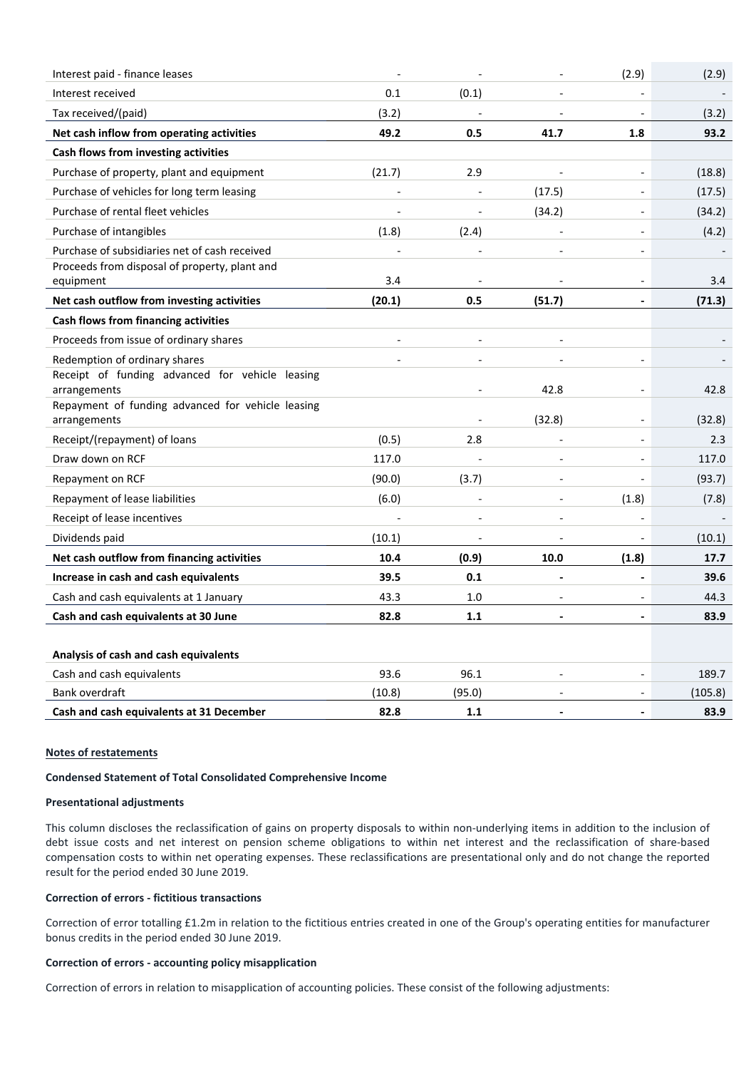| | | | | | |
|---|---|---|---|---|---|
| Interest paid - finance leases | - | - | - | (2.9) | (2.9) |
| Interest received | 0.1 | (0.1) | - | - | - |
| Tax received/(paid) | (3.2) | - | - | - | (3.2) |
| **Net cash inflow from operating activities** | **49.2** | **0.5** | **41.7** | **1.8** | **93.2** |
| **Cash flows from investing activities** | | | | | |
| Purchase of property, plant and equipment | (21.7) | 2.9 | - | - | (18.8) |
| Purchase of vehicles for long term leasing | - | - | (17.5) | - | (17.5) |
| Purchase of rental fleet vehicles | - | - | (34.2) | - | (34.2) |
| Purchase of intangibles | (1.8) | (2.4) | - | - | (4.2) |
| Purchase of subsidiaries net of cash received | - | - | - | - | - |
| Proceeds from disposal of property, plant and equipment | 3.4 | - | - | - | 3.4 |
| **Net cash outflow from investing activities** | **(20.1)** | **0.5** | **(51.7)** | **-** | **(71.3)** |
| **Cash flows from financing activities** | | | | | |
| Proceeds from issue of ordinary shares | - | - | - | | - |
| Redemption of ordinary shares | - | - | - | - | - |
| Receipt of funding advanced for vehicle leasing arrangements | | - | 42.8 | - | 42.8 |
| Repayment of funding advanced for vehicle leasing arrangements | | - | (32.8) | - | (32.8) |
| Receipt/(repayment) of loans | (0.5) | 2.8 | - | - | 2.3 |
| Draw down on RCF | 117.0 | - | - | - | 117.0 |
| Repayment on RCF | (90.0) | (3.7) | - | - | (93.7) |
| Repayment of lease liabilities | (6.0) | - | - | (1.8) | (7.8) |
| Receipt of lease incentives | - | - | - | - | - |
| Dividends paid | (10.1) | - | - | - | (10.1) |
| **Net cash outflow from financing activities** | **10.4** | **(0.9)** | **10.0** | **(1.8)** | **17.7** |
| **Increase in cash and cash equivalents** | **39.5** | **0.1** | **-** | **-** | **39.6** |
| Cash and cash equivalents at 1 January | 43.3 | 1.0 | - | - | 44.3 |
| **Cash and cash equivalents at 30 June** | **82.8** | **1.1** | **-** | **-** | **83.9** |
| | | | | | |
| **Analysis of cash and cash equivalents** | | | | | |
| Cash and cash equivalents | 93.6 | 96.1 | - | - | 189.7 |
| Bank overdraft | (10.8) | (95.0) | - | - | (105.8) |
| **Cash and cash equivalents at 31 December** | **82.8** | **1.1** | **-** | **-** | **83.9** |

**Notes of restatements**

**Condensed Statement of Total Consolidated Comprehensive Income**

**Presentational adjustments**

This column discloses the reclassification of gains on property disposals to within non-underlying items in addition to the inclusion of debt issue costs and net interest on pension scheme obligations to within net interest and the reclassification of share-based compensation costs to within net operating expenses. These reclassifications are presentational only and do not change the reported result for the period ended 30 June 2019.

**Correction of errors - fictitious transactions**

Correction of error totalling £1.2m in relation to the fictitious entries created in one of the Group's operating entities for manufacturer bonus credits in the period ended 30 June 2019.

**Correction of errors - accounting policy misapplication**

Correction of errors in relation to misapplication of accounting policies. These consist of the following adjustments: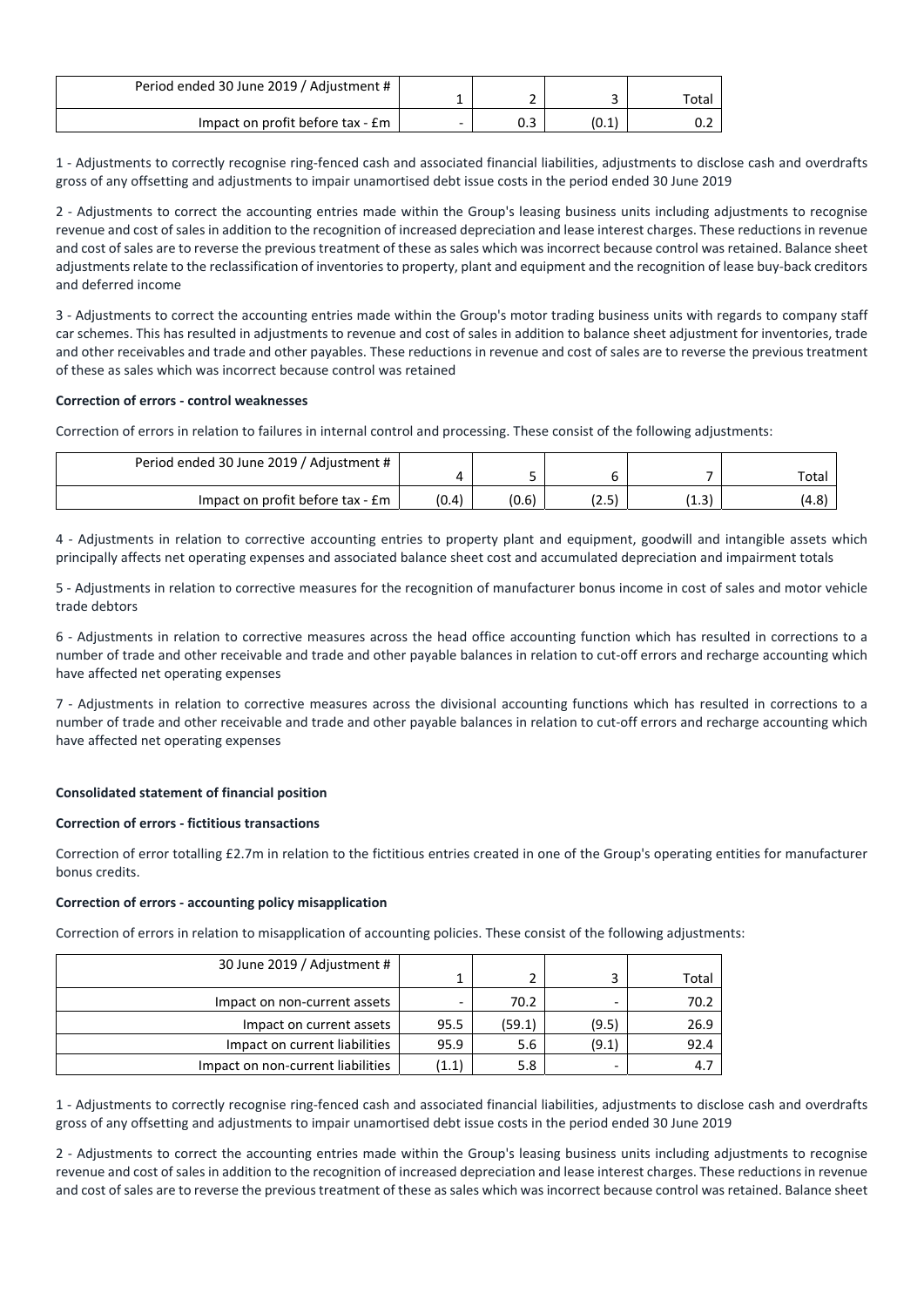| Period ended 30 June 2019 / Adjustment # | 1 | 2 | 3 | Total |
|---|---|---|---|---|
| Impact on profit before tax - £m | - | 0.3 | (0.1) | 0.2 |

1 - Adjustments to correctly recognise ring-fenced cash and associated financial liabilities, adjustments to disclose cash and overdrafts gross of any offsetting and adjustments to impair unamortised debt issue costs in the period ended 30 June 2019

2 - Adjustments to correct the accounting entries made within the Group's leasing business units including adjustments to recognise revenue and cost of sales in addition to the recognition of increased depreciation and lease interest charges. These reductions in revenue and cost of sales are to reverse the previous treatment of these as sales which was incorrect because control was retained. Balance sheet adjustments relate to the reclassification of inventories to property, plant and equipment and the recognition of lease buy-back creditors and deferred income

3 - Adjustments to correct the accounting entries made within the Group's motor trading business units with regards to company staff car schemes. This has resulted in adjustments to revenue and cost of sales in addition to balance sheet adjustment for inventories, trade and other receivables and trade and other payables. These reductions in revenue and cost of sales are to reverse the previous treatment of these as sales which was incorrect because control was retained

**Correction of errors - control weaknesses**

Correction of errors in relation to failures in internal control and processing. These consist of the following adjustments:

| Period ended 30 June 2019 / Adjustment # | 4 | 5 | 6 | 7 | Total |
|---|---|---|---|---|---|
| Impact on profit before tax - £m | (0.4) | (0.6) | (2.5) | (1.3) | (4.8) |

4 - Adjustments in relation to corrective accounting entries to property plant and equipment, goodwill and intangible assets which principally affects net operating expenses and associated balance sheet cost and accumulated depreciation and impairment totals

5 - Adjustments in relation to corrective measures for the recognition of manufacturer bonus income in cost of sales and motor vehicle trade debtors

6 - Adjustments in relation to corrective measures across the head office accounting function which has resulted in corrections to a number of trade and other receivable and trade and other payable balances in relation to cut-off errors and recharge accounting which have affected net operating expenses

7 - Adjustments in relation to corrective measures across the divisional accounting functions which has resulted in corrections to a number of trade and other receivable and trade and other payable balances in relation to cut-off errors and recharge accounting which have affected net operating expenses

**Consolidated statement of financial position**

**Correction of errors - fictitious transactions**

Correction of error totalling £2.7m in relation to the fictitious entries created in one of the Group's operating entities for manufacturer bonus credits.

**Correction of errors - accounting policy misapplication**

Correction of errors in relation to misapplication of accounting policies. These consist of the following adjustments:

| 30 June 2019 / Adjustment # | 1 | 2 | 3 | Total |
|---|---|---|---|---|
| Impact on non-current assets | - | 70.2 | - | 70.2 |
| Impact on current assets | 95.5 | (59.1) | (9.5) | 26.9 |
| Impact on current liabilities | 95.9 | 5.6 | (9.1) | 92.4 |
| Impact on non-current liabilities | (1.1) | 5.8 | - | 4.7 |

1 - Adjustments to correctly recognise ring-fenced cash and associated financial liabilities, adjustments to disclose cash and overdrafts gross of any offsetting and adjustments to impair unamortised debt issue costs in the period ended 30 June 2019

2 - Adjustments to correct the accounting entries made within the Group's leasing business units including adjustments to recognise revenue and cost of sales in addition to the recognition of increased depreciation and lease interest charges. These reductions in revenue and cost of sales are to reverse the previous treatment of these as sales which was incorrect because control was retained. Balance sheet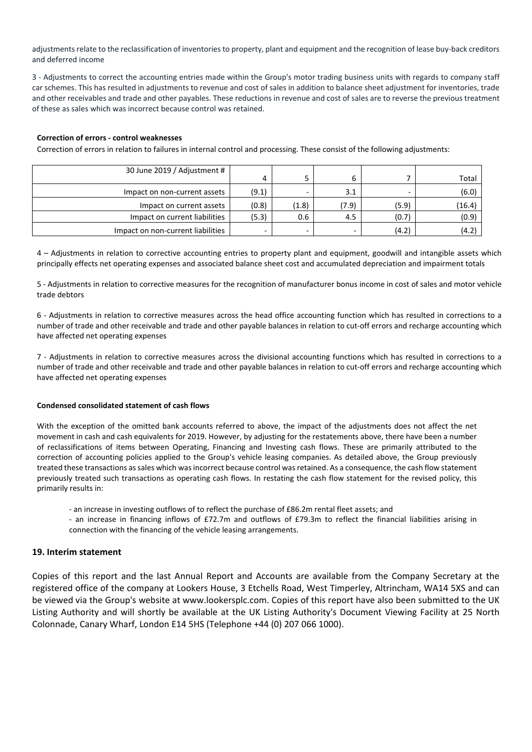adjustments relate to the reclassification of inventories to property, plant and equipment and the recognition of lease buy-back creditors and deferred income

3 - Adjustments to correct the accounting entries made within the Group's motor trading business units with regards to company staff car schemes. This has resulted in adjustments to revenue and cost of sales in addition to balance sheet adjustment for inventories, trade and other receivables and trade and other payables. These reductions in revenue and cost of sales are to reverse the previous treatment of these as sales which was incorrect because control was retained.

**Correction of errors - control weaknesses**

Correction of errors in relation to failures in internal control and processing. These consist of the following adjustments:

| 30 June 2019 / Adjustment # | 4 | 5 | 6 | 7 | Total |
|---|---|---|---|---|---|
| Impact on non-current assets | (9.1) | - | 3.1 | - | (6.0) |
| Impact on current assets | (0.8) | (1.8) | (7.9) | (5.9) | (16.4) |
| Impact on current liabilities | (5.3) | 0.6 | 4.5 | (0.7) | (0.9) |
| Impact on non-current liabilities | - | - | - | (4.2) | (4.2) |

4 – Adjustments in relation to corrective accounting entries to property plant and equipment, goodwill and intangible assets which principally effects net operating expenses and associated balance sheet cost and accumulated depreciation and impairment totals

5 - Adjustments in relation to corrective measures for the recognition of manufacturer bonus income in cost of sales and motor vehicle trade debtors

6 - Adjustments in relation to corrective measures across the head office accounting function which has resulted in corrections to a number of trade and other receivable and trade and other payable balances in relation to cut-off errors and recharge accounting which have affected net operating expenses

7 - Adjustments in relation to corrective measures across the divisional accounting functions which has resulted in corrections to a number of trade and other receivable and trade and other payable balances in relation to cut-off errors and recharge accounting which have affected net operating expenses

**Condensed consolidated statement of cash flows**

With the exception of the omitted bank accounts referred to above, the impact of the adjustments does not affect the net movement in cash and cash equivalents for 2019. However, by adjusting for the restatements above, there have been a number of reclassifications of items between Operating, Financing and Investing cash flows. These are primarily attributed to the correction of accounting policies applied to the Group's vehicle leasing companies. As detailed above, the Group previously treated these transactions as sales which was incorrect because control was retained. As a consequence, the cash flow statement previously treated such transactions as operating cash flows. In restating the cash flow statement for the revised policy, this primarily results in:

- an increase in investing outflows of to reflect the purchase of £86.2m rental fleet assets; and
- an increase in financing inflows of £72.7m and outflows of £79.3m to reflect the financial liabilities arising in connection with the financing of the vehicle leasing arrangements.

## 19. Interim statement

Copies of this report and the last Annual Report and Accounts are available from the Company Secretary at the registered office of the company at Lookers House, 3 Etchells Road, West Timperley, Altrincham, WA14 5XS and can be viewed via the Group's website at www.lookersplc.com. Copies of this report have also been submitted to the UK Listing Authority and will shortly be available at the UK Listing Authority's Document Viewing Facility at 25 North Colonnade, Canary Wharf, London E14 5HS (Telephone +44 (0) 207 066 1000).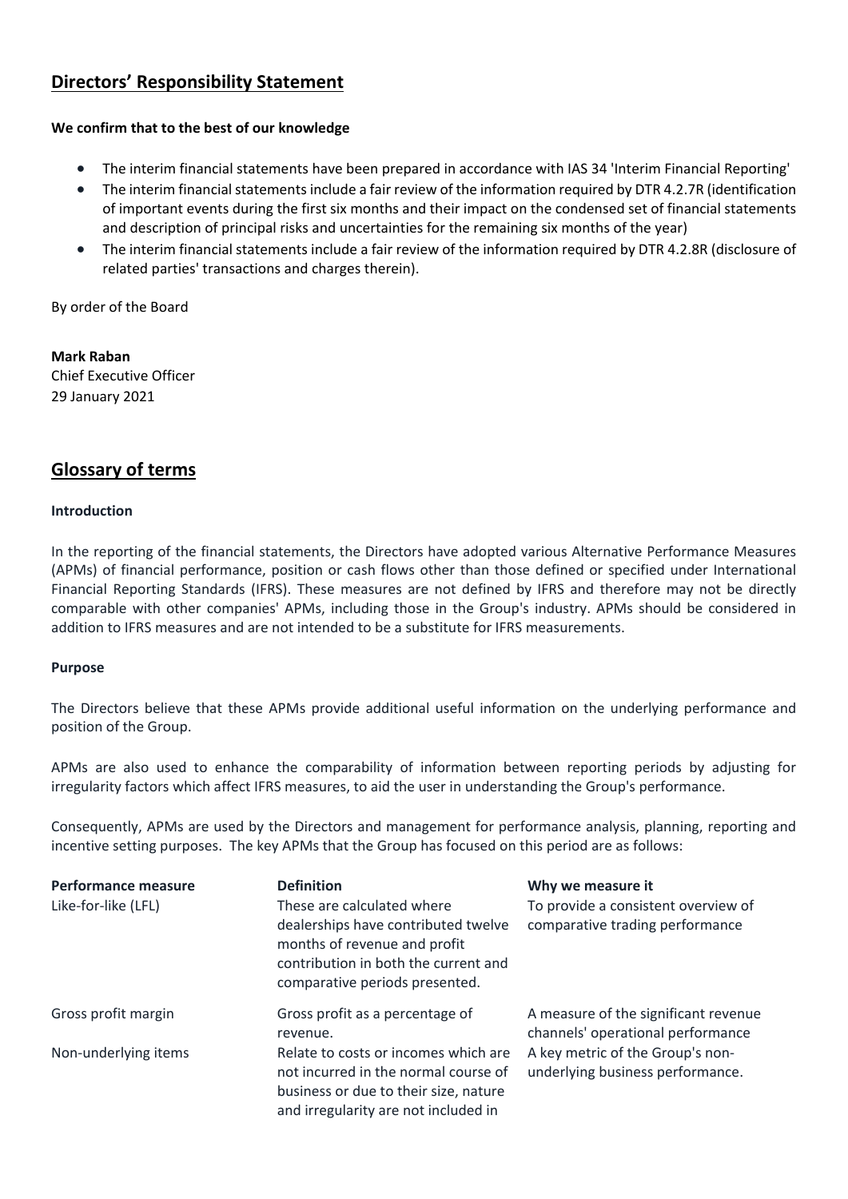## Directors' Responsibility Statement

**We confirm that to the best of our knowledge**

- The interim financial statements have been prepared in accordance with IAS 34 'Interim Financial Reporting'
- The interim financial statements include a fair review of the information required by DTR 4.2.7R (identification of important events during the first six months and their impact on the condensed set of financial statements and description of principal risks and uncertainties for the remaining six months of the year)
- The interim financial statements include a fair review of the information required by DTR 4.2.8R (disclosure of related parties' transactions and charges therein).

By order of the Board

**Mark Raban**
Chief Executive Officer
29 January 2021

## Glossary of terms

**Introduction**

In the reporting of the financial statements, the Directors have adopted various Alternative Performance Measures (APMs) of financial performance, position or cash flows other than those defined or specified under International Financial Reporting Standards (IFRS). These measures are not defined by IFRS and therefore may not be directly comparable with other companies' APMs, including those in the Group's industry. APMs should be considered in addition to IFRS measures and are not intended to be a substitute for IFRS measurements.

**Purpose**

The Directors believe that these APMs provide additional useful information on the underlying performance and position of the Group.

APMs are also used to enhance the comparability of information between reporting periods by adjusting for irregularity factors which affect IFRS measures, to aid the user in understanding the Group's performance.

Consequently, APMs are used by the Directors and management for performance analysis, planning, reporting and incentive setting purposes. The key APMs that the Group has focused on this period are as follows:

| Performance measure | Definition | Why we measure it |
|---|---|---|
| Like-for-like (LFL) | These are calculated where dealerships have contributed twelve months of revenue and profit contribution in both the current and comparative periods presented. | To provide a consistent overview of comparative trading performance |
| Gross profit margin | Gross profit as a percentage of revenue. | A measure of the significant revenue channels' operational performance |
| Non-underlying items | Relate to costs or incomes which are not incurred in the normal course of business or due to their size, nature and irregularity are not included in | A key metric of the Group's non-underlying business performance. |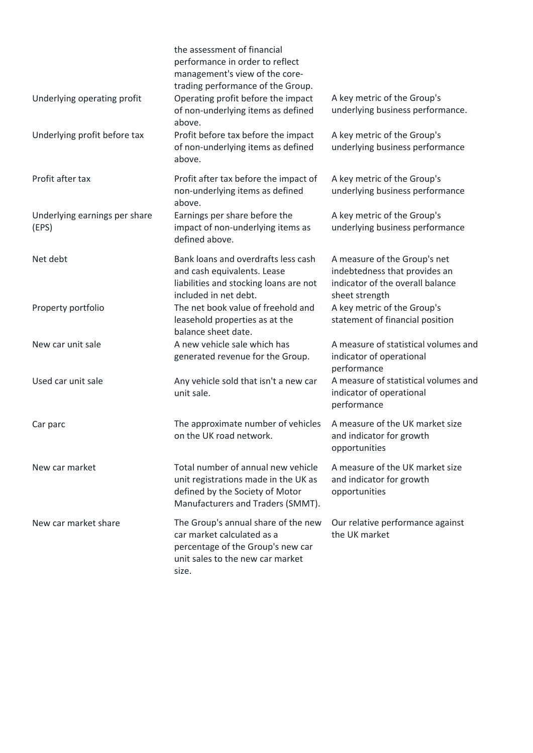| | | |
|---|---|---|
| | the assessment of financial performance in order to reflect management's view of the core-trading performance of the Group. | |
| Underlying operating profit | Operating profit before the impact of non-underlying items as defined above. | A key metric of the Group's underlying business performance. |
| Underlying profit before tax | Profit before tax before the impact of non-underlying items as defined above. | A key metric of the Group's underlying business performance |
| Profit after tax | Profit after tax before the impact of non-underlying items as defined above. | A key metric of the Group's underlying business performance |
| Underlying earnings per share (EPS) | Earnings per share before the impact of non-underlying items as defined above. | A key metric of the Group's underlying business performance |
| Net debt | Bank loans and overdrafts less cash and cash equivalents. Lease liabilities and stocking loans are not included in net debt. | A measure of the Group's net indebtedness that provides an indicator of the overall balance sheet strength |
| Property portfolio | The net book value of freehold and leasehold properties as at the balance sheet date. | A key metric of the Group's statement of financial position |
| New car unit sale | A new vehicle sale which has generated revenue for the Group. | A measure of statistical volumes and indicator of operational performance |
| Used car unit sale | Any vehicle sold that isn't a new car unit sale. | A measure of statistical volumes and indicator of operational performance |
| Car parc | The approximate number of vehicles on the UK road network. | A measure of the UK market size and indicator for growth opportunities |
| New car market | Total number of annual new vehicle unit registrations made in the UK as defined by the Society of Motor Manufacturers and Traders (SMMT). | A measure of the UK market size and indicator for growth opportunities |
| New car market share | The Group's annual share of the new car market calculated as a percentage of the Group's new car unit sales to the new car market size. | Our relative performance against the UK market |